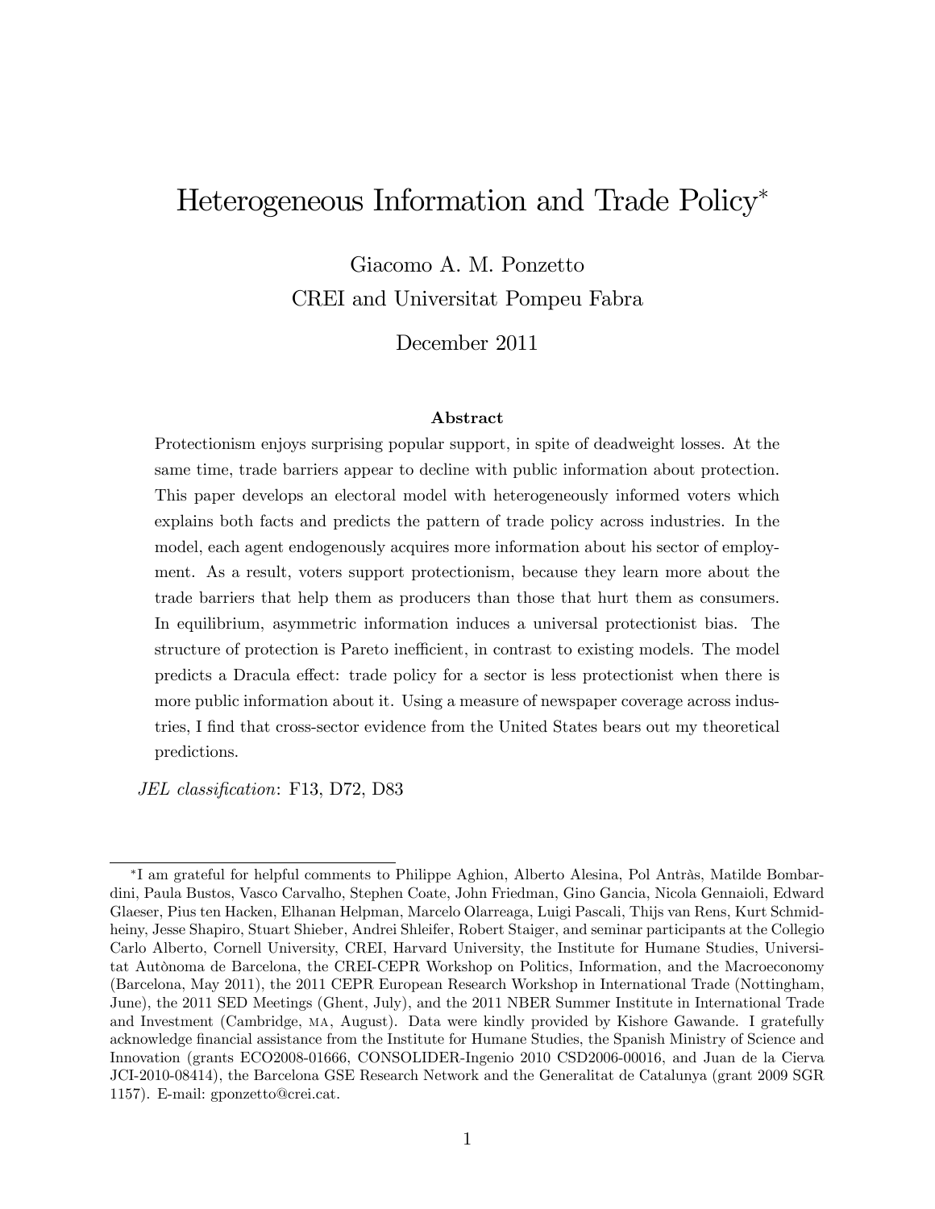# Heterogeneous Information and Trade Policy[*]

Giacomo A. M. Ponzetto
CREI and Universitat Pompeu Fabra

December 2011

### Abstract

Protectionism enjoys surprising popular support, in spite of deadweight losses. At the same time, trade barriers appear to decline with public information about protection. This paper develops an electoral model with heterogeneously informed voters which explains both facts and predicts the pattern of trade policy across industries. In the model, each agent endogenously acquires more information about his sector of employment. As a result, voters support protectionism, because they learn more about the trade barriers that help them as producers than those that hurt them as consumers. In equilibrium, asymmetric information induces a universal protectionist bias. The structure of protection is Pareto inefficient, in contrast to existing models. The model predicts a Dracula effect: trade policy for a sector is less protectionist when there is more public information about it. Using a measure of newspaper coverage across industries, I find that cross-sector evidence from the United States bears out my theoretical predictions.

*JEL classification*: F13, D72, D83

---

[*] I am grateful for helpful comments to Philippe Aghion, Alberto Alesina, Pol Antràs, Matilde Bombardini, Paula Bustos, Vasco Carvalho, Stephen Coate, John Friedman, Gino Gancia, Nicola Gennaioli, Edward Glaeser, Pius ten Hacken, Elhanan Helpman, Marcelo Olarreaga, Luigi Pascali, Thijs van Rens, Kurt Schmidheiny, Jesse Shapiro, Stuart Shieber, Andrei Shleifer, Robert Staiger, and seminar participants at the Collegio Carlo Alberto, Cornell University, CREI, Harvard University, the Institute for Humane Studies, Universitat Autònoma de Barcelona, the CREI-CEPR Workshop on Politics, Information, and the Macroeconomy (Barcelona, May 2011), the 2011 CEPR European Research Workshop in International Trade (Nottingham, June), the 2011 SED Meetings (Ghent, July), and the 2011 NBER Summer Institute in International Trade and Investment (Cambridge, MA, August). Data were kindly provided by Kishore Gawande. I gratefully acknowledge financial assistance from the Institute for Humane Studies, the Spanish Ministry of Science and Innovation (grants ECO2008-01666, CONSOLIDER-Ingenio 2010 CSD2006-00016, and Juan de la Cierva JCI-2010-08414), the Barcelona GSE Research Network and the Generalitat de Catalunya (grant 2009 SGR 1157). E-mail: gponzetto@crei.cat.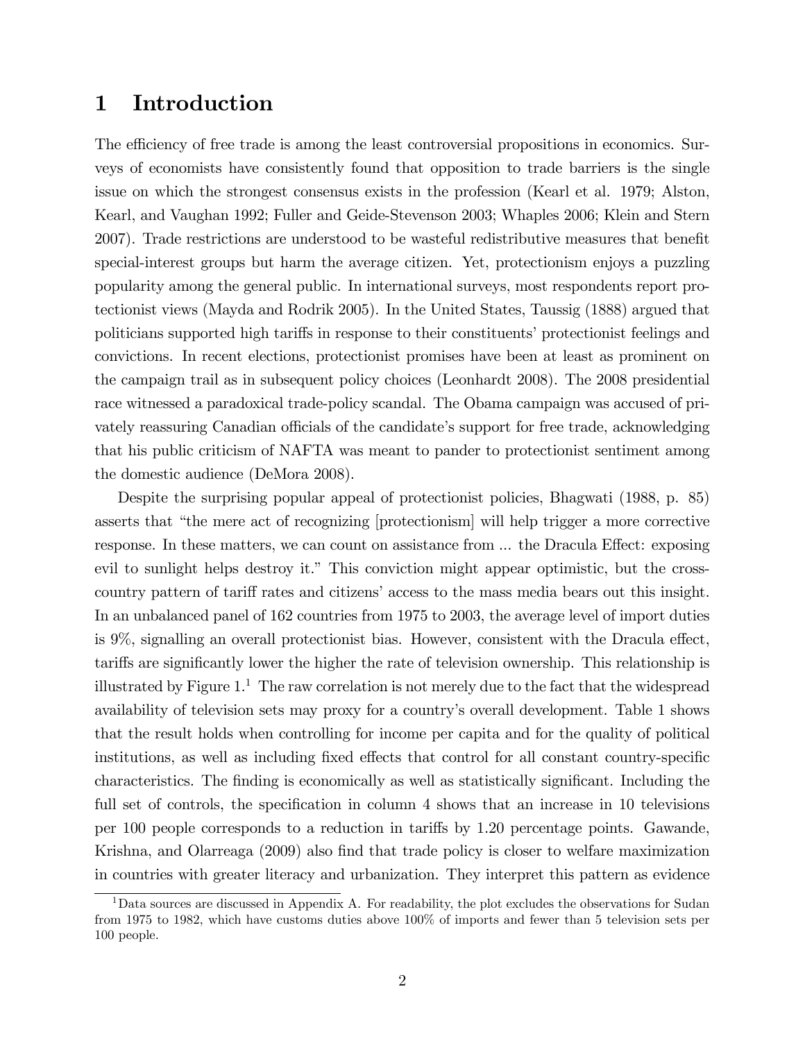# 1 Introduction

The efficiency of free trade is among the least controversial propositions in economics. Surveys of economists have consistently found that opposition to trade barriers is the single issue on which the strongest consensus exists in the profession (Kearl et al. 1979; Alston, Kearl, and Vaughan 1992; Fuller and Geide-Stevenson 2003; Whaples 2006; Klein and Stern 2007). Trade restrictions are understood to be wasteful redistributive measures that benefit special-interest groups but harm the average citizen. Yet, protectionism enjoys a puzzling popularity among the general public. In international surveys, most respondents report protectionist views (Mayda and Rodrik 2005). In the United States, Taussig (1888) argued that politicians supported high tariffs in response to their constituents' protectionist feelings and convictions. In recent elections, protectionist promises have been at least as prominent on the campaign trail as in subsequent policy choices (Leonhardt 2008). The 2008 presidential race witnessed a paradoxical trade-policy scandal. The Obama campaign was accused of privately reassuring Canadian officials of the candidate's support for free trade, acknowledging that his public criticism of NAFTA was meant to pander to protectionist sentiment among the domestic audience (DeMora 2008).

Despite the surprising popular appeal of protectionist policies, Bhagwati (1988, p. 85) asserts that "the mere act of recognizing [protectionism] will help trigger a more corrective response. In these matters, we can count on assistance from ... the Dracula Effect: exposing evil to sunlight helps destroy it." This conviction might appear optimistic, but the cross-country pattern of tariff rates and citizens' access to the mass media bears out this insight. In an unbalanced panel of 162 countries from 1975 to 2003, the average level of import duties is 9%, signalling an overall protectionist bias. However, consistent with the Dracula effect, tariffs are significantly lower the higher the rate of television ownership. This relationship is illustrated by Figure 1.[1] The raw correlation is not merely due to the fact that the widespread availability of television sets may proxy for a country's overall development. Table 1 shows that the result holds when controlling for income per capita and for the quality of political institutions, as well as including fixed effects that control for all constant country-specific characteristics. The finding is economically as well as statistically significant. Including the full set of controls, the specification in column 4 shows that an increase in 10 televisions per 100 people corresponds to a reduction in tariffs by 1.20 percentage points. Gawande, Krishna, and Olarreaga (2009) also find that trade policy is closer to welfare maximization in countries with greater literacy and urbanization. They interpret this pattern as evidence

[1] Data sources are discussed in Appendix A. For readability, the plot excludes the observations for Sudan from 1975 to 1982, which have customs duties above 100% of imports and fewer than 5 television sets per 100 people.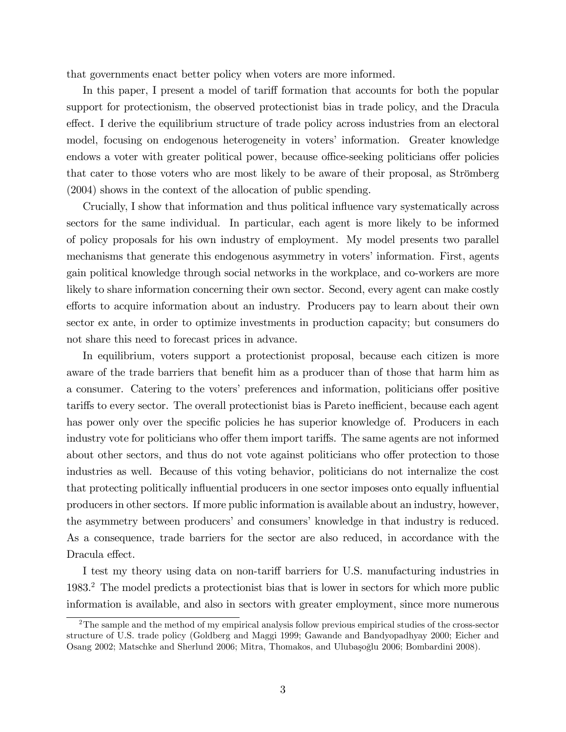that governments enact better policy when voters are more informed.

In this paper, I present a model of tariff formation that accounts for both the popular support for protectionism, the observed protectionist bias in trade policy, and the Dracula effect. I derive the equilibrium structure of trade policy across industries from an electoral model, focusing on endogenous heterogeneity in voters' information. Greater knowledge endows a voter with greater political power, because office-seeking politicians offer policies that cater to those voters who are most likely to be aware of their proposal, as Strömberg (2004) shows in the context of the allocation of public spending.

Crucially, I show that information and thus political influence vary systematically across sectors for the same individual. In particular, each agent is more likely to be informed of policy proposals for his own industry of employment. My model presents two parallel mechanisms that generate this endogenous asymmetry in voters' information. First, agents gain political knowledge through social networks in the workplace, and co-workers are more likely to share information concerning their own sector. Second, every agent can make costly efforts to acquire information about an industry. Producers pay to learn about their own sector ex ante, in order to optimize investments in production capacity; but consumers do not share this need to forecast prices in advance.

In equilibrium, voters support a protectionist proposal, because each citizen is more aware of the trade barriers that benefit him as a producer than of those that harm him as a consumer. Catering to the voters' preferences and information, politicians offer positive tariffs to every sector. The overall protectionist bias is Pareto inefficient, because each agent has power only over the specific policies he has superior knowledge of. Producers in each industry vote for politicians who offer them import tariffs. The same agents are not informed about other sectors, and thus do not vote against politicians who offer protection to those industries as well. Because of this voting behavior, politicians do not internalize the cost that protecting politically influential producers in one sector imposes onto equally influential producers in other sectors. If more public information is available about an industry, however, the asymmetry between producers' and consumers' knowledge in that industry is reduced. As a consequence, trade barriers for the sector are also reduced, in accordance with the Dracula effect.

I test my theory using data on non-tariff barriers for U.S. manufacturing industries in 1983.[2] The model predicts a protectionist bias that is lower in sectors for which more public information is available, and also in sectors with greater employment, since more numerous

[2] The sample and the method of my empirical analysis follow previous empirical studies of the cross-sector structure of U.S. trade policy (Goldberg and Maggi 1999; Gawande and Bandyopadhyay 2000; Eicher and Osang 2002; Matschke and Sherlund 2006; Mitra, Thomakos, and Ulubaşoğlu 2006; Bombardini 2008).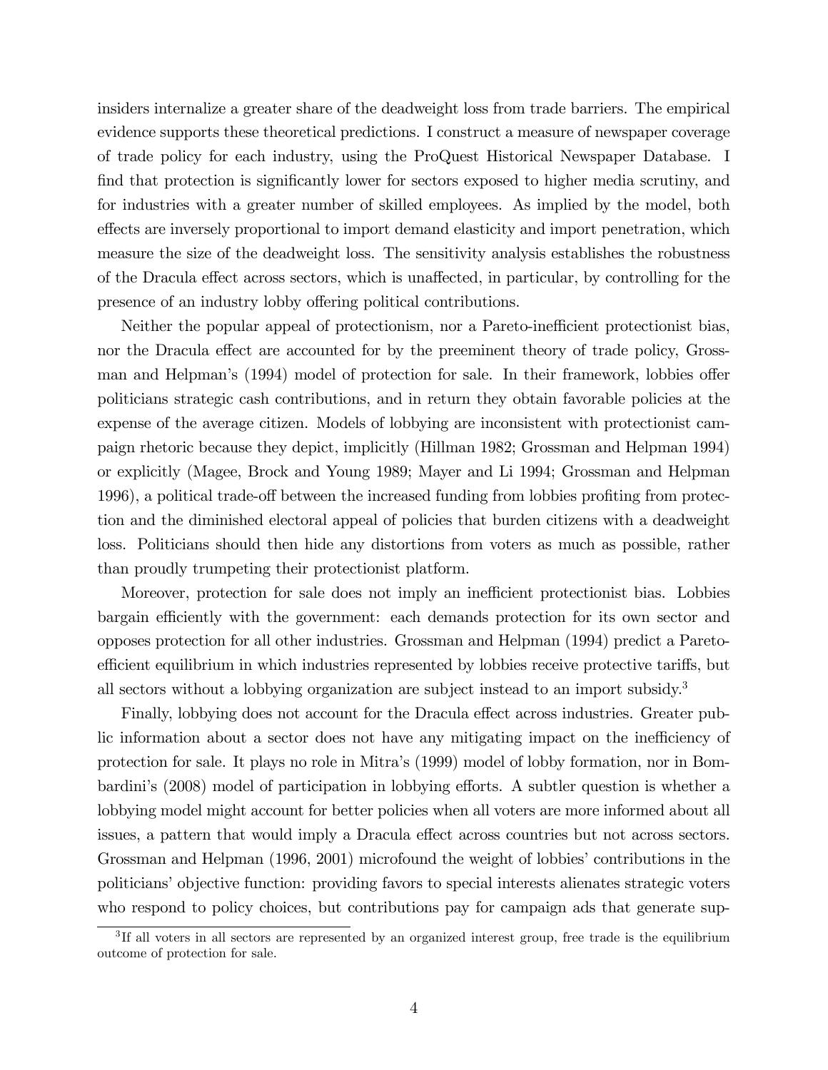insiders internalize a greater share of the deadweight loss from trade barriers. The empirical evidence supports these theoretical predictions. I construct a measure of newspaper coverage of trade policy for each industry, using the ProQuest Historical Newspaper Database. I find that protection is significantly lower for sectors exposed to higher media scrutiny, and for industries with a greater number of skilled employees. As implied by the model, both effects are inversely proportional to import demand elasticity and import penetration, which measure the size of the deadweight loss. The sensitivity analysis establishes the robustness of the Dracula effect across sectors, which is unaffected, in particular, by controlling for the presence of an industry lobby offering political contributions.

Neither the popular appeal of protectionism, nor a Pareto-inefficient protectionist bias, nor the Dracula effect are accounted for by the preeminent theory of trade policy, Grossman and Helpman's (1994) model of protection for sale. In their framework, lobbies offer politicians strategic cash contributions, and in return they obtain favorable policies at the expense of the average citizen. Models of lobbying are inconsistent with protectionist campaign rhetoric because they depict, implicitly (Hillman 1982; Grossman and Helpman 1994) or explicitly (Magee, Brock and Young 1989; Mayer and Li 1994; Grossman and Helpman 1996), a political trade-off between the increased funding from lobbies profiting from protection and the diminished electoral appeal of policies that burden citizens with a deadweight loss. Politicians should then hide any distortions from voters as much as possible, rather than proudly trumpeting their protectionist platform.

Moreover, protection for sale does not imply an inefficient protectionist bias. Lobbies bargain efficiently with the government: each demands protection for its own sector and opposes protection for all other industries. Grossman and Helpman (1994) predict a Pareto-efficient equilibrium in which industries represented by lobbies receive protective tariffs, but all sectors without a lobbying organization are subject instead to an import subsidy.[3]

Finally, lobbying does not account for the Dracula effect across industries. Greater public information about a sector does not have any mitigating impact on the inefficiency of protection for sale. It plays no role in Mitra's (1999) model of lobby formation, nor in Bombardini's (2008) model of participation in lobbying efforts. A subtler question is whether a lobbying model might account for better policies when all voters are more informed about all issues, a pattern that would imply a Dracula effect across countries but not across sectors. Grossman and Helpman (1996, 2001) microfound the weight of lobbies' contributions in the politicians' objective function: providing favors to special interests alienates strategic voters who respond to policy choices, but contributions pay for campaign ads that generate sup-

[3] If all voters in all sectors are represented by an organized interest group, free trade is the equilibrium outcome of protection for sale.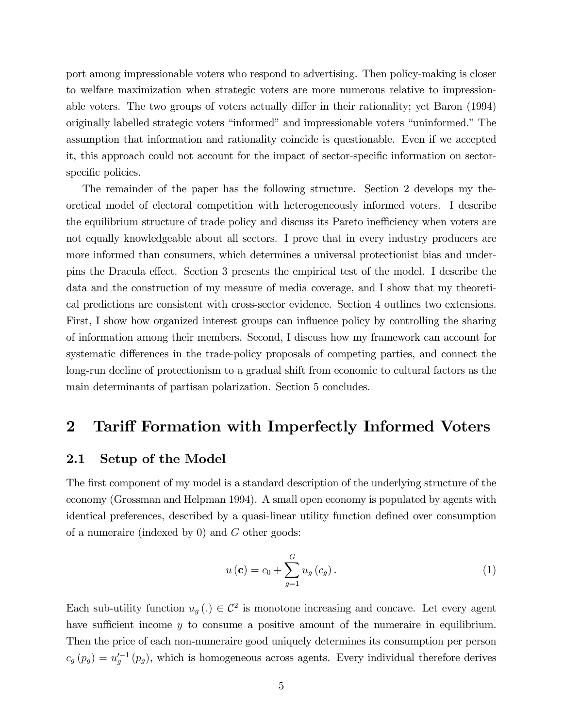port among impressionable voters who respond to advertising. Then policy-making is closer to welfare maximization when strategic voters are more numerous relative to impressionable voters. The two groups of voters actually differ in their rationality; yet Baron (1994) originally labelled strategic voters "informed" and impressionable voters "uninformed." The assumption that information and rationality coincide is questionable. Even if we accepted it, this approach could not account for the impact of sector-specific information on sector-specific policies.

The remainder of the paper has the following structure. Section 2 develops my theoretical model of electoral competition with heterogeneously informed voters. I describe the equilibrium structure of trade policy and discuss its Pareto inefficiency when voters are not equally knowledgeable about all sectors. I prove that in every industry producers are more informed than consumers, which determines a universal protectionist bias and underpins the Dracula effect. Section 3 presents the empirical test of the model. I describe the data and the construction of my measure of media coverage, and I show that my theoretical predictions are consistent with cross-sector evidence. Section 4 outlines two extensions. First, I show how organized interest groups can influence policy by controlling the sharing of information among their members. Second, I discuss how my framework can account for systematic differences in the trade-policy proposals of competing parties, and connect the long-run decline of protectionism to a gradual shift from economic to cultural factors as the main determinants of partisan polarization. Section 5 concludes.

# 2 Tariff Formation with Imperfectly Informed Voters

## 2.1 Setup of the Model

The first component of my model is a standard description of the underlying structure of the economy (Grossman and Helpman 1994). A small open economy is populated by agents with identical preferences, described by a quasi-linear utility function defined over consumption of a numeraire (indexed by 0) and $G$ other goods:

$$u(\mathbf{c}) = c_0 + \sum_{g=1}^{G} u_g(c_g). \tag{1}$$

Each sub-utility function $u_g(.) \in \mathcal{C}^2$ is monotone increasing and concave. Let every agent have sufficient income $y$ to consume a positive amount of the numeraire in equilibrium. Then the price of each non-numeraire good uniquely determines its consumption per person $c_g(p_g) = u_g'^{-1}(p_g)$, which is homogeneous across agents. Every individual therefore derives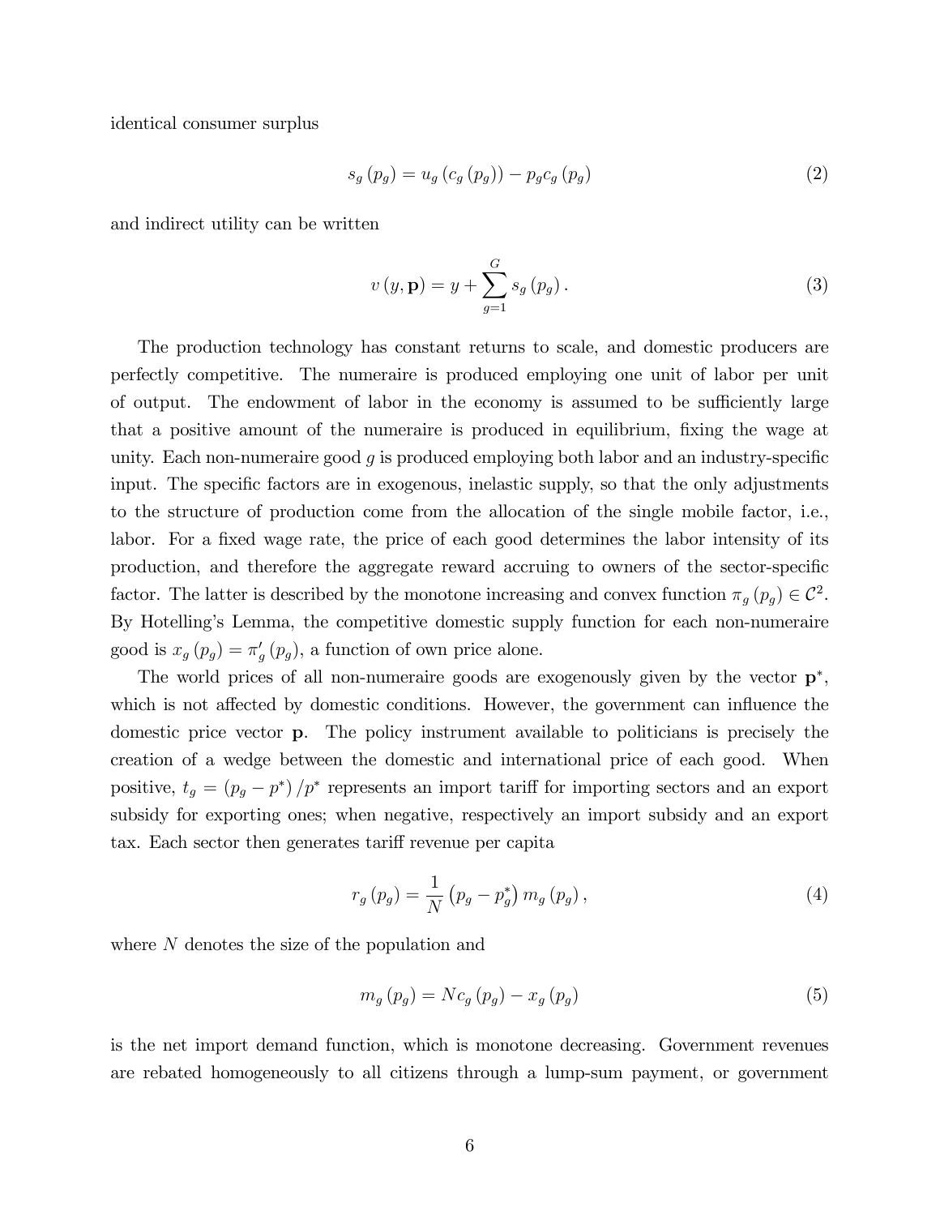identical consumer surplus

$$s_g(p_g) = u_g(c_g(p_g)) - p_g c_g(p_g) \tag{2}$$

and indirect utility can be written

$$v(y, \mathbf{p}) = y + \sum_{g=1}^{G} s_g(p_g). \tag{3}$$

The production technology has constant returns to scale, and domestic producers are perfectly competitive. The numeraire is produced employing one unit of labor per unit of output. The endowment of labor in the economy is assumed to be sufficiently large that a positive amount of the numeraire is produced in equilibrium, fixing the wage at unity. Each non-numeraire good $g$ is produced employing both labor and an industry-specific input. The specific factors are in exogenous, inelastic supply, so that the only adjustments to the structure of production come from the allocation of the single mobile factor, i.e., labor. For a fixed wage rate, the price of each good determines the labor intensity of its production, and therefore the aggregate reward accruing to owners of the sector-specific factor. The latter is described by the monotone increasing and convex function $\pi_g(p_g) \in \mathcal{C}^2$. By Hotelling's Lemma, the competitive domestic supply function for each non-numeraire good is $x_g(p_g) = \pi'_g(p_g)$, a function of own price alone.

The world prices of all non-numeraire goods are exogenously given by the vector $\mathbf{p}^*$, which is not affected by domestic conditions. However, the government can influence the domestic price vector $\mathbf{p}$. The policy instrument available to politicians is precisely the creation of a wedge between the domestic and international price of each good. When positive, $t_g = (p_g - p^*)/p^*$ represents an import tariff for importing sectors and an export subsidy for exporting ones; when negative, respectively an import subsidy and an export tax. Each sector then generates tariff revenue per capita

$$r_g(p_g) = \frac{1}{N}\left(p_g - p_g^*\right) m_g(p_g), \tag{4}$$

where $N$ denotes the size of the population and

$$m_g(p_g) = N c_g(p_g) - x_g(p_g) \tag{5}$$

is the net import demand function, which is monotone decreasing. Government revenues are rebated homogeneously to all citizens through a lump-sum payment, or government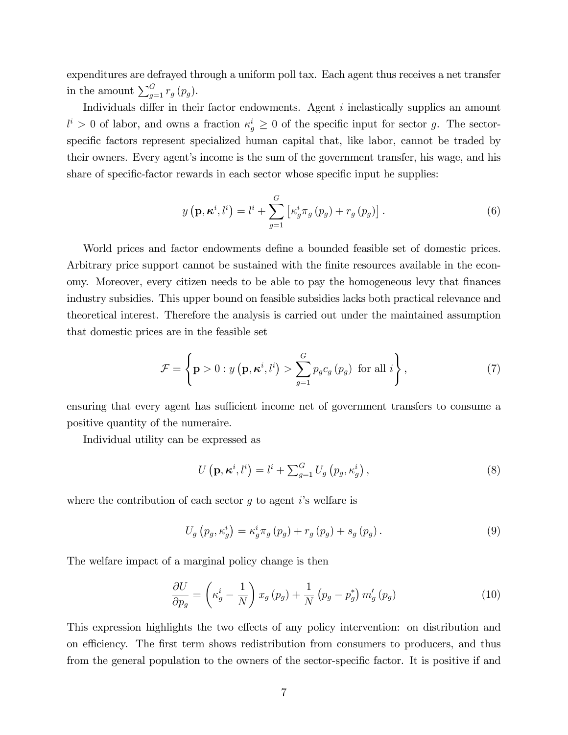expenditures are defrayed through a uniform poll tax. Each agent thus receives a net transfer in the amount $\sum_{g=1}^{G} r_g(p_g)$.

Individuals differ in their factor endowments. Agent $i$ inelastically supplies an amount $l^i > 0$ of labor, and owns a fraction $\kappa_g^i \geq 0$ of the specific input for sector $g$. The sector-specific factors represent specialized human capital that, like labor, cannot be traded by their owners. Every agent's income is the sum of the government transfer, his wage, and his share of specific-factor rewards in each sector whose specific input he supplies:

$$y\left(\mathbf{p}, \boldsymbol{\kappa}^i, l^i\right) = l^i + \sum_{g=1}^{G} \left[\kappa_g^i \pi_g(p_g) + r_g(p_g)\right]. \tag{6}$$

World prices and factor endowments define a bounded feasible set of domestic prices. Arbitrary price support cannot be sustained with the finite resources available in the economy. Moreover, every citizen needs to be able to pay the homogeneous levy that finances industry subsidies. This upper bound on feasible subsidies lacks both practical relevance and theoretical interest. Therefore the analysis is carried out under the maintained assumption that domestic prices are in the feasible set

$$\mathcal{F} = \left\{ \mathbf{p} > 0 : y\left(\mathbf{p}, \boldsymbol{\kappa}^i, l^i\right) > \sum_{g=1}^{G} p_g c_g(p_g) \text{ for all } i \right\}, \tag{7}$$

ensuring that every agent has sufficient income net of government transfers to consume a positive quantity of the numeraire.

Individual utility can be expressed as

$$U\left(\mathbf{p}, \boldsymbol{\kappa}^i, l^i\right) = l^i + \textstyle\sum_{g=1}^{G} U_g\left(p_g, \kappa_g^i\right), \tag{8}$$

where the contribution of each sector $g$ to agent $i$'s welfare is

$$U_g\left(p_g, \kappa_g^i\right) = \kappa_g^i \pi_g(p_g) + r_g(p_g) + s_g(p_g). \tag{9}$$

The welfare impact of a marginal policy change is then

$$\frac{\partial U}{\partial p_g} = \left(\kappa_g^i - \frac{1}{N}\right) x_g(p_g) + \frac{1}{N}\left(p_g - p_g^*\right) m_g'(p_g) \tag{10}$$

This expression highlights the two effects of any policy intervention: on distribution and on efficiency. The first term shows redistribution from consumers to producers, and thus from the general population to the owners of the sector-specific factor. It is positive if and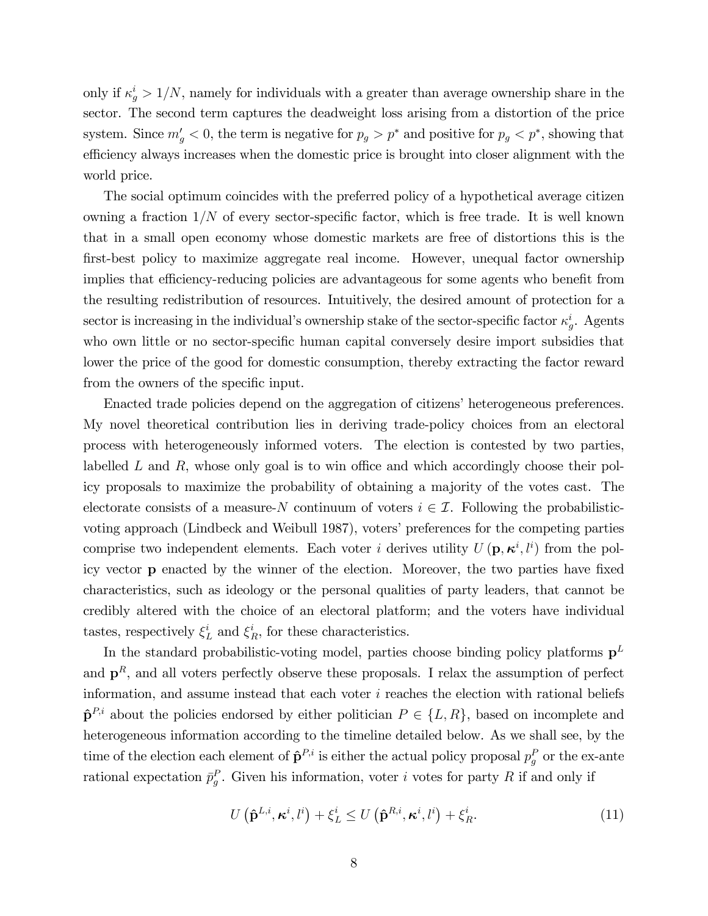only if $\kappa_g^i > 1/N$, namely for individuals with a greater than average ownership share in the sector. The second term captures the deadweight loss arising from a distortion of the price system. Since $m_g' < 0$, the term is negative for $p_g > p^*$ and positive for $p_g < p^*$, showing that efficiency always increases when the domestic price is brought into closer alignment with the world price.

The social optimum coincides with the preferred policy of a hypothetical average citizen owning a fraction $1/N$ of every sector-specific factor, which is free trade. It is well known that in a small open economy whose domestic markets are free of distortions this is the first-best policy to maximize aggregate real income. However, unequal factor ownership implies that efficiency-reducing policies are advantageous for some agents who benefit from the resulting redistribution of resources. Intuitively, the desired amount of protection for a sector is increasing in the individual's ownership stake of the sector-specific factor $\kappa_g^i$. Agents who own little or no sector-specific human capital conversely desire import subsidies that lower the price of the good for domestic consumption, thereby extracting the factor reward from the owners of the specific input.

Enacted trade policies depend on the aggregation of citizens' heterogeneous preferences. My novel theoretical contribution lies in deriving trade-policy choices from an electoral process with heterogeneously informed voters. The election is contested by two parties, labelled $L$ and $R$, whose only goal is to win office and which accordingly choose their policy proposals to maximize the probability of obtaining a majority of the votes cast. The electorate consists of a measure-$N$ continuum of voters $i \in \mathcal{I}$. Following the probabilistic-voting approach (Lindbeck and Weibull 1987), voters' preferences for the competing parties comprise two independent elements. Each voter $i$ derives utility $U(\mathbf{p}, \boldsymbol{\kappa}^i, l^i)$ from the policy vector $\mathbf{p}$ enacted by the winner of the election. Moreover, the two parties have fixed characteristics, such as ideology or the personal qualities of party leaders, that cannot be credibly altered with the choice of an electoral platform; and the voters have individual tastes, respectively $\xi_L^i$ and $\xi_R^i$, for these characteristics.

In the standard probabilistic-voting model, parties choose binding policy platforms $\mathbf{p}^L$ and $\mathbf{p}^R$, and all voters perfectly observe these proposals. I relax the assumption of perfect information, and assume instead that each voter $i$ reaches the election with rational beliefs $\hat{\mathbf{p}}^{P,i}$ about the policies endorsed by either politician $P \in \{L, R\}$, based on incomplete and heterogeneous information according to the timeline detailed below. As we shall see, by the time of the election each element of $\hat{\mathbf{p}}^{P,i}$ is either the actual policy proposal $p_g^P$ or the ex-ante rational expectation $\bar{p}_g^P$. Given his information, voter $i$ votes for party $R$ if and only if

$$U\left(\hat{\mathbf{p}}^{L,i}, \boldsymbol{\kappa}^i, l^i\right) + \xi_L^i \leq U\left(\hat{\mathbf{p}}^{R,i}, \boldsymbol{\kappa}^i, l^i\right) + \xi_R^i. \tag{11}$$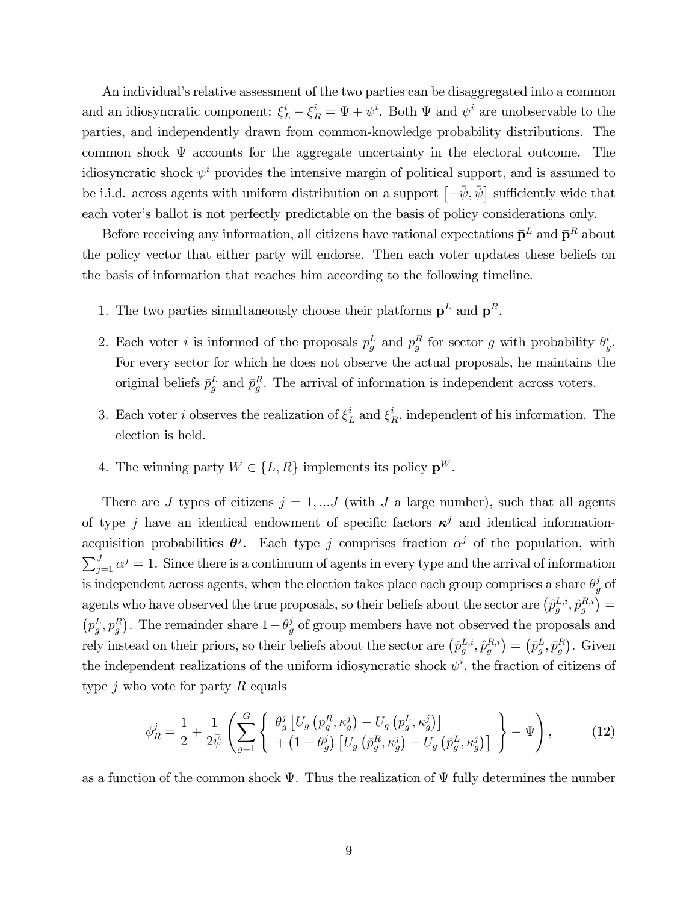An individual's relative assessment of the two parties can be disaggregated into a common and an idiosyncratic component: $\xi_L^i - \xi_R^i = \Psi + \psi^i$. Both $\Psi$ and $\psi^i$ are unobservable to the parties, and independently drawn from common-knowledge probability distributions. The common shock $\Psi$ accounts for the aggregate uncertainty in the electoral outcome. The idiosyncratic shock $\psi^i$ provides the intensive margin of political support, and is assumed to be i.i.d. across agents with uniform distribution on a support $\left[-\bar{\psi}, \bar{\psi}\right]$ sufficiently wide that each voter's ballot is not perfectly predictable on the basis of policy considerations only.

Before receiving any information, all citizens have rational expectations $\bar{\mathbf{p}}^L$ and $\bar{\mathbf{p}}^R$ about the policy vector that either party will endorse. Then each voter updates these beliefs on the basis of information that reaches him according to the following timeline.

1. The two parties simultaneously choose their platforms $\mathbf{p}^L$ and $\mathbf{p}^R$.
2. Each voter $i$ is informed of the proposals $p_g^L$ and $p_g^R$ for sector $g$ with probability $\theta_g^i$. For every sector for which he does not observe the actual proposals, he maintains the original beliefs $\bar{p}_g^L$ and $\bar{p}_g^R$. The arrival of information is independent across voters.
3. Each voter $i$ observes the realization of $\xi_L^i$ and $\xi_R^i$, independent of his information. The election is held.
4. The winning party $W \in \{L, R\}$ implements its policy $\mathbf{p}^W$.

There are $J$ types of citizens $j = 1, ...J$ (with $J$ a large number), such that all agents of type $j$ have an identical endowment of specific factors $\boldsymbol{\kappa}^j$ and identical information-acquisition probabilities $\boldsymbol{\theta}^j$. Each type $j$ comprises fraction $\alpha^j$ of the population, with $\sum_{j=1}^J \alpha^j = 1$. Since there is a continuum of agents in every type and the arrival of information is independent across agents, when the election takes place each group comprises a share $\theta_g^j$ of agents who have observed the true proposals, so their beliefs about the sector are $\left(\hat{p}_g^{L,i}, \hat{p}_g^{R,i}\right) = \left(p_g^L, p_g^R\right)$. The remainder share $1 - \theta_g^j$ of group members have not observed the proposals and rely instead on their priors, so their beliefs about the sector are $\left(\hat{p}_g^{L,i}, \hat{p}_g^{R,i}\right) = \left(\bar{p}_g^L, \bar{p}_g^R\right)$. Given the independent realizations of the uniform idiosyncratic shock $\psi^i$, the fraction of citizens of type $j$ who vote for party $R$ equals

$$\phi_R^j = \frac{1}{2} + \frac{1}{2\bar{\psi}} \left( \sum_{g=1}^G \left\{ \begin{array}{l} \theta_g^j \left[ U_g\left(p_g^R, \kappa_g^j\right) - U_g\left(p_g^L, \kappa_g^j\right) \right] \\ + \left(1 - \theta_g^j\right) \left[ U_g\left(\bar{p}_g^R, \kappa_g^j\right) - U_g\left(\bar{p}_g^L, \kappa_g^j\right) \right] \end{array} \right\} - \Psi \right), \tag{12}$$

as a function of the common shock $\Psi$. Thus the realization of $\Psi$ fully determines the number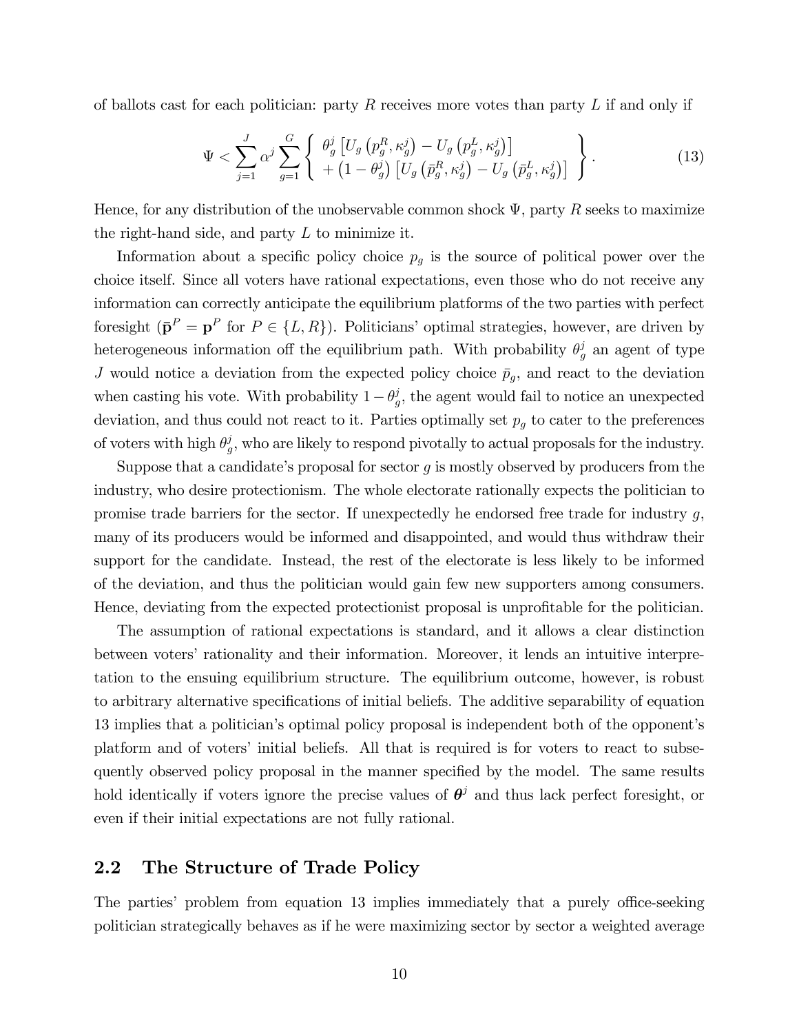of ballots cast for each politician: party $R$ receives more votes than party $L$ if and only if

$$\Psi < \sum_{j=1}^{J} \alpha^j \sum_{g=1}^{G} \left\{ \begin{array}{l} \theta_g^j \left[ U_g \left( p_g^R, \kappa_g^j \right) - U_g \left( p_g^L, \kappa_g^j \right) \right] \\ + \left( 1 - \theta_g^j \right) \left[ U_g \left( \bar{p}_g^R, \kappa_g^j \right) - U_g \left( \bar{p}_g^L, \kappa_g^j \right) \right] \end{array} \right\}. \tag{13}$$

Hence, for any distribution of the unobservable common shock $\Psi$, party $R$ seeks to maximize the right-hand side, and party $L$ to minimize it.

Information about a specific policy choice $p_g$ is the source of political power over the choice itself. Since all voters have rational expectations, even those who do not receive any information can correctly anticipate the equilibrium platforms of the two parties with perfect foresight ($\bar{\mathbf{p}}^P = \mathbf{p}^P$ for $P \in \{L, R\}$). Politicians' optimal strategies, however, are driven by heterogeneous information off the equilibrium path. With probability $\theta_g^j$ an agent of type $J$ would notice a deviation from the expected policy choice $\bar{p}_g$, and react to the deviation when casting his vote. With probability $1 - \theta_g^j$, the agent would fail to notice an unexpected deviation, and thus could not react to it. Parties optimally set $p_g$ to cater to the preferences of voters with high $\theta_g^j$, who are likely to respond pivotally to actual proposals for the industry.

Suppose that a candidate's proposal for sector $g$ is mostly observed by producers from the industry, who desire protectionism. The whole electorate rationally expects the politician to promise trade barriers for the sector. If unexpectedly he endorsed free trade for industry $g$, many of its producers would be informed and disappointed, and would thus withdraw their support for the candidate. Instead, the rest of the electorate is less likely to be informed of the deviation, and thus the politician would gain few new supporters among consumers. Hence, deviating from the expected protectionist proposal is unprofitable for the politician.

The assumption of rational expectations is standard, and it allows a clear distinction between voters' rationality and their information. Moreover, it lends an intuitive interpretation to the ensuing equilibrium structure. The equilibrium outcome, however, is robust to arbitrary alternative specifications of initial beliefs. The additive separability of equation 13 implies that a politician's optimal policy proposal is independent both of the opponent's platform and of voters' initial beliefs. All that is required is for voters to react to subsequently observed policy proposal in the manner specified by the model. The same results hold identically if voters ignore the precise values of $\boldsymbol{\theta}^j$ and thus lack perfect foresight, or even if their initial expectations are not fully rational.

## 2.2 The Structure of Trade Policy

The parties' problem from equation 13 implies immediately that a purely office-seeking politician strategically behaves as if he were maximizing sector by sector a weighted average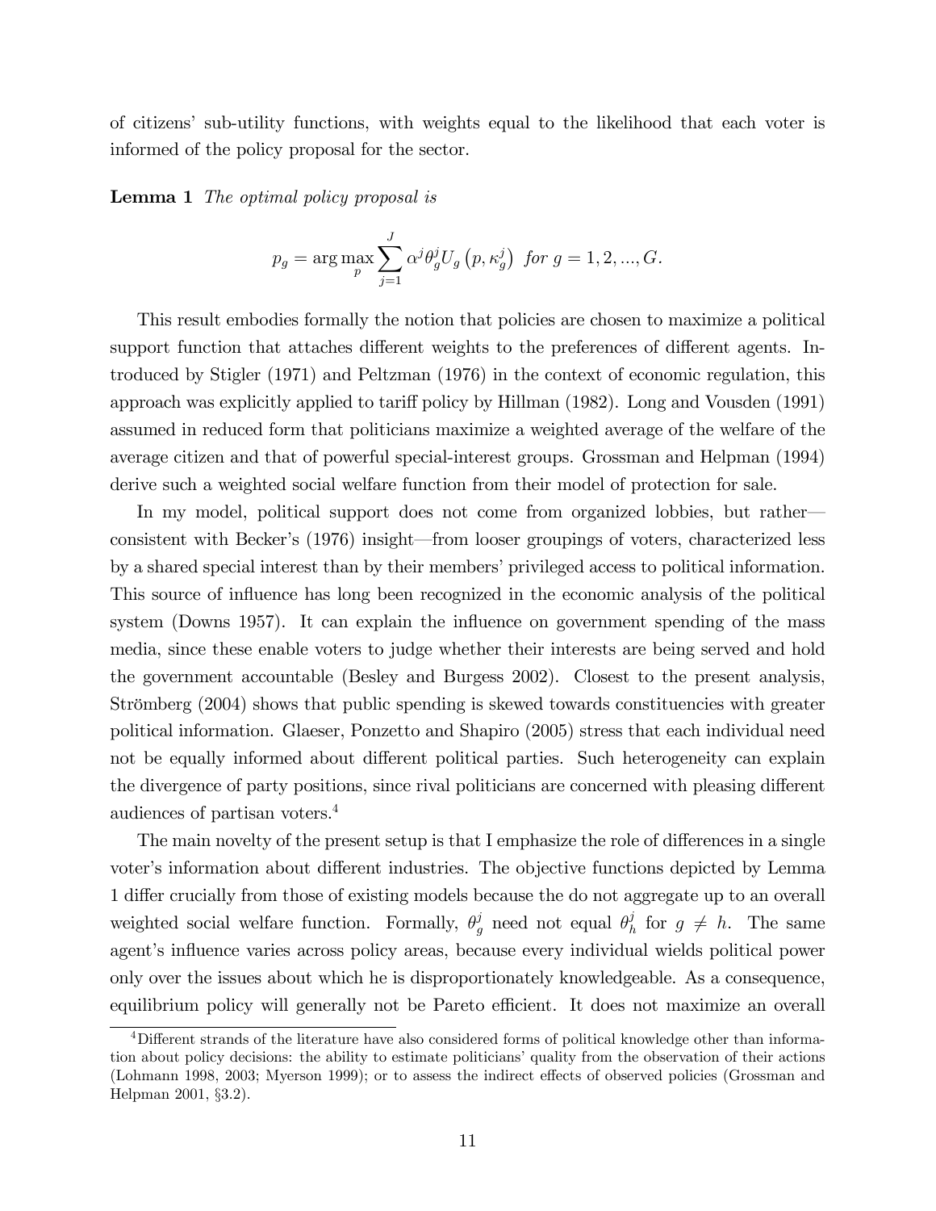of citizens' sub-utility functions, with weights equal to the likelihood that each voter is informed of the policy proposal for the sector.

**Lemma 1** *The optimal policy proposal is*

$$p_g = \arg\max_p \sum_{j=1}^{J} \alpha^j \theta_g^j U_g\left(p, \kappa_g^j\right) \text{ for } g = 1, 2, ..., G.$$

This result embodies formally the notion that policies are chosen to maximize a political support function that attaches different weights to the preferences of different agents. Introduced by Stigler (1971) and Peltzman (1976) in the context of economic regulation, this approach was explicitly applied to tariff policy by Hillman (1982). Long and Vousden (1991) assumed in reduced form that politicians maximize a weighted average of the welfare of the average citizen and that of powerful special-interest groups. Grossman and Helpman (1994) derive such a weighted social welfare function from their model of protection for sale.

In my model, political support does not come from organized lobbies, but rather—consistent with Becker's (1976) insight—from looser groupings of voters, characterized less by a shared special interest than by their members' privileged access to political information. This source of influence has long been recognized in the economic analysis of the political system (Downs 1957). It can explain the influence on government spending of the mass media, since these enable voters to judge whether their interests are being served and hold the government accountable (Besley and Burgess 2002). Closest to the present analysis, Strömberg (2004) shows that public spending is skewed towards constituencies with greater political information. Glaeser, Ponzetto and Shapiro (2005) stress that each individual need not be equally informed about different political parties. Such heterogeneity can explain the divergence of party positions, since rival politicians are concerned with pleasing different audiences of partisan voters.[4]

The main novelty of the present setup is that I emphasize the role of differences in a single voter's information about different industries. The objective functions depicted by Lemma 1 differ crucially from those of existing models because the do not aggregate up to an overall weighted social welfare function. Formally, $\theta_g^j$ need not equal $\theta_h^j$ for $g \neq h$. The same agent's influence varies across policy areas, because every individual wields political power only over the issues about which he is disproportionately knowledgeable. As a consequence, equilibrium policy will generally not be Pareto efficient. It does not maximize an overall

[4] Different strands of the literature have also considered forms of political knowledge other than information about policy decisions: the ability to estimate politicians' quality from the observation of their actions (Lohmann 1998, 2003; Myerson 1999); or to assess the indirect effects of observed policies (Grossman and Helpman 2001, §3.2).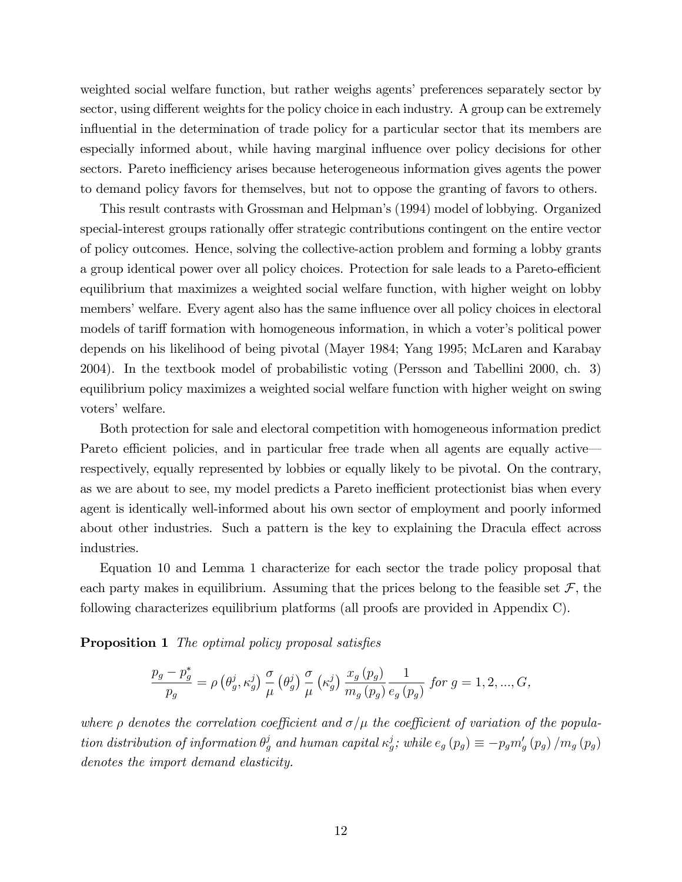weighted social welfare function, but rather weighs agents' preferences separately sector by sector, using different weights for the policy choice in each industry. A group can be extremely influential in the determination of trade policy for a particular sector that its members are especially informed about, while having marginal influence over policy decisions for other sectors. Pareto inefficiency arises because heterogeneous information gives agents the power to demand policy favors for themselves, but not to oppose the granting of favors to others.

This result contrasts with Grossman and Helpman's (1994) model of lobbying. Organized special-interest groups rationally offer strategic contributions contingent on the entire vector of policy outcomes. Hence, solving the collective-action problem and forming a lobby grants a group identical power over all policy choices. Protection for sale leads to a Pareto-efficient equilibrium that maximizes a weighted social welfare function, with higher weight on lobby members' welfare. Every agent also has the same influence over all policy choices in electoral models of tariff formation with homogeneous information, in which a voter's political power depends on his likelihood of being pivotal (Mayer 1984; Yang 1995; McLaren and Karabay 2004). In the textbook model of probabilistic voting (Persson and Tabellini 2000, ch. 3) equilibrium policy maximizes a weighted social welfare function with higher weight on swing voters' welfare.

Both protection for sale and electoral competition with homogeneous information predict Pareto efficient policies, and in particular free trade when all agents are equally active—respectively, equally represented by lobbies or equally likely to be pivotal. On the contrary, as we are about to see, my model predicts a Pareto inefficient protectionist bias when every agent is identically well-informed about his own sector of employment and poorly informed about other industries. Such a pattern is the key to explaining the Dracula effect across industries.

Equation 10 and Lemma 1 characterize for each sector the trade policy proposal that each party makes in equilibrium. Assuming that the prices belong to the feasible set $\mathcal{F}$, the following characterizes equilibrium platforms (all proofs are provided in Appendix C).

**Proposition 1** *The optimal policy proposal satisfies*

$$\frac{p_g - p_g^*}{p_g} = \rho\left(\theta_g^j, \kappa_g^j\right) \frac{\sigma}{\mu}\left(\theta_g^j\right) \frac{\sigma}{\mu}\left(\kappa_g^j\right) \frac{x_g\left(p_g\right)}{m_g\left(p_g\right)} \frac{1}{e_g\left(p_g\right)} \text{ for } g = 1, 2, ..., G,$$

*where $\rho$ denotes the correlation coefficient and $\sigma/\mu$ the coefficient of variation of the population distribution of information $\theta_g^j$ and human capital $\kappa_g^j$; while $e_g\left(p_g\right) \equiv -p_g m_g'\left(p_g\right)/m_g\left(p_g\right)$ denotes the import demand elasticity.*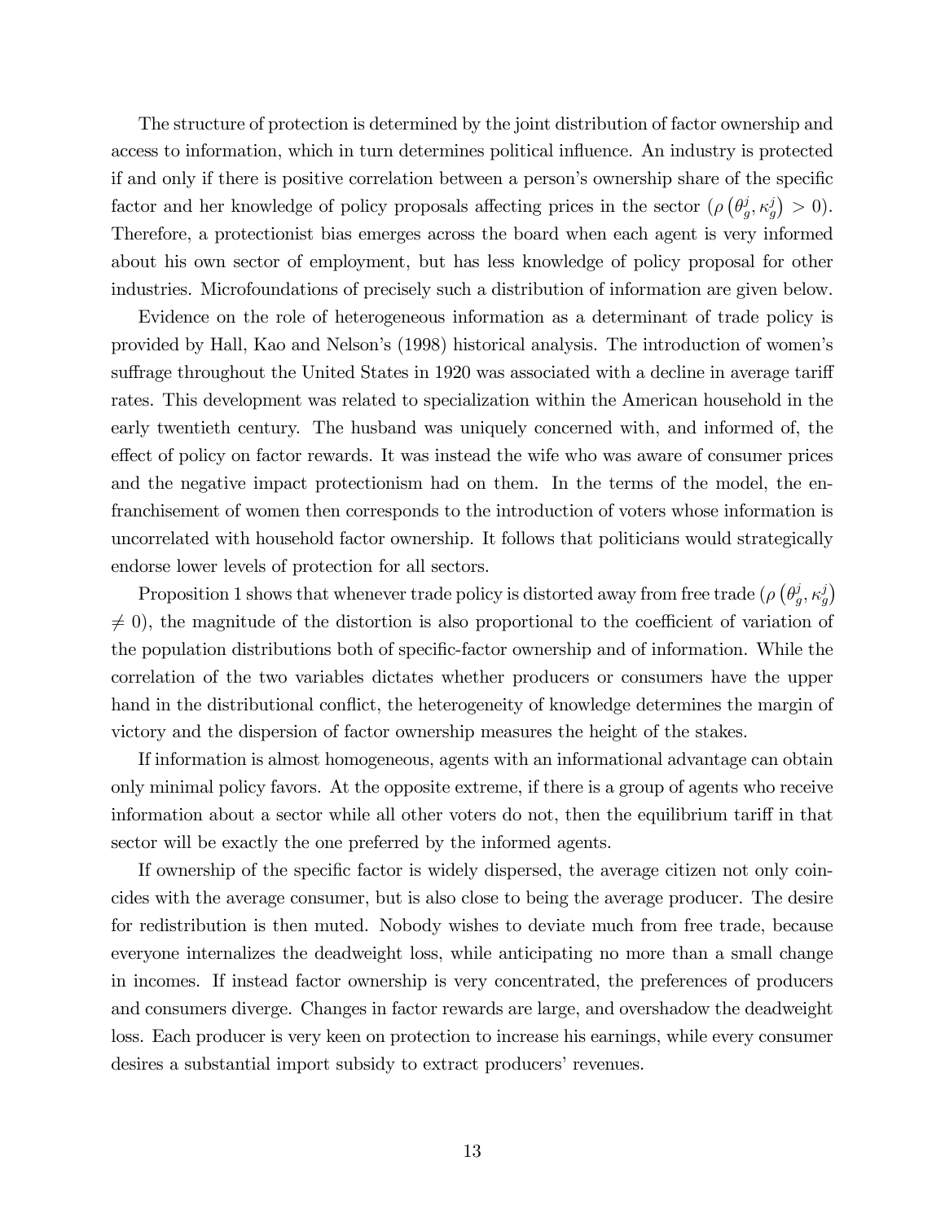The structure of protection is determined by the joint distribution of factor ownership and access to information, which in turn determines political influence. An industry is protected if and only if there is positive correlation between a person's ownership share of the specific factor and her knowledge of policy proposals affecting prices in the sector ($\rho\left(\theta_g^j, \kappa_g^j\right) > 0$). Therefore, a protectionist bias emerges across the board when each agent is very informed about his own sector of employment, but has less knowledge of policy proposal for other industries. Microfoundations of precisely such a distribution of information are given below.

Evidence on the role of heterogeneous information as a determinant of trade policy is provided by Hall, Kao and Nelson's (1998) historical analysis. The introduction of women's suffrage throughout the United States in 1920 was associated with a decline in average tariff rates. This development was related to specialization within the American household in the early twentieth century. The husband was uniquely concerned with, and informed of, the effect of policy on factor rewards. It was instead the wife who was aware of consumer prices and the negative impact protectionism had on them. In the terms of the model, the enfranchisement of women then corresponds to the introduction of voters whose information is uncorrelated with household factor ownership. It follows that politicians would strategically endorse lower levels of protection for all sectors.

Proposition 1 shows that whenever trade policy is distorted away from free trade ($\rho\left(\theta_g^j, \kappa_g^j\right) \neq 0$), the magnitude of the distortion is also proportional to the coefficient of variation of the population distributions both of specific-factor ownership and of information. While the correlation of the two variables dictates whether producers or consumers have the upper hand in the distributional conflict, the heterogeneity of knowledge determines the margin of victory and the dispersion of factor ownership measures the height of the stakes.

If information is almost homogeneous, agents with an informational advantage can obtain only minimal policy favors. At the opposite extreme, if there is a group of agents who receive information about a sector while all other voters do not, then the equilibrium tariff in that sector will be exactly the one preferred by the informed agents.

If ownership of the specific factor is widely dispersed, the average citizen not only coincides with the average consumer, but is also close to being the average producer. The desire for redistribution is then muted. Nobody wishes to deviate much from free trade, because everyone internalizes the deadweight loss, while anticipating no more than a small change in incomes. If instead factor ownership is very concentrated, the preferences of producers and consumers diverge. Changes in factor rewards are large, and overshadow the deadweight loss. Each producer is very keen on protection to increase his earnings, while every consumer desires a substantial import subsidy to extract producers' revenues.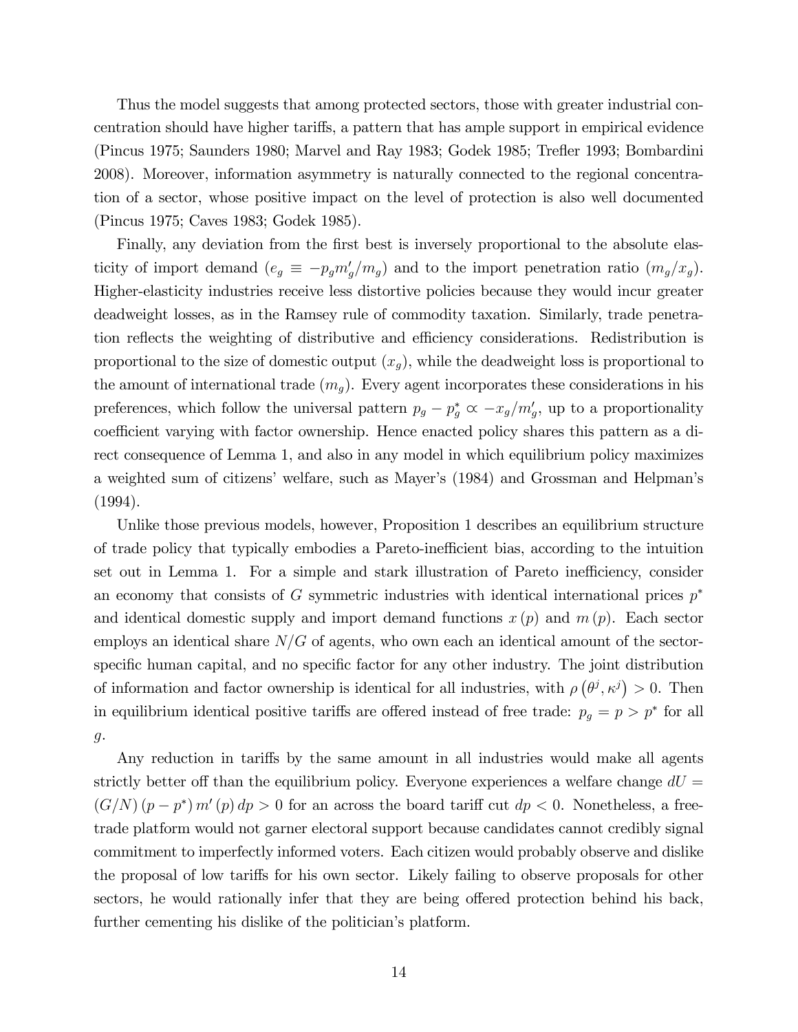Thus the model suggests that among protected sectors, those with greater industrial concentration should have higher tariffs, a pattern that has ample support in empirical evidence (Pincus 1975; Saunders 1980; Marvel and Ray 1983; Godek 1985; Trefler 1993; Bombardini 2008). Moreover, information asymmetry is naturally connected to the regional concentration of a sector, whose positive impact on the level of protection is also well documented (Pincus 1975; Caves 1983; Godek 1985).

Finally, any deviation from the first best is inversely proportional to the absolute elasticity of import demand ($e_g \equiv -p_g m_g'/m_g$) and to the import penetration ratio ($m_g/x_g$). Higher-elasticity industries receive less distortive policies because they would incur greater deadweight losses, as in the Ramsey rule of commodity taxation. Similarly, trade penetration reflects the weighting of distributive and efficiency considerations. Redistribution is proportional to the size of domestic output ($x_g$), while the deadweight loss is proportional to the amount of international trade ($m_g$). Every agent incorporates these considerations in his preferences, which follow the universal pattern $p_g - p_g^* \propto -x_g/m_g'$, up to a proportionality coefficient varying with factor ownership. Hence enacted policy shares this pattern as a direct consequence of Lemma 1, and also in any model in which equilibrium policy maximizes a weighted sum of citizens' welfare, such as Mayer's (1984) and Grossman and Helpman's (1994).

Unlike those previous models, however, Proposition 1 describes an equilibrium structure of trade policy that typically embodies a Pareto-inefficient bias, according to the intuition set out in Lemma 1. For a simple and stark illustration of Pareto inefficiency, consider an economy that consists of $G$ symmetric industries with identical international prices $p^*$ and identical domestic supply and import demand functions $x(p)$ and $m(p)$. Each sector employs an identical share $N/G$ of agents, who own each an identical amount of the sector-specific human capital, and no specific factor for any other industry. The joint distribution of information and factor ownership is identical for all industries, with $\rho\left(\theta^j, \kappa^j\right) > 0$. Then in equilibrium identical positive tariffs are offered instead of free trade: $p_g = p > p^*$ for all $g$.

Any reduction in tariffs by the same amount in all industries would make all agents strictly better off than the equilibrium policy. Everyone experiences a welfare change $dU = (G/N)(p - p^*) m'(p) dp > 0$ for an across the board tariff cut $dp < 0$. Nonetheless, a free-trade platform would not garner electoral support because candidates cannot credibly signal commitment to imperfectly informed voters. Each citizen would probably observe and dislike the proposal of low tariffs for his own sector. Likely failing to observe proposals for other sectors, he would rationally infer that they are being offered protection behind his back, further cementing his dislike of the politician's platform.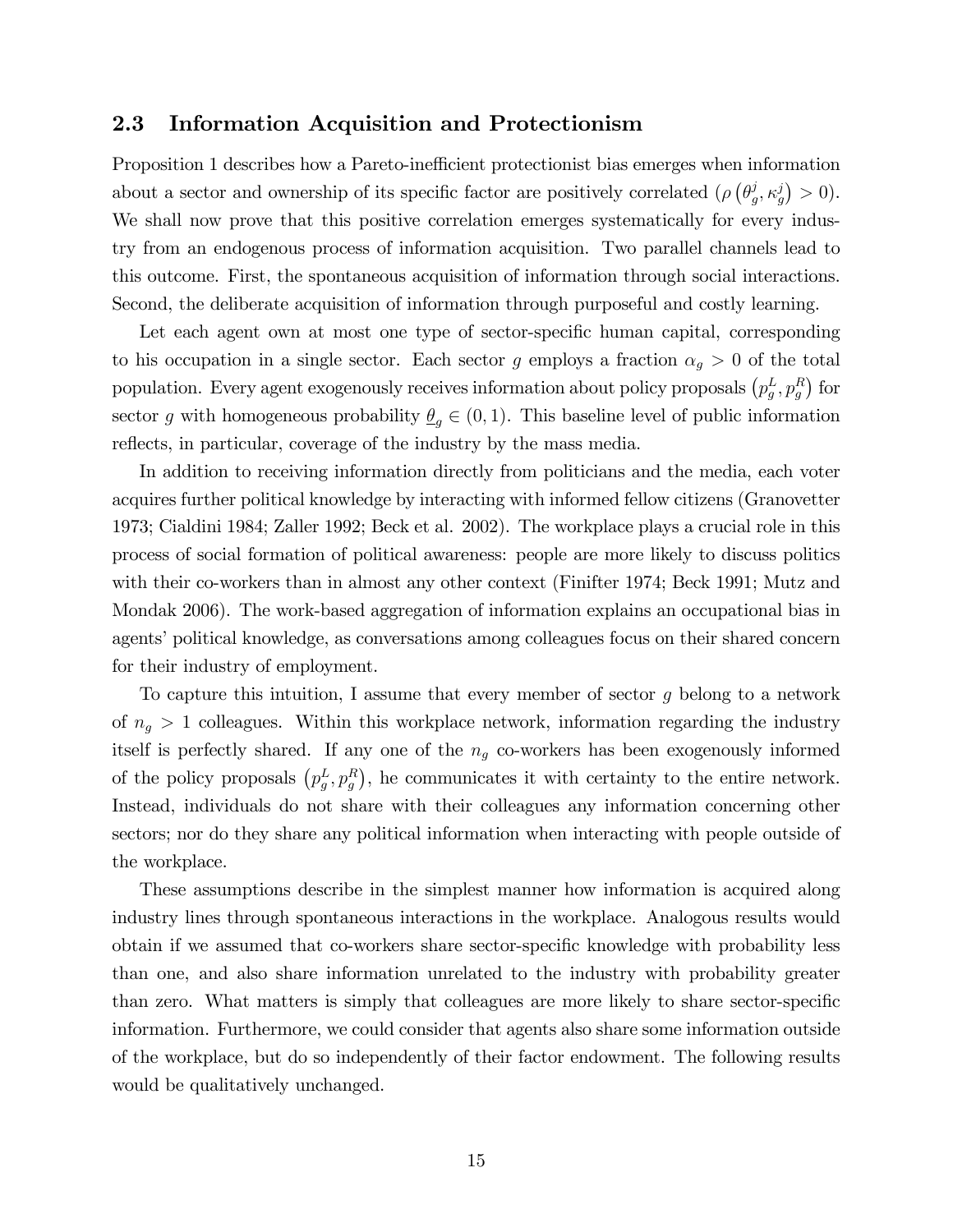### 2.3 Information Acquisition and Protectionism

Proposition 1 describes how a Pareto-inefficient protectionist bias emerges when information about a sector and ownership of its specific factor are positively correlated ($\rho\left(\theta_g^j, \kappa_g^j\right) > 0$). We shall now prove that this positive correlation emerges systematically for every industry from an endogenous process of information acquisition. Two parallel channels lead to this outcome. First, the spontaneous acquisition of information through social interactions. Second, the deliberate acquisition of information through purposeful and costly learning.

Let each agent own at most one type of sector-specific human capital, corresponding to his occupation in a single sector. Each sector $g$ employs a fraction $\alpha_g > 0$ of the total population. Every agent exogenously receives information about policy proposals $\left(p_g^L, p_g^R\right)$ for sector $g$ with homogeneous probability $\underline{\theta}_g \in (0, 1)$. This baseline level of public information reflects, in particular, coverage of the industry by the mass media.

In addition to receiving information directly from politicians and the media, each voter acquires further political knowledge by interacting with informed fellow citizens (Granovetter 1973; Cialdini 1984; Zaller 1992; Beck et al. 2002). The workplace plays a crucial role in this process of social formation of political awareness: people are more likely to discuss politics with their co-workers than in almost any other context (Finifter 1974; Beck 1991; Mutz and Mondak 2006). The work-based aggregation of information explains an occupational bias in agents' political knowledge, as conversations among colleagues focus on their shared concern for their industry of employment.

To capture this intuition, I assume that every member of sector $g$ belong to a network of $n_g > 1$ colleagues. Within this workplace network, information regarding the industry itself is perfectly shared. If any one of the $n_g$ co-workers has been exogenously informed of the policy proposals $\left(p_g^L, p_g^R\right)$, he communicates it with certainty to the entire network. Instead, individuals do not share with their colleagues any information concerning other sectors; nor do they share any political information when interacting with people outside of the workplace.

These assumptions describe in the simplest manner how information is acquired along industry lines through spontaneous interactions in the workplace. Analogous results would obtain if we assumed that co-workers share sector-specific knowledge with probability less than one, and also share information unrelated to the industry with probability greater than zero. What matters is simply that colleagues are more likely to share sector-specific information. Furthermore, we could consider that agents also share some information outside of the workplace, but do so independently of their factor endowment. The following results would be qualitatively unchanged.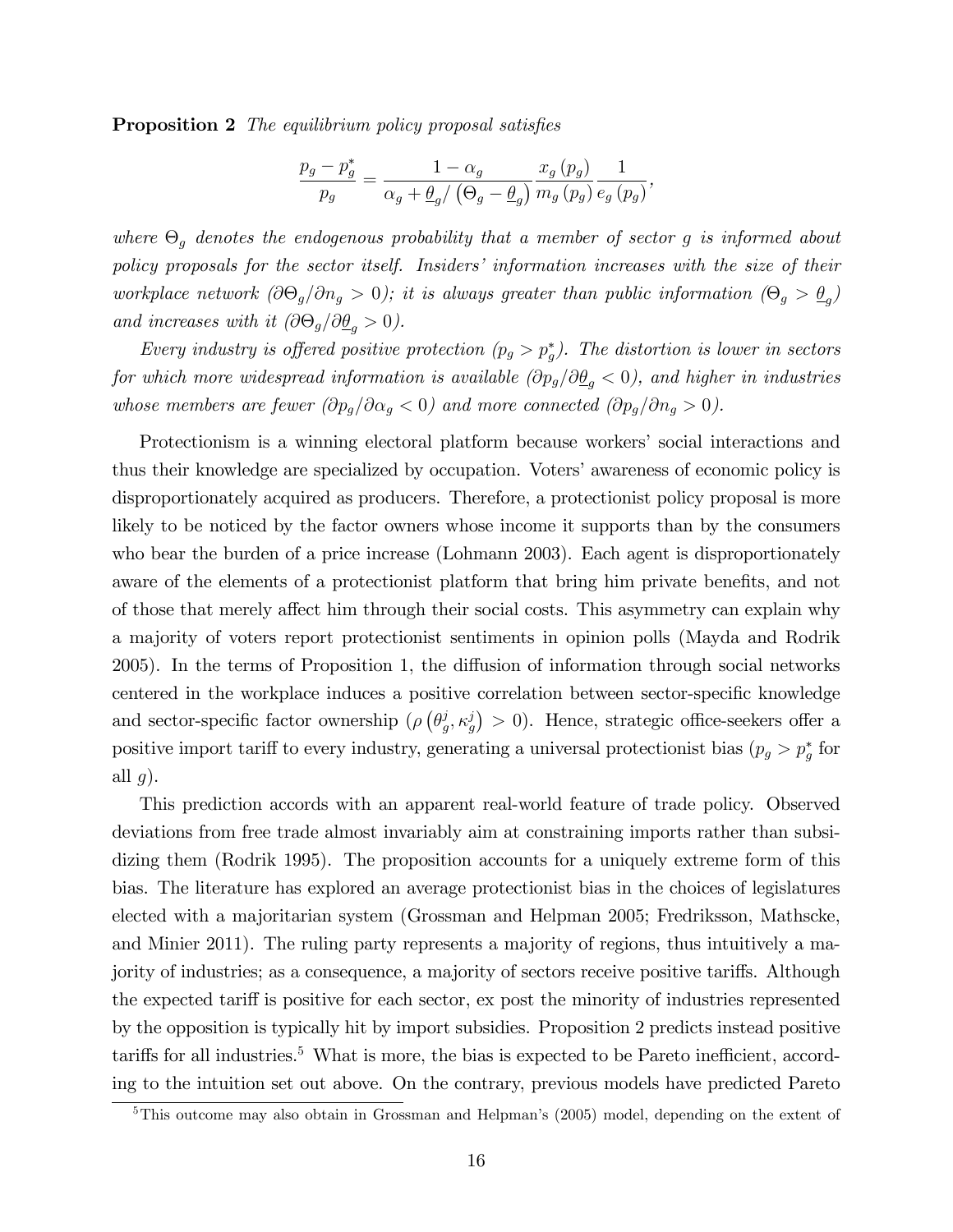**Proposition 2** *The equilibrium policy proposal satisfies*

$$\frac{p_g - p_g^*}{p_g} = \frac{1-\alpha_g}{\alpha_g + \underline{\theta}_g / \left(\Theta_g - \underline{\theta}_g\right)} \frac{x_g\left(p_g\right)}{m_g\left(p_g\right)} \frac{1}{e_g\left(p_g\right)},$$

*where $\Theta_g$ denotes the endogenous probability that a member of sector $g$ is informed about policy proposals for the sector itself. Insiders' information increases with the size of their workplace network ($\partial\Theta_g/\partial n_g > 0$); it is always greater than public information ($\Theta_g > \underline{\theta}_g$) and increases with it ($\partial\Theta_g/\partial\underline{\theta}_g > 0$).*

*Every industry is offered positive protection ($p_g > p_g^*$). The distortion is lower in sectors for which more widespread information is available ($\partial p_g/\partial\underline{\theta}_g < 0$), and higher in industries whose members are fewer ($\partial p_g/\partial\alpha_g < 0$) and more connected ($\partial p_g/\partial n_g > 0$).*

Protectionism is a winning electoral platform because workers' social interactions and thus their knowledge are specialized by occupation. Voters' awareness of economic policy is disproportionately acquired as producers. Therefore, a protectionist policy proposal is more likely to be noticed by the factor owners whose income it supports than by the consumers who bear the burden of a price increase (Lohmann 2003). Each agent is disproportionately aware of the elements of a protectionist platform that bring him private benefits, and not of those that merely affect him through their social costs. This asymmetry can explain why a majority of voters report protectionist sentiments in opinion polls (Mayda and Rodrik 2005). In the terms of Proposition 1, the diffusion of information through social networks centered in the workplace induces a positive correlation between sector-specific knowledge and sector-specific factor ownership ($\rho\left(\theta_g^j, \kappa_g^j\right) > 0$). Hence, strategic office-seekers offer a positive import tariff to every industry, generating a universal protectionist bias ($p_g > p_g^*$ for all $g$).

This prediction accords with an apparent real-world feature of trade policy. Observed deviations from free trade almost invariably aim at constraining imports rather than subsidizing them (Rodrik 1995). The proposition accounts for a uniquely extreme form of this bias. The literature has explored an average protectionist bias in the choices of legislatures elected with a majoritarian system (Grossman and Helpman 2005; Fredriksson, Mathscke, and Minier 2011). The ruling party represents a majority of regions, thus intuitively a majority of industries; as a consequence, a majority of sectors receive positive tariffs. Although the expected tariff is positive for each sector, ex post the minority of industries represented by the opposition is typically hit by import subsidies. Proposition 2 predicts instead positive tariffs for all industries.[5] What is more, the bias is expected to be Pareto inefficient, according to the intuition set out above. On the contrary, previous models have predicted Pareto

[5] This outcome may also obtain in Grossman and Helpman's (2005) model, depending on the extent of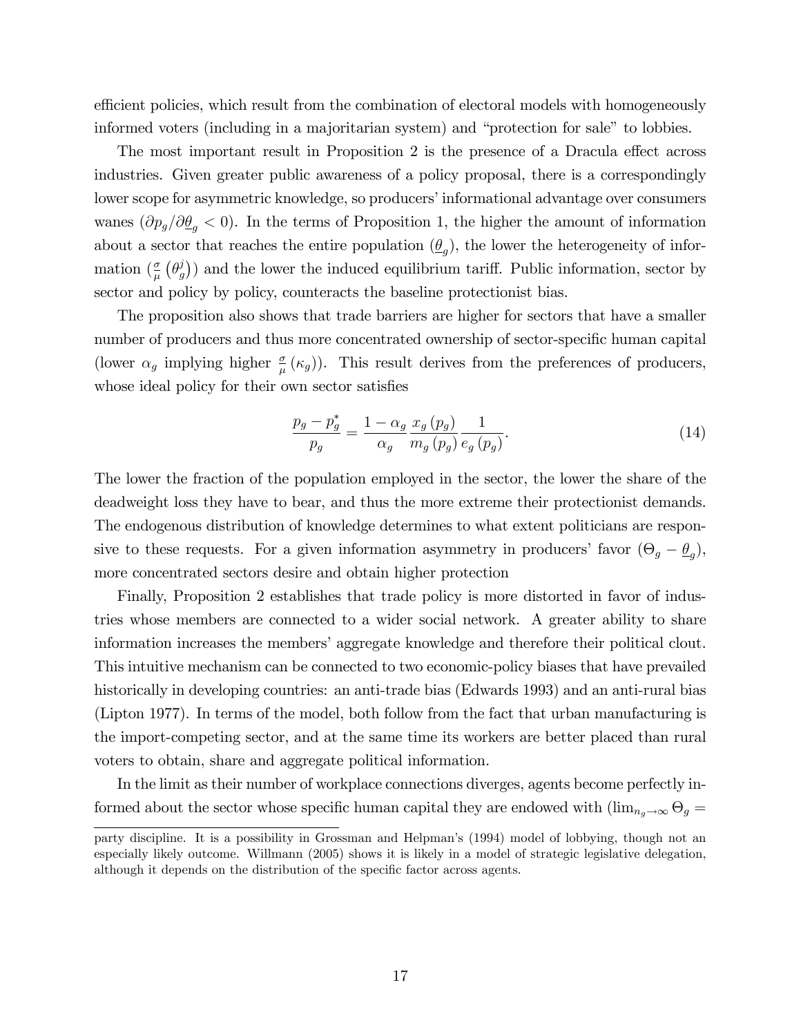efficient policies, which result from the combination of electoral models with homogeneously informed voters (including in a majoritarian system) and "protection for sale" to lobbies.

The most important result in Proposition 2 is the presence of a Dracula effect across industries. Given greater public awareness of a policy proposal, there is a correspondingly lower scope for asymmetric knowledge, so producers' informational advantage over consumers wanes ($\partial p_g / \partial \underline{\theta}_g < 0$). In the terms of Proposition 1, the higher the amount of information about a sector that reaches the entire population ($\underline{\theta}_g$), the lower the heterogeneity of information ($\frac{\sigma}{\mu}\left(\theta_g^j\right)$) and the lower the induced equilibrium tariff. Public information, sector by sector and policy by policy, counteracts the baseline protectionist bias.

The proposition also shows that trade barriers are higher for sectors that have a smaller number of producers and thus more concentrated ownership of sector-specific human capital (lower $\alpha_g$ implying higher $\frac{\sigma}{\mu}\left(\kappa_g\right)$). This result derives from the preferences of producers, whose ideal policy for their own sector satisfies

$$\frac{p_g - p_g^*}{p_g} = \frac{1-\alpha_g}{\alpha_g} \frac{x_g\left(p_g\right)}{m_g\left(p_g\right)} \frac{1}{e_g\left(p_g\right)}. \tag{14}$$

The lower the fraction of the population employed in the sector, the lower the share of the deadweight loss they have to bear, and thus the more extreme their protectionist demands. The endogenous distribution of knowledge determines to what extent politicians are responsive to these requests. For a given information asymmetry in producers' favor ($\Theta_g - \underline{\theta}_g$), more concentrated sectors desire and obtain higher protection

Finally, Proposition 2 establishes that trade policy is more distorted in favor of industries whose members are connected to a wider social network. A greater ability to share information increases the members' aggregate knowledge and therefore their political clout. This intuitive mechanism can be connected to two economic-policy biases that have prevailed historically in developing countries: an anti-trade bias (Edwards 1993) and an anti-rural bias (Lipton 1977). In terms of the model, both follow from the fact that urban manufacturing is the import-competing sector, and at the same time its workers are better placed than rural voters to obtain, share and aggregate political information.

In the limit as their number of workplace connections diverges, agents become perfectly informed about the sector whose specific human capital they are endowed with ($\lim_{n_g \to \infty} \Theta_g =$

party discipline. It is a possibility in Grossman and Helpman's (1994) model of lobbying, though not an especially likely outcome. Willmann (2005) shows it is likely in a model of strategic legislative delegation, although it depends on the distribution of the specific factor across agents.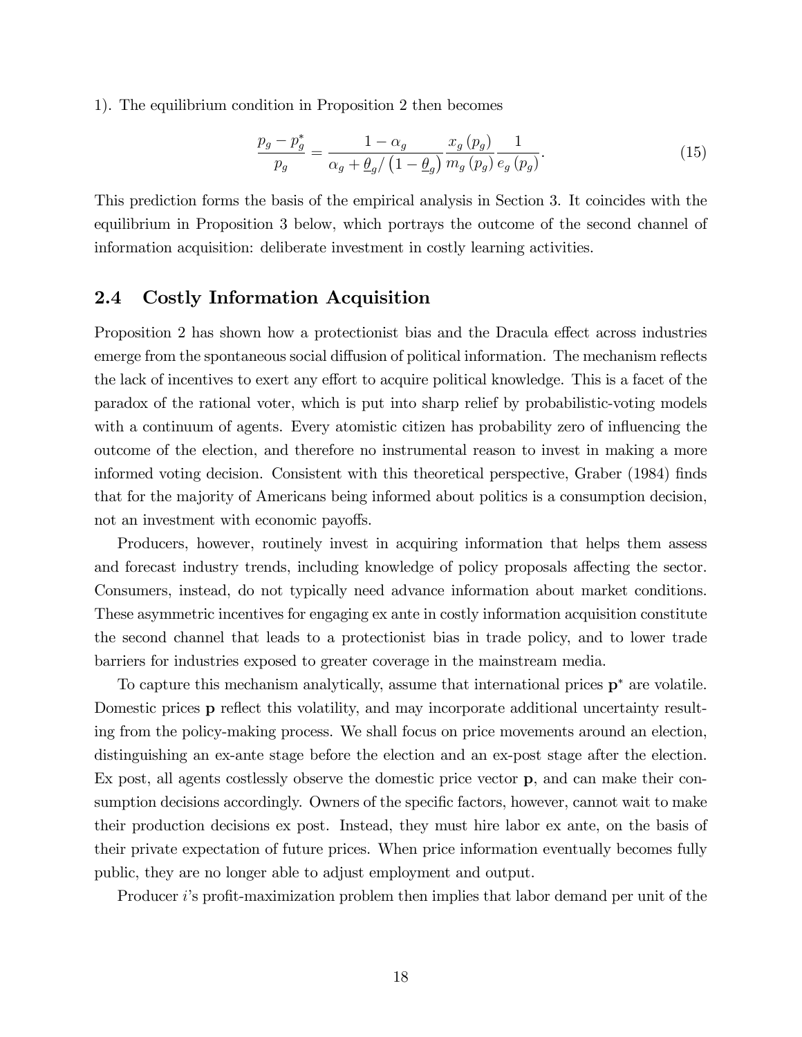1). The equilibrium condition in Proposition 2 then becomes

$$\frac{p_g - p_g^*}{p_g} = \frac{1-\alpha_g}{\alpha_g + \underline{\theta}_g / \left(1-\underline{\theta}_g\right)} \frac{x_g\left(p_g\right)}{m_g\left(p_g\right)} \frac{1}{e_g\left(p_g\right)}. \tag{15}$$

This prediction forms the basis of the empirical analysis in Section 3. It coincides with the equilibrium in Proposition 3 below, which portrays the outcome of the second channel of information acquisition: deliberate investment in costly learning activities.

## 2.4 Costly Information Acquisition

Proposition 2 has shown how a protectionist bias and the Dracula effect across industries emerge from the spontaneous social diffusion of political information. The mechanism reflects the lack of incentives to exert any effort to acquire political knowledge. This is a facet of the paradox of the rational voter, which is put into sharp relief by probabilistic-voting models with a continuum of agents. Every atomistic citizen has probability zero of influencing the outcome of the election, and therefore no instrumental reason to invest in making a more informed voting decision. Consistent with this theoretical perspective, Graber (1984) finds that for the majority of Americans being informed about politics is a consumption decision, not an investment with economic payoffs.

Producers, however, routinely invest in acquiring information that helps them assess and forecast industry trends, including knowledge of policy proposals affecting the sector. Consumers, instead, do not typically need advance information about market conditions. These asymmetric incentives for engaging ex ante in costly information acquisition constitute the second channel that leads to a protectionist bias in trade policy, and to lower trade barriers for industries exposed to greater coverage in the mainstream media.

To capture this mechanism analytically, assume that international prices $\mathbf{p}^*$ are volatile. Domestic prices $\mathbf{p}$ reflect this volatility, and may incorporate additional uncertainty resulting from the policy-making process. We shall focus on price movements around an election, distinguishing an ex-ante stage before the election and an ex-post stage after the election. Ex post, all agents costlessly observe the domestic price vector $\mathbf{p}$, and can make their consumption decisions accordingly. Owners of the specific factors, however, cannot wait to make their production decisions ex post. Instead, they must hire labor ex ante, on the basis of their private expectation of future prices. When price information eventually becomes fully public, they are no longer able to adjust employment and output.

Producer $i$'s profit-maximization problem then implies that labor demand per unit of the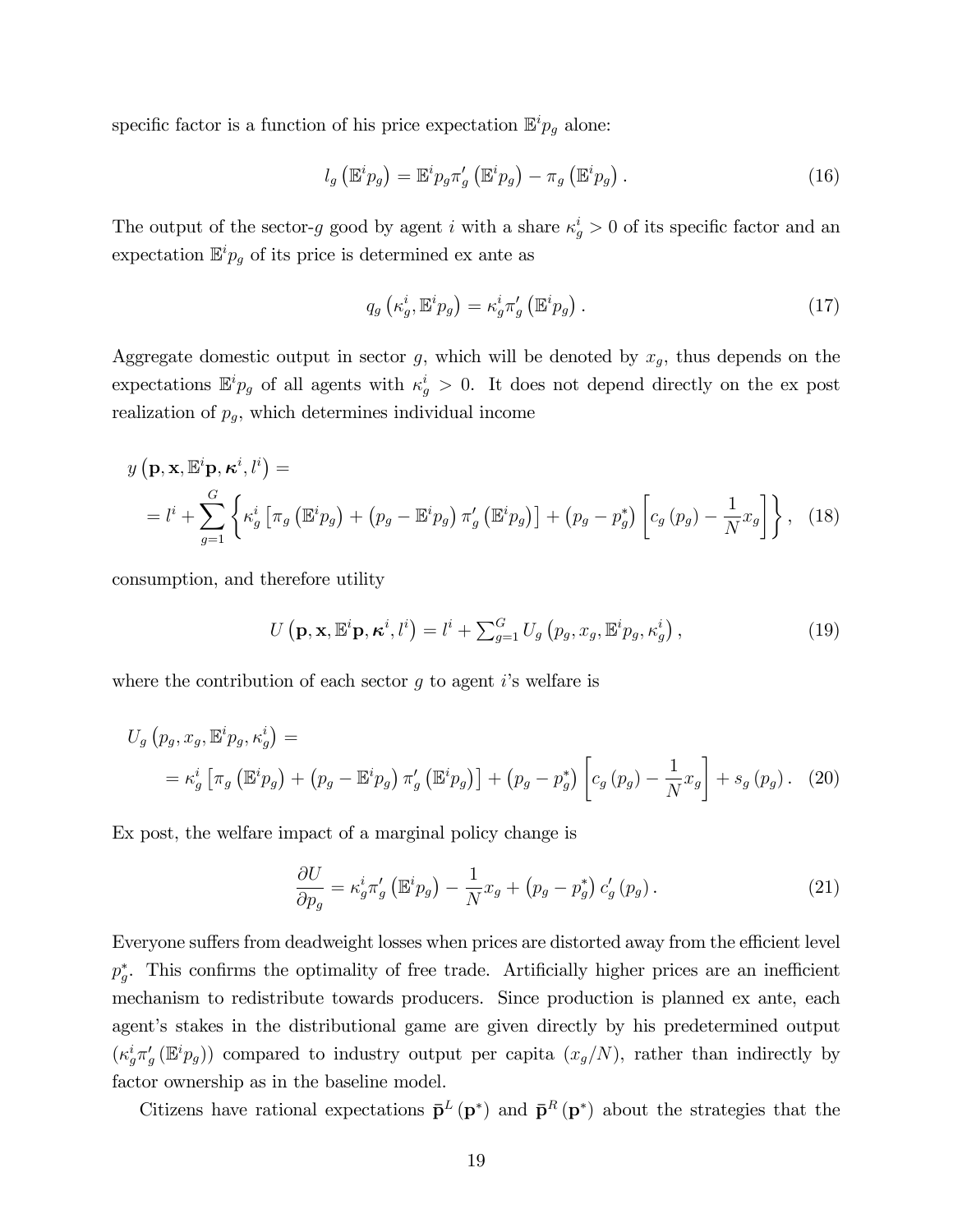specific factor is a function of his price expectation $\mathbb{E}^i p_g$ alone:

$$l_g\left(\mathbb{E}^i p_g\right) = \mathbb{E}^i p_g \pi_g'\left(\mathbb{E}^i p_g\right) - \pi_g\left(\mathbb{E}^i p_g\right). \tag{16}$$

The output of the sector-$g$ good by agent $i$ with a share $\kappa_g^i > 0$ of its specific factor and an expectation $\mathbb{E}^i p_g$ of its price is determined ex ante as

$$q_g\left(\kappa_g^i, \mathbb{E}^i p_g\right) = \kappa_g^i \pi_g'\left(\mathbb{E}^i p_g\right). \tag{17}$$

Aggregate domestic output in sector $g$, which will be denoted by $x_g$, thus depends on the expectations $\mathbb{E}^i p_g$ of all agents with $\kappa_g^i > 0$. It does not depend directly on the ex post realization of $p_g$, which determines individual income

$$\begin{aligned} & y\left(\mathbf{p}, \mathbf{x}, \mathbb{E}^i \mathbf{p}, \boldsymbol{\kappa}^i, l^i\right) = \\ & \quad = l^i + \sum_{g=1}^{G} \left\{ \kappa_g^i \left[\pi_g\left(\mathbb{E}^i p_g\right) + \left(p_g - \mathbb{E}^i p_g\right) \pi_g'\left(\mathbb{E}^i p_g\right)\right] + \left(p_g - p_g^*\right) \left[c_g\left(p_g\right) - \frac{1}{N} x_g\right] \right\}, \end{aligned} \tag{18}$$

consumption, and therefore utility

$$U\left(\mathbf{p}, \mathbf{x}, \mathbb{E}^i \mathbf{p}, \boldsymbol{\kappa}^i, l^i\right) = l^i + \textstyle\sum_{g=1}^{G} U_g\left(p_g, x_g, \mathbb{E}^i p_g, \kappa_g^i\right), \tag{19}$$

where the contribution of each sector $g$ to agent $i$'s welfare is

$$\begin{aligned} & U_g\left(p_g, x_g, \mathbb{E}^i p_g, \kappa_g^i\right) = \\ & \quad = \kappa_g^i \left[\pi_g\left(\mathbb{E}^i p_g\right) + \left(p_g - \mathbb{E}^i p_g\right) \pi_g'\left(\mathbb{E}^i p_g\right)\right] + \left(p_g - p_g^*\right) \left[c_g\left(p_g\right) - \frac{1}{N} x_g\right] + s_g\left(p_g\right). \end{aligned} \tag{20}$$

Ex post, the welfare impact of a marginal policy change is

$$\frac{\partial U}{\partial p_g} = \kappa_g^i \pi_g'\left(\mathbb{E}^i p_g\right) - \frac{1}{N} x_g + \left(p_g - p_g^*\right) c_g'\left(p_g\right). \tag{21}$$

Everyone suffers from deadweight losses when prices are distorted away from the efficient level $p_g^*$. This confirms the optimality of free trade. Artificially higher prices are an inefficient mechanism to redistribute towards producers. Since production is planned ex ante, each agent's stakes in the distributional game are given directly by his predetermined output $\left(\kappa_g^i \pi_g'\left(\mathbb{E}^i p_g\right)\right)$ compared to industry output per capita $(x_g/N)$, rather than indirectly by factor ownership as in the baseline model.

Citizens have rational expectations $\bar{\mathbf{p}}^L\left(\mathbf{p}^*\right)$ and $\bar{\mathbf{p}}^R\left(\mathbf{p}^*\right)$ about the strategies that the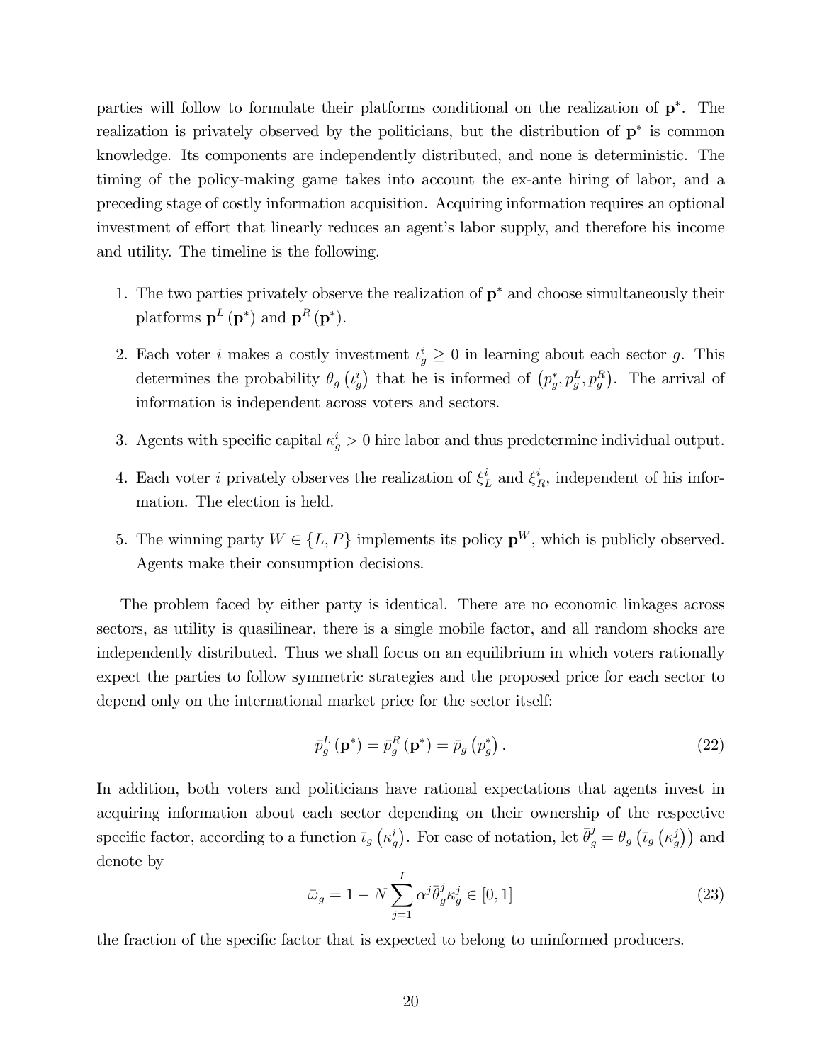parties will follow to formulate their platforms conditional on the realization of $\mathbf{p}^*$. The realization is privately observed by the politicians, but the distribution of $\mathbf{p}^*$ is common knowledge. Its components are independently distributed, and none is deterministic. The timing of the policy-making game takes into account the ex-ante hiring of labor, and a preceding stage of costly information acquisition. Acquiring information requires an optional investment of effort that linearly reduces an agent's labor supply, and therefore his income and utility. The timeline is the following.

1. The two parties privately observe the realization of $\mathbf{p}^*$ and choose simultaneously their platforms $\mathbf{p}^L(\mathbf{p}^*)$ and $\mathbf{p}^R(\mathbf{p}^*)$.
2. Each voter $i$ makes a costly investment $\iota_g^i \geq 0$ in learning about each sector $g$. This determines the probability $\theta_g(\iota_g^i)$ that he is informed of $(p_g^*, p_g^L, p_g^R)$. The arrival of information is independent across voters and sectors.
3. Agents with specific capital $\kappa_g^i > 0$ hire labor and thus predetermine individual output.
4. Each voter $i$ privately observes the realization of $\xi_L^i$ and $\xi_R^i$, independent of his information. The election is held.
5. The winning party $W \in \{L, P\}$ implements its policy $\mathbf{p}^W$, which is publicly observed. Agents make their consumption decisions.

The problem faced by either party is identical. There are no economic linkages across sectors, as utility is quasilinear, there is a single mobile factor, and all random shocks are independently distributed. Thus we shall focus on an equilibrium in which voters rationally expect the parties to follow symmetric strategies and the proposed price for each sector to depend only on the international market price for the sector itself:

$$\bar{p}_g^L(\mathbf{p}^*) = \bar{p}_g^R(\mathbf{p}^*) = \bar{p}_g(p_g^*). \tag{22}$$

In addition, both voters and politicians have rational expectations that agents invest in acquiring information about each sector depending on their ownership of the respective specific factor, according to a function $\bar{\iota}_g(\kappa_g^i)$. For ease of notation, let $\bar{\theta}_g^j = \theta_g(\bar{\iota}_g(\kappa_g^j))$ and denote by

$$\bar{\omega}_g = 1 - N \sum_{j=1}^{I} \alpha^j \bar{\theta}_g^j \kappa_g^j \in [0, 1] \tag{23}$$

the fraction of the specific factor that is expected to belong to uninformed producers.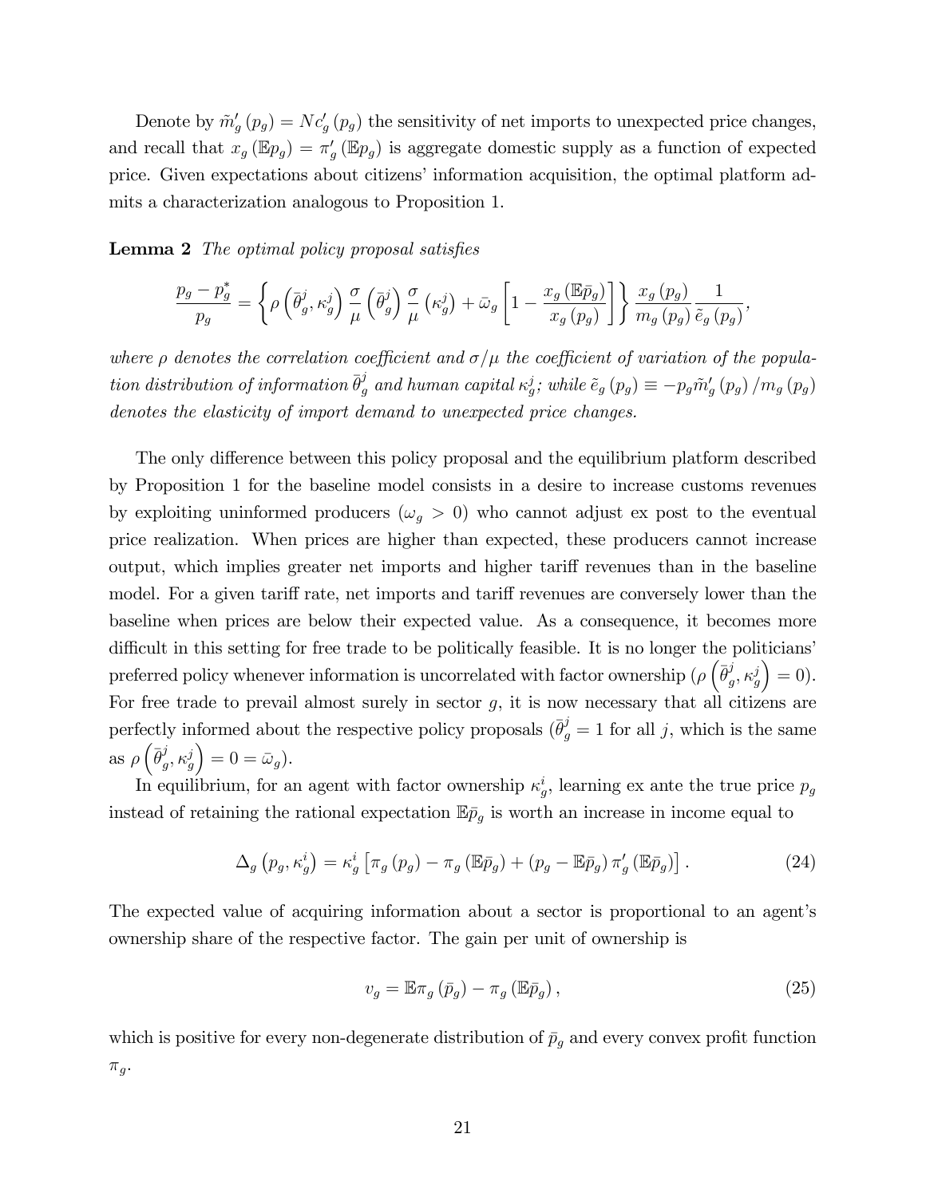Denote by $\tilde{m}'_g(p_g) = Nc'_g(p_g)$ the sensitivity of net imports to unexpected price changes, and recall that $x_g(\mathbb{E}p_g) = \pi'_g(\mathbb{E}p_g)$ is aggregate domestic supply as a function of expected price. Given expectations about citizens' information acquisition, the optimal platform admits a characterization analogous to Proposition 1.

**Lemma 2** *The optimal policy proposal satisfies*

$$\frac{p_g - p_g^*}{p_g} = \left\{ \rho\left(\bar{\theta}_g^j, \kappa_g^j\right) \frac{\sigma}{\mu}\left(\bar{\theta}_g^j\right) \frac{\sigma}{\mu}\left(\kappa_g^j\right) + \bar{\omega}_g \left[1 - \frac{x_g(\mathbb{E}\bar{p}_g)}{x_g(p_g)}\right] \right\} \frac{x_g(p_g)}{m_g(p_g)} \frac{1}{\tilde{e}_g(p_g)},$$

*where $\rho$ denotes the correlation coefficient and $\sigma/\mu$ the coefficient of variation of the population distribution of information $\bar{\theta}_g^j$ and human capital $\kappa_g^j$; while $\tilde{e}_g(p_g) \equiv -p_g \tilde{m}'_g(p_g)/m_g(p_g)$ denotes the elasticity of import demand to unexpected price changes.*

The only difference between this policy proposal and the equilibrium platform described by Proposition 1 for the baseline model consists in a desire to increase customs revenues by exploiting uninformed producers ($\omega_g > 0$) who cannot adjust ex post to the eventual price realization. When prices are higher than expected, these producers cannot increase output, which implies greater net imports and higher tariff revenues than in the baseline model. For a given tariff rate, net imports and tariff revenues are conversely lower than the baseline when prices are below their expected value. As a consequence, it becomes more difficult in this setting for free trade to be politically feasible. It is no longer the politicians' preferred policy whenever information is uncorrelated with factor ownership ($\rho\left(\bar{\theta}_g^j, \kappa_g^j\right) = 0$). For free trade to prevail almost surely in sector $g$, it is now necessary that all citizens are perfectly informed about the respective policy proposals ($\bar{\theta}_g^j = 1$ for all $j$, which is the same as $\rho\left(\bar{\theta}_g^j, \kappa_g^j\right) = 0 = \bar{\omega}_g$).

In equilibrium, for an agent with factor ownership $\kappa_g^i$, learning ex ante the true price $p_g$ instead of retaining the rational expectation $\mathbb{E}\bar{p}_g$ is worth an increase in income equal to

$$\Delta_g\left(p_g, \kappa_g^i\right) = \kappa_g^i \left[\pi_g(p_g) - \pi_g(\mathbb{E}\bar{p}_g) + (p_g - \mathbb{E}\bar{p}_g)\,\pi'_g(\mathbb{E}\bar{p}_g)\right]. \tag{24}$$

The expected value of acquiring information about a sector is proportional to an agent's ownership share of the respective factor. The gain per unit of ownership is

$$v_g = \mathbb{E}\pi_g(\bar{p}_g) - \pi_g(\mathbb{E}\bar{p}_g), \tag{25}$$

which is positive for every non-degenerate distribution of $\bar{p}_g$ and every convex profit function $\pi_g$.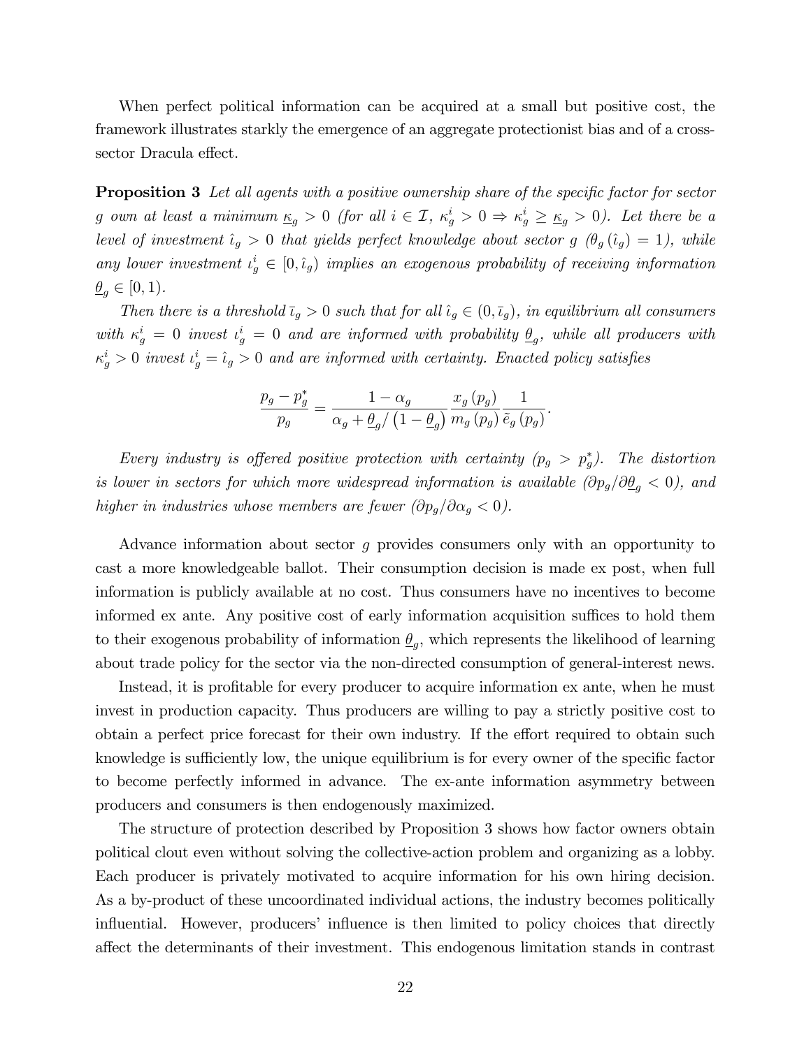When perfect political information can be acquired at a small but positive cost, the framework illustrates starkly the emergence of an aggregate protectionist bias and of a cross-sector Dracula effect.

**Proposition 3** *Let all agents with a positive ownership share of the specific factor for sector $g$ own at least a minimum $\underline{\kappa}_g > 0$ (for all $i \in \mathcal{I}$, $\kappa_g^i > 0 \Rightarrow \kappa_g^i \geq \underline{\kappa}_g > 0$). Let there be a level of investment $\hat{\iota}_g > 0$ that yields perfect knowledge about sector $g$ ($\theta_g(\hat{\iota}_g) = 1$), while any lower investment $\iota_g^i \in [0, \hat{\iota}_g)$ implies an exogenous probability of receiving information $\underline{\theta}_g \in [0, 1)$.*

*Then there is a threshold $\bar{\iota}_g > 0$ such that for all $\hat{\iota}_g \in (0, \bar{\iota}_g)$, in equilibrium all consumers with $\kappa_g^i = 0$ invest $\iota_g^i = 0$ and are informed with probability $\underline{\theta}_g$, while all producers with $\kappa_g^i > 0$ invest $\iota_g^i = \hat{\iota}_g > 0$ and are informed with certainty. Enacted policy satisfies*

$$\frac{p_g - p_g^*}{p_g} = \frac{1 - \alpha_g}{\alpha_g + \underline{\theta}_g / \left(1 - \underline{\theta}_g\right)} \frac{x_g(p_g)}{m_g(p_g)} \frac{1}{\tilde{e}_g(p_g)}.$$

*Every industry is offered positive protection with certainty ($p_g > p_g^*$). The distortion is lower in sectors for which more widespread information is available ($\partial p_g / \partial \underline{\theta}_g < 0$), and higher in industries whose members are fewer ($\partial p_g / \partial \alpha_g < 0$).*

Advance information about sector $g$ provides consumers only with an opportunity to cast a more knowledgeable ballot. Their consumption decision is made ex post, when full information is publicly available at no cost. Thus consumers have no incentives to become informed ex ante. Any positive cost of early information acquisition suffices to hold them to their exogenous probability of information $\underline{\theta}_g$, which represents the likelihood of learning about trade policy for the sector via the non-directed consumption of general-interest news.

Instead, it is profitable for every producer to acquire information ex ante, when he must invest in production capacity. Thus producers are willing to pay a strictly positive cost to obtain a perfect price forecast for their own industry. If the effort required to obtain such knowledge is sufficiently low, the unique equilibrium is for every owner of the specific factor to become perfectly informed in advance. The ex-ante information asymmetry between producers and consumers is then endogenously maximized.

The structure of protection described by Proposition 3 shows how factor owners obtain political clout even without solving the collective-action problem and organizing as a lobby. Each producer is privately motivated to acquire information for his own hiring decision. As a by-product of these uncoordinated individual actions, the industry becomes politically influential. However, producers' influence is then limited to policy choices that directly affect the determinants of their investment. This endogenous limitation stands in contrast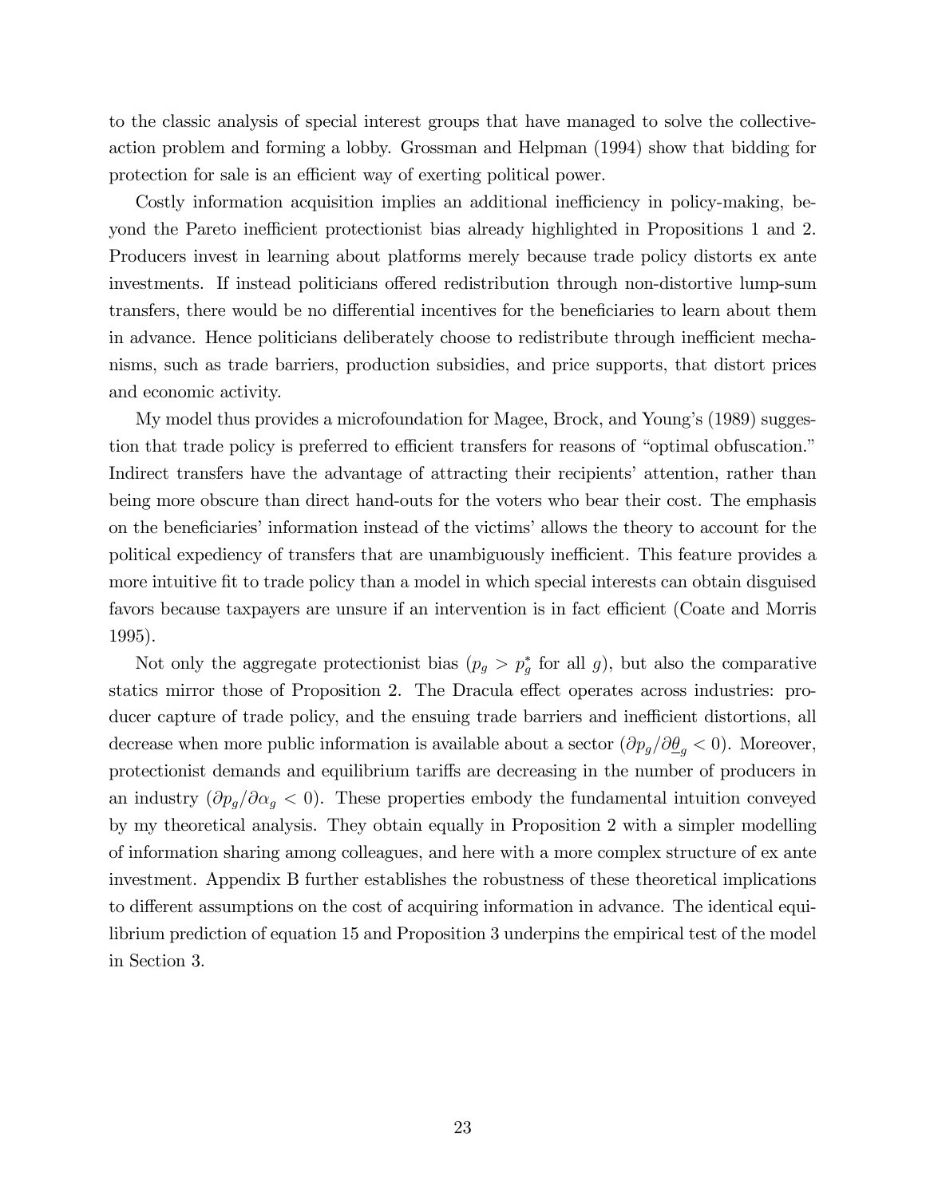to the classic analysis of special interest groups that have managed to solve the collective-action problem and forming a lobby. Grossman and Helpman (1994) show that bidding for protection for sale is an efficient way of exerting political power.

Costly information acquisition implies an additional inefficiency in policy-making, beyond the Pareto inefficient protectionist bias already highlighted in Propositions 1 and 2. Producers invest in learning about platforms merely because trade policy distorts ex ante investments. If instead politicians offered redistribution through non-distortive lump-sum transfers, there would be no differential incentives for the beneficiaries to learn about them in advance. Hence politicians deliberately choose to redistribute through inefficient mechanisms, such as trade barriers, production subsidies, and price supports, that distort prices and economic activity.

My model thus provides a microfoundation for Magee, Brock, and Young's (1989) suggestion that trade policy is preferred to efficient transfers for reasons of "optimal obfuscation." Indirect transfers have the advantage of attracting their recipients' attention, rather than being more obscure than direct hand-outs for the voters who bear their cost. The emphasis on the beneficiaries' information instead of the victims' allows the theory to account for the political expediency of transfers that are unambiguously inefficient. This feature provides a more intuitive fit to trade policy than a model in which special interests can obtain disguised favors because taxpayers are unsure if an intervention is in fact efficient (Coate and Morris 1995).

Not only the aggregate protectionist bias ($p_g > p_g^*$ for all $g$), but also the comparative statics mirror those of Proposition 2. The Dracula effect operates across industries: producer capture of trade policy, and the ensuing trade barriers and inefficient distortions, all decrease when more public information is available about a sector ($\partial p_g / \partial \underline{\theta}_g < 0$). Moreover, protectionist demands and equilibrium tariffs are decreasing in the number of producers in an industry ($\partial p_g / \partial \alpha_g < 0$). These properties embody the fundamental intuition conveyed by my theoretical analysis. They obtain equally in Proposition 2 with a simpler modelling of information sharing among colleagues, and here with a more complex structure of ex ante investment. Appendix B further establishes the robustness of these theoretical implications to different assumptions on the cost of acquiring information in advance. The identical equilibrium prediction of equation 15 and Proposition 3 underpins the empirical test of the model in Section 3.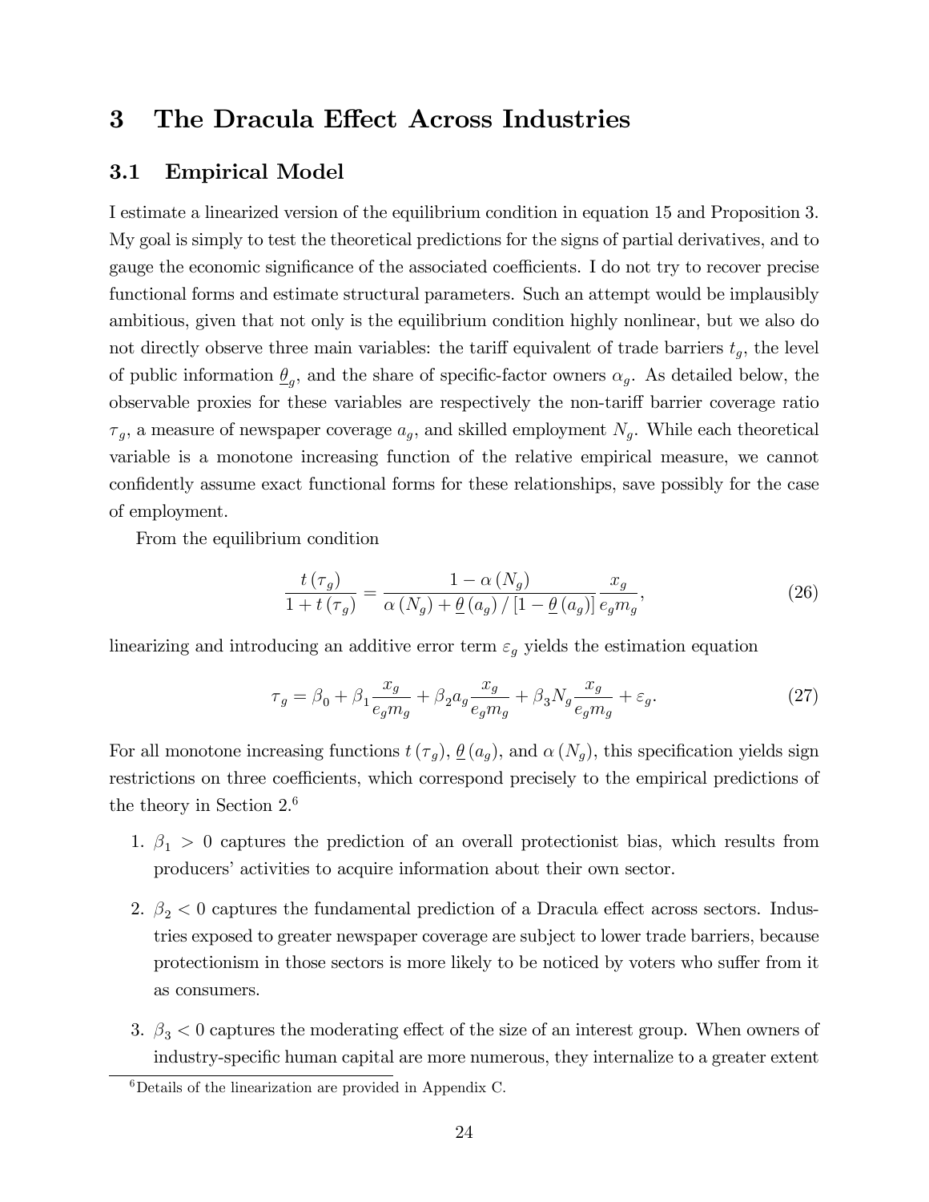## 3 The Dracula Effect Across Industries

### 3.1 Empirical Model

I estimate a linearized version of the equilibrium condition in equation 15 and Proposition 3. My goal is simply to test the theoretical predictions for the signs of partial derivatives, and to gauge the economic significance of the associated coefficients. I do not try to recover precise functional forms and estimate structural parameters. Such an attempt would be implausibly ambitious, given that not only is the equilibrium condition highly nonlinear, but we also do not directly observe three main variables: the tariff equivalent of trade barriers $t_g$, the level of public information $\underline{\theta}_g$, and the share of specific-factor owners $\alpha_g$. As detailed below, the observable proxies for these variables are respectively the non-tariff barrier coverage ratio $\tau_g$, a measure of newspaper coverage $a_g$, and skilled employment $N_g$. While each theoretical variable is a monotone increasing function of the relative empirical measure, we cannot confidently assume exact functional forms for these relationships, save possibly for the case of employment.

From the equilibrium condition

$$\frac{t(\tau_g)}{1+t(\tau_g)} = \frac{1-\alpha(N_g)}{\alpha(N_g)+\underline{\theta}(a_g)/[1-\underline{\theta}(a_g)]}\frac{x_g}{e_g m_g}, \tag{26}$$

linearizing and introducing an additive error term $\varepsilon_g$ yields the estimation equation

$$\tau_g = \beta_0 + \beta_1 \frac{x_g}{e_g m_g} + \beta_2 a_g \frac{x_g}{e_g m_g} + \beta_3 N_g \frac{x_g}{e_g m_g} + \varepsilon_g. \tag{27}$$

For all monotone increasing functions $t(\tau_g)$, $\underline{\theta}(a_g)$, and $\alpha(N_g)$, this specification yields sign restrictions on three coefficients, which correspond precisely to the empirical predictions of the theory in Section 2.[6]

1. $\beta_1 > 0$ captures the prediction of an overall protectionist bias, which results from producers' activities to acquire information about their own sector.

2. $\beta_2 < 0$ captures the fundamental prediction of a Dracula effect across sectors. Industries exposed to greater newspaper coverage are subject to lower trade barriers, because protectionism in those sectors is more likely to be noticed by voters who suffer from it as consumers.

3. $\beta_3 < 0$ captures the moderating effect of the size of an interest group. When owners of industry-specific human capital are more numerous, they internalize to a greater extent

[6] Details of the linearization are provided in Appendix C.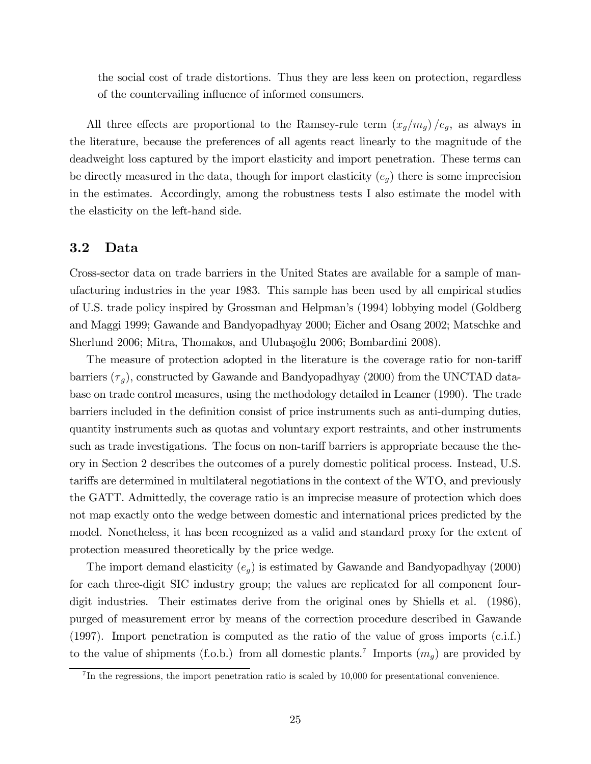the social cost of trade distortions. Thus they are less keen on protection, regardless of the countervailing influence of informed consumers.

All three effects are proportional to the Ramsey-rule term $(x_g/m_g)/e_g$, as always in the literature, because the preferences of all agents react linearly to the magnitude of the deadweight loss captured by the import elasticity and import penetration. These terms can be directly measured in the data, though for import elasticity ($e_g$) there is some imprecision in the estimates. Accordingly, among the robustness tests I also estimate the model with the elasticity on the left-hand side.

### 3.2 Data

Cross-sector data on trade barriers in the United States are available for a sample of manufacturing industries in the year 1983. This sample has been used by all empirical studies of U.S. trade policy inspired by Grossman and Helpman's (1994) lobbying model (Goldberg and Maggi 1999; Gawande and Bandyopadhyay 2000; Eicher and Osang 2002; Matschke and Sherlund 2006; Mitra, Thomakos, and Ulubaşoğlu 2006; Bombardini 2008).

The measure of protection adopted in the literature is the coverage ratio for non-tariff barriers ($\tau_g$), constructed by Gawande and Bandyopadhyay (2000) from the UNCTAD database on trade control measures, using the methodology detailed in Leamer (1990). The trade barriers included in the definition consist of price instruments such as anti-dumping duties, quantity instruments such as quotas and voluntary export restraints, and other instruments such as trade investigations. The focus on non-tariff barriers is appropriate because the theory in Section 2 describes the outcomes of a purely domestic political process. Instead, U.S. tariffs are determined in multilateral negotiations in the context of the WTO, and previously the GATT. Admittedly, the coverage ratio is an imprecise measure of protection which does not map exactly onto the wedge between domestic and international prices predicted by the model. Nonetheless, it has been recognized as a valid and standard proxy for the extent of protection measured theoretically by the price wedge.

The import demand elasticity ($e_g$) is estimated by Gawande and Bandyopadhyay (2000) for each three-digit SIC industry group; the values are replicated for all component four-digit industries. Their estimates derive from the original ones by Shiells et al. (1986), purged of measurement error by means of the correction procedure described in Gawande (1997). Import penetration is computed as the ratio of the value of gross imports (c.i.f.) to the value of shipments (f.o.b.) from all domestic plants.[7] Imports ($m_g$) are provided by

[7] In the regressions, the import penetration ratio is scaled by 10,000 for presentational convenience.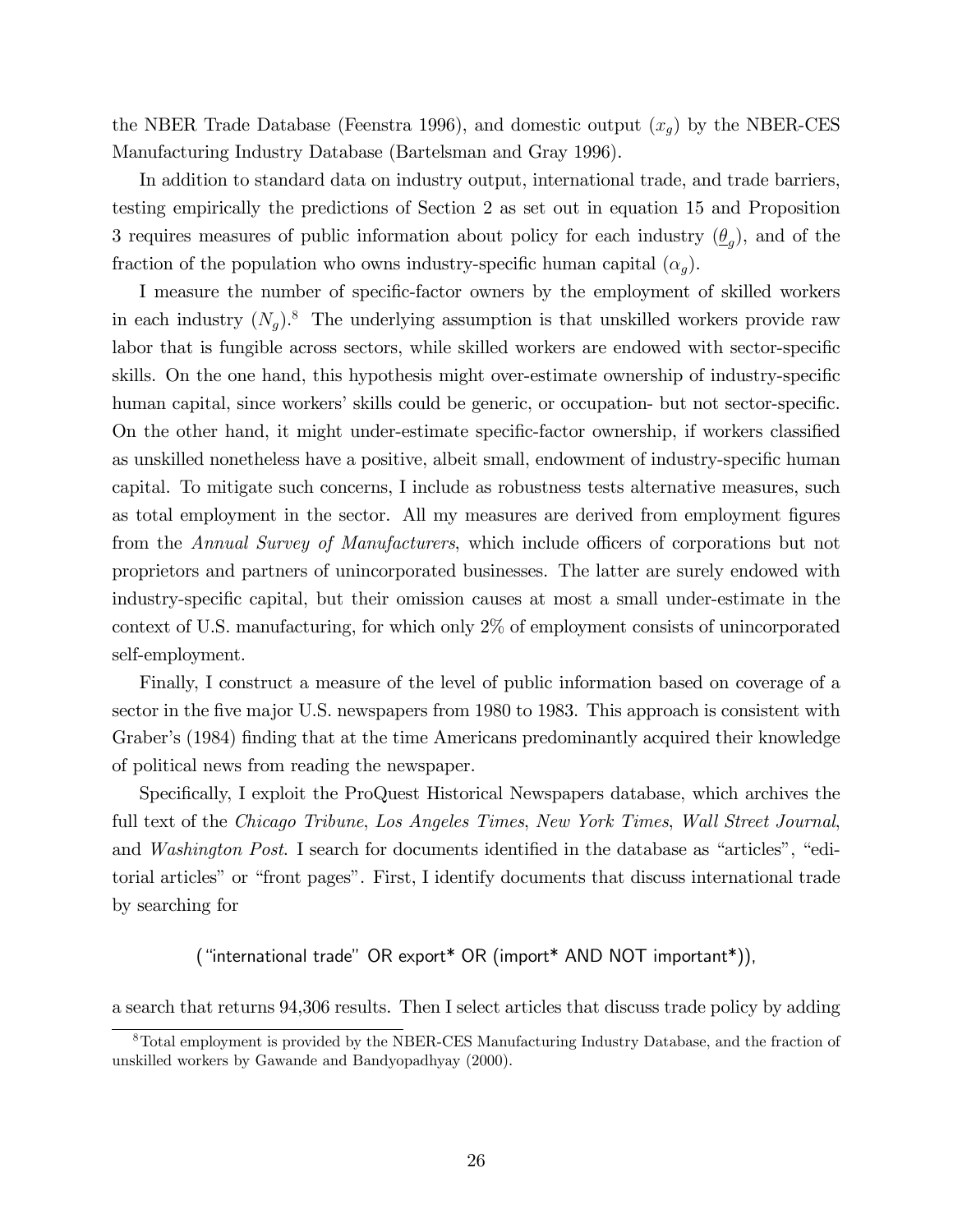the NBER Trade Database (Feenstra 1996), and domestic output ($x_g$) by the NBER-CES Manufacturing Industry Database (Bartelsman and Gray 1996).

In addition to standard data on industry output, international trade, and trade barriers, testing empirically the predictions of Section 2 as set out in equation 15 and Proposition 3 requires measures of public information about policy for each industry ($\underline{\theta}_g$), and of the fraction of the population who owns industry-specific human capital ($\alpha_g$).

I measure the number of specific-factor owners by the employment of skilled workers in each industry ($N_g$).[8] The underlying assumption is that unskilled workers provide raw labor that is fungible across sectors, while skilled workers are endowed with sector-specific skills. On the one hand, this hypothesis might over-estimate ownership of industry-specific human capital, since workers' skills could be generic, or occupation- but not sector-specific. On the other hand, it might under-estimate specific-factor ownership, if workers classified as unskilled nonetheless have a positive, albeit small, endowment of industry-specific human capital. To mitigate such concerns, I include as robustness tests alternative measures, such as total employment in the sector. All my measures are derived from employment figures from the *Annual Survey of Manufacturers*, which include officers of corporations but not proprietors and partners of unincorporated businesses. The latter are surely endowed with industry-specific capital, but their omission causes at most a small under-estimate in the context of U.S. manufacturing, for which only 2% of employment consists of unincorporated self-employment.

Finally, I construct a measure of the level of public information based on coverage of a sector in the five major U.S. newspapers from 1980 to 1983. This approach is consistent with Graber's (1984) finding that at the time Americans predominantly acquired their knowledge of political news from reading the newspaper.

Specifically, I exploit the ProQuest Historical Newspapers database, which archives the full text of the *Chicago Tribune*, *Los Angeles Times*, *New York Times*, *Wall Street Journal*, and *Washington Post*. I search for documents identified in the database as "articles", "editorial articles" or "front pages". First, I identify documents that discuss international trade by searching for

("international trade" OR export* OR (import* AND NOT important*)),

a search that returns 94,306 results. Then I select articles that discuss trade policy by adding

[8] Total employment is provided by the NBER-CES Manufacturing Industry Database, and the fraction of unskilled workers by Gawande and Bandyopadhyay (2000).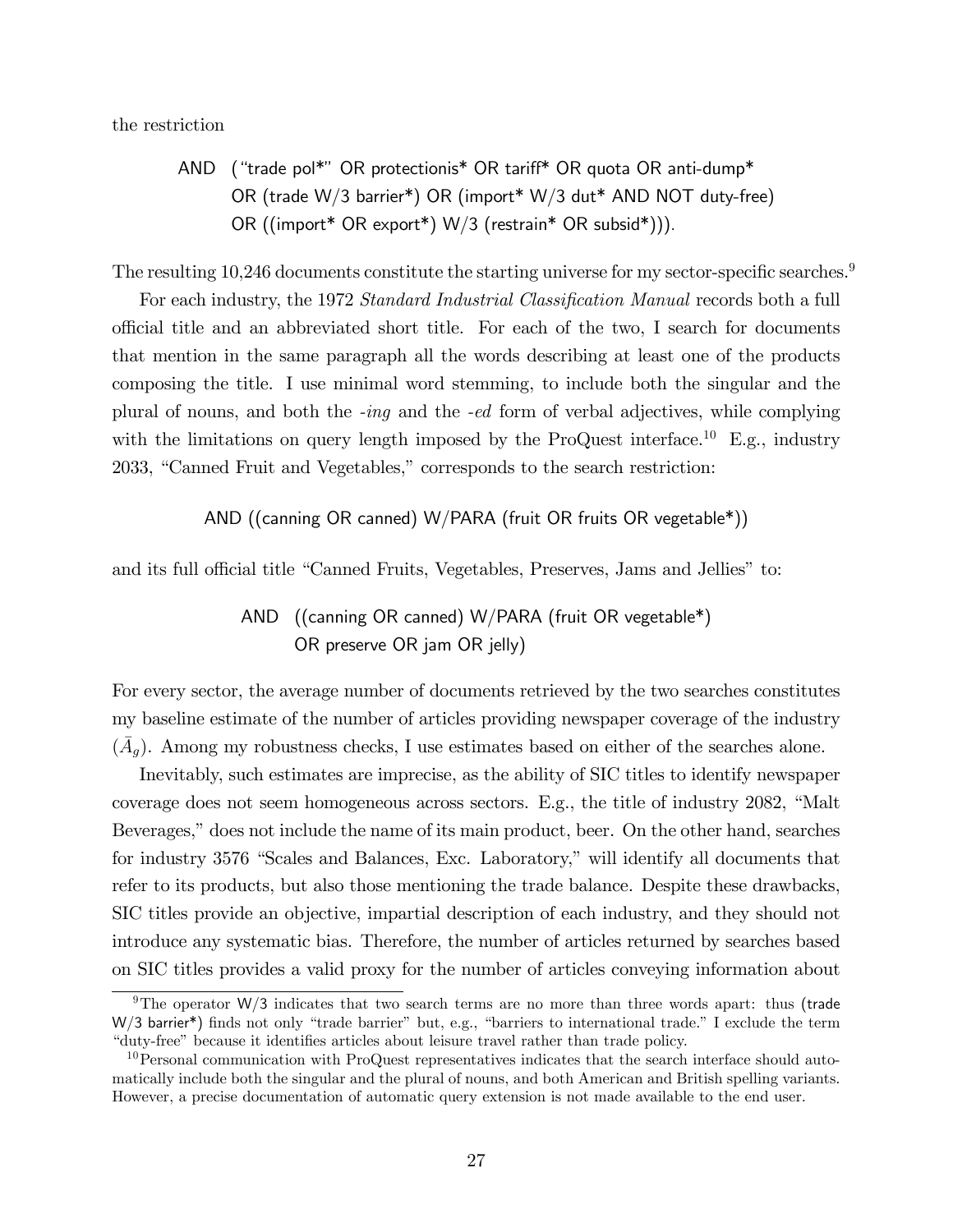the restriction

> AND ("trade pol*" OR protectionis* OR tariff* OR quota OR anti-dump*
> OR (trade W/3 barrier*) OR (import* W/3 dut* AND NOT duty-free)
> OR ((import* OR export*) W/3 (restrain* OR subsid*))).

The resulting 10,246 documents constitute the starting universe for my sector-specific searches.[9]

For each industry, the 1972 *Standard Industrial Classification Manual* records both a full official title and an abbreviated short title. For each of the two, I search for documents that mention in the same paragraph all the words describing at least one of the products composing the title. I use minimal word stemming, to include both the singular and the plural of nouns, and both the *-ing* and the *-ed* form of verbal adjectives, while complying with the limitations on query length imposed by the ProQuest interface.[10] E.g., industry 2033, "Canned Fruit and Vegetables," corresponds to the search restriction:

> AND ((canning OR canned) W/PARA (fruit OR fruits OR vegetable*))

and its full official title "Canned Fruits, Vegetables, Preserves, Jams and Jellies" to:

> AND ((canning OR canned) W/PARA (fruit OR vegetable*)
> OR preserve OR jam OR jelly)

For every sector, the average number of documents retrieved by the two searches constitutes my baseline estimate of the number of articles providing newspaper coverage of the industry ($\bar{A}_g$). Among my robustness checks, I use estimates based on either of the searches alone.

Inevitably, such estimates are imprecise, as the ability of SIC titles to identify newspaper coverage does not seem homogeneous across sectors. E.g., the title of industry 2082, "Malt Beverages," does not include the name of its main product, beer. On the other hand, searches for industry 3576 "Scales and Balances, Exc. Laboratory," will identify all documents that refer to its products, but also those mentioning the trade balance. Despite these drawbacks, SIC titles provide an objective, impartial description of each industry, and they should not introduce any systematic bias. Therefore, the number of articles returned by searches based on SIC titles provides a valid proxy for the number of articles conveying information about

---

[9] The operator W/3 indicates that two search terms are no more than three words apart: thus (trade W/3 barrier*) finds not only "trade barrier" but, e.g., "barriers to international trade." I exclude the term "duty-free" because it identifies articles about leisure travel rather than trade policy.

[10] Personal communication with ProQuest representatives indicates that the search interface should automatically include both the singular and the plural of nouns, and both American and British spelling variants. However, a precise documentation of automatic query extension is not made available to the end user.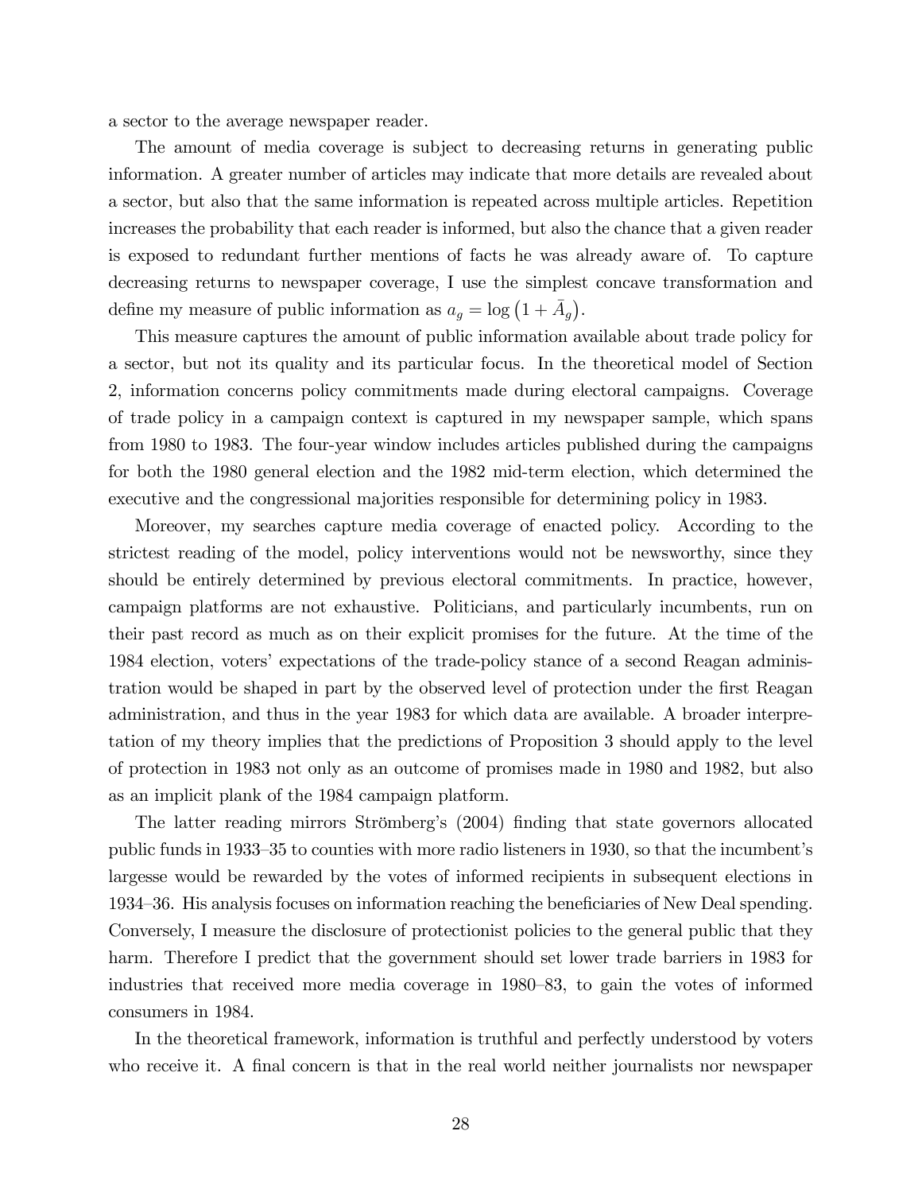a sector to the average newspaper reader.

The amount of media coverage is subject to decreasing returns in generating public information. A greater number of articles may indicate that more details are revealed about a sector, but also that the same information is repeated across multiple articles. Repetition increases the probability that each reader is informed, but also the chance that a given reader is exposed to redundant further mentions of facts he was already aware of. To capture decreasing returns to newspaper coverage, I use the simplest concave transformation and define my measure of public information as $a_g = \log\left(1 + \bar{A}_g\right)$.

This measure captures the amount of public information available about trade policy for a sector, but not its quality and its particular focus. In the theoretical model of Section 2, information concerns policy commitments made during electoral campaigns. Coverage of trade policy in a campaign context is captured in my newspaper sample, which spans from 1980 to 1983. The four-year window includes articles published during the campaigns for both the 1980 general election and the 1982 mid-term election, which determined the executive and the congressional majorities responsible for determining policy in 1983.

Moreover, my searches capture media coverage of enacted policy. According to the strictest reading of the model, policy interventions would not be newsworthy, since they should be entirely determined by previous electoral commitments. In practice, however, campaign platforms are not exhaustive. Politicians, and particularly incumbents, run on their past record as much as on their explicit promises for the future. At the time of the 1984 election, voters' expectations of the trade-policy stance of a second Reagan administration would be shaped in part by the observed level of protection under the first Reagan administration, and thus in the year 1983 for which data are available. A broader interpretation of my theory implies that the predictions of Proposition 3 should apply to the level of protection in 1983 not only as an outcome of promises made in 1980 and 1982, but also as an implicit plank of the 1984 campaign platform.

The latter reading mirrors Strömberg's (2004) finding that state governors allocated public funds in 1933–35 to counties with more radio listeners in 1930, so that the incumbent's largesse would be rewarded by the votes of informed recipients in subsequent elections in 1934–36. His analysis focuses on information reaching the beneficiaries of New Deal spending. Conversely, I measure the disclosure of protectionist policies to the general public that they harm. Therefore I predict that the government should set lower trade barriers in 1983 for industries that received more media coverage in 1980–83, to gain the votes of informed consumers in 1984.

In the theoretical framework, information is truthful and perfectly understood by voters who receive it. A final concern is that in the real world neither journalists nor newspaper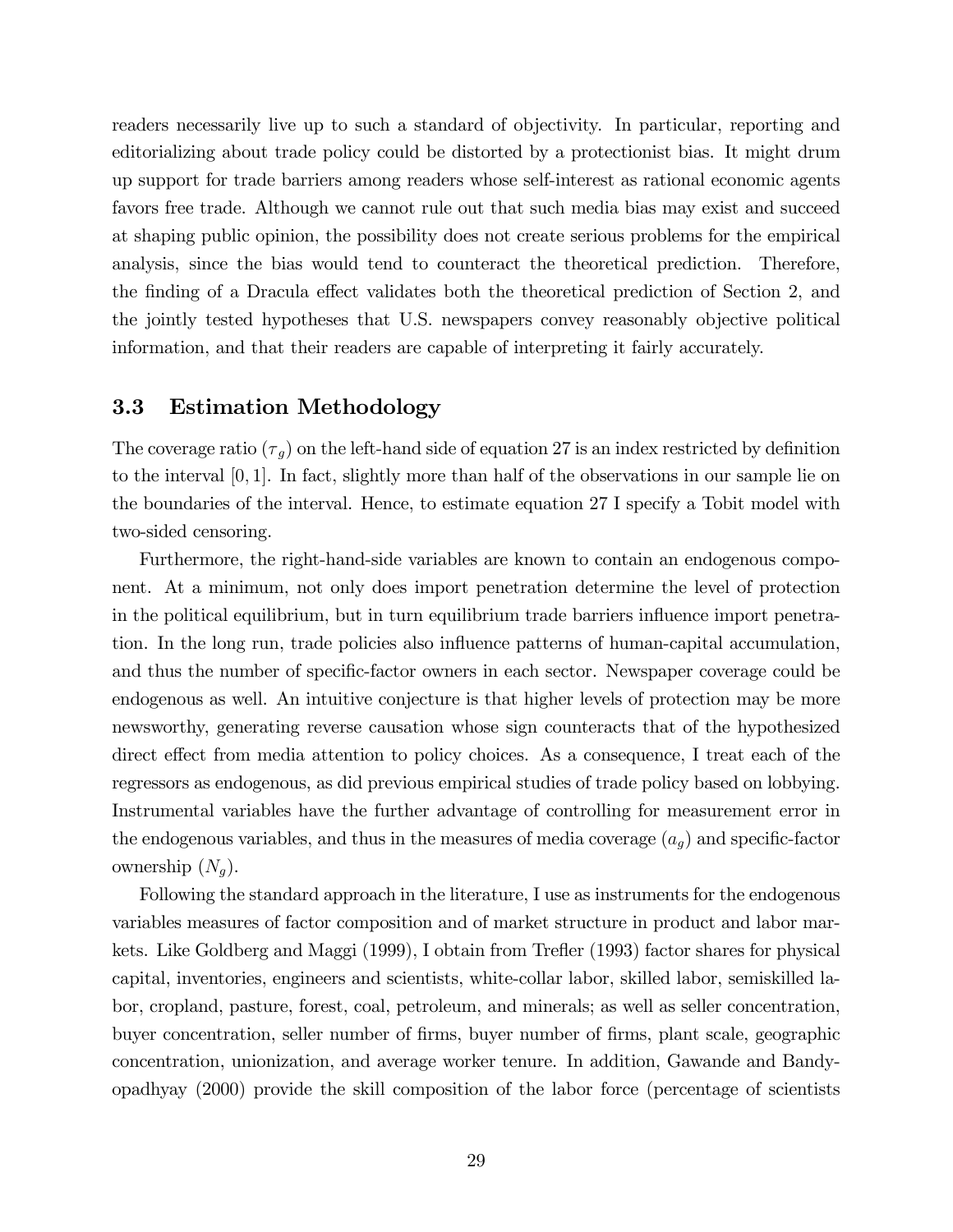readers necessarily live up to such a standard of objectivity. In particular, reporting and editorializing about trade policy could be distorted by a protectionist bias. It might drum up support for trade barriers among readers whose self-interest as rational economic agents favors free trade. Although we cannot rule out that such media bias may exist and succeed at shaping public opinion, the possibility does not create serious problems for the empirical analysis, since the bias would tend to counteract the theoretical prediction. Therefore, the finding of a Dracula effect validates both the theoretical prediction of Section 2, and the jointly tested hypotheses that U.S. newspapers convey reasonably objective political information, and that their readers are capable of interpreting it fairly accurately.

### 3.3 Estimation Methodology

The coverage ratio ($\tau_g$) on the left-hand side of equation 27 is an index restricted by definition to the interval $[0, 1]$. In fact, slightly more than half of the observations in our sample lie on the boundaries of the interval. Hence, to estimate equation 27 I specify a Tobit model with two-sided censoring.

Furthermore, the right-hand-side variables are known to contain an endogenous component. At a minimum, not only does import penetration determine the level of protection in the political equilibrium, but in turn equilibrium trade barriers influence import penetration. In the long run, trade policies also influence patterns of human-capital accumulation, and thus the number of specific-factor owners in each sector. Newspaper coverage could be endogenous as well. An intuitive conjecture is that higher levels of protection may be more newsworthy, generating reverse causation whose sign counteracts that of the hypothesized direct effect from media attention to policy choices. As a consequence, I treat each of the regressors as endogenous, as did previous empirical studies of trade policy based on lobbying. Instrumental variables have the further advantage of controlling for measurement error in the endogenous variables, and thus in the measures of media coverage ($a_g$) and specific-factor ownership ($N_g$).

Following the standard approach in the literature, I use as instruments for the endogenous variables measures of factor composition and of market structure in product and labor markets. Like Goldberg and Maggi (1999), I obtain from Trefler (1993) factor shares for physical capital, inventories, engineers and scientists, white-collar labor, skilled labor, semiskilled labor, cropland, pasture, forest, coal, petroleum, and minerals; as well as seller concentration, buyer concentration, seller number of firms, buyer number of firms, plant scale, geographic concentration, unionization, and average worker tenure. In addition, Gawande and Bandyopadhyay (2000) provide the skill composition of the labor force (percentage of scientists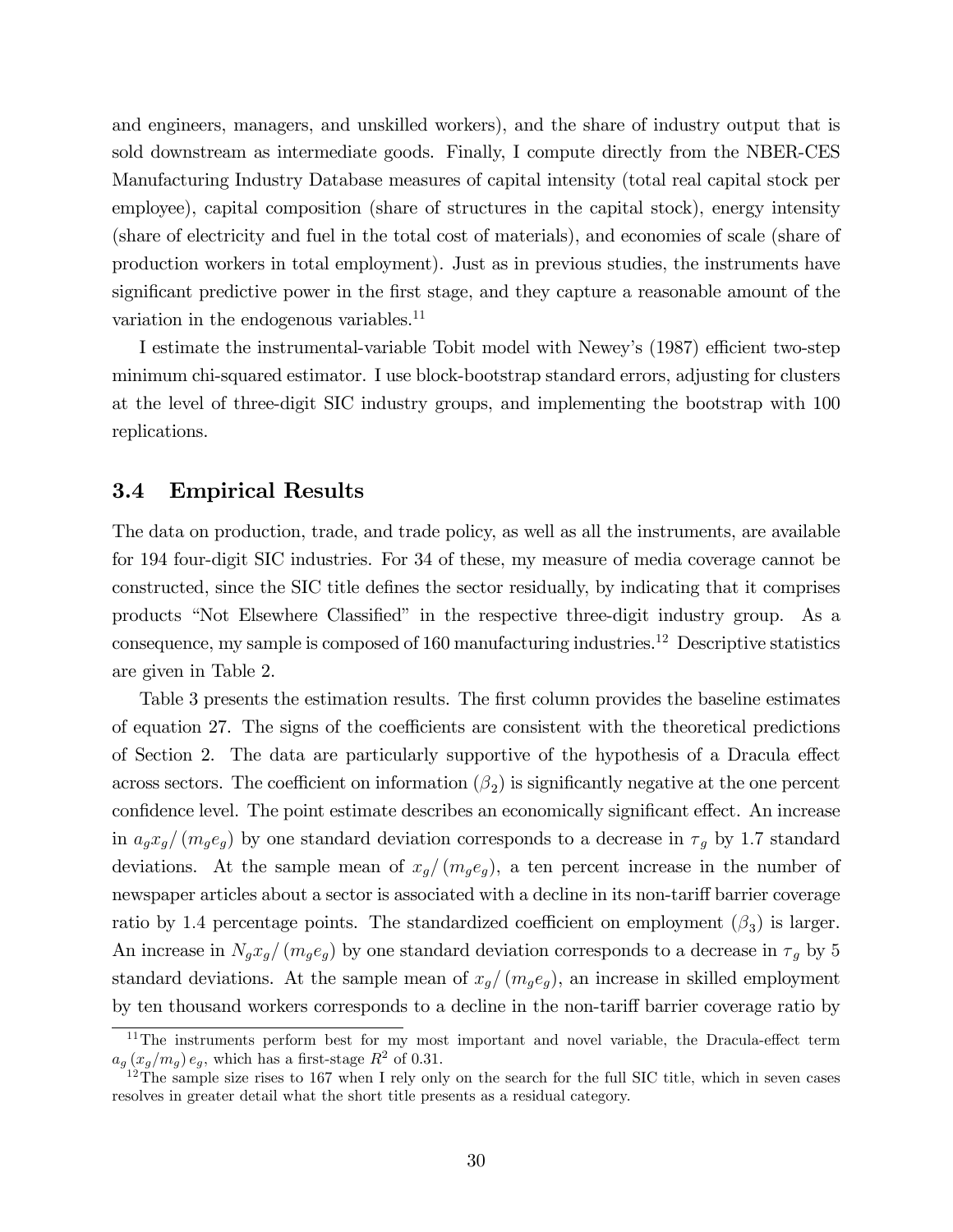and engineers, managers, and unskilled workers), and the share of industry output that is sold downstream as intermediate goods. Finally, I compute directly from the NBER-CES Manufacturing Industry Database measures of capital intensity (total real capital stock per employee), capital composition (share of structures in the capital stock), energy intensity (share of electricity and fuel in the total cost of materials), and economies of scale (share of production workers in total employment). Just as in previous studies, the instruments have significant predictive power in the first stage, and they capture a reasonable amount of the variation in the endogenous variables.[11]

I estimate the instrumental-variable Tobit model with Newey's (1987) efficient two-step minimum chi-squared estimator. I use block-bootstrap standard errors, adjusting for clusters at the level of three-digit SIC industry groups, and implementing the bootstrap with 100 replications.

### 3.4 Empirical Results

The data on production, trade, and trade policy, as well as all the instruments, are available for 194 four-digit SIC industries. For 34 of these, my measure of media coverage cannot be constructed, since the SIC title defines the sector residually, by indicating that it comprises products "Not Elsewhere Classified" in the respective three-digit industry group. As a consequence, my sample is composed of 160 manufacturing industries.[12] Descriptive statistics are given in Table 2.

Table 3 presents the estimation results. The first column provides the baseline estimates of equation 27. The signs of the coefficients are consistent with the theoretical predictions of Section 2. The data are particularly supportive of the hypothesis of a Dracula effect across sectors. The coefficient on information ($\beta_2$) is significantly negative at the one percent confidence level. The point estimate describes an economically significant effect. An increase in $a_g x_g / (m_g e_g)$ by one standard deviation corresponds to a decrease in $\tau_g$ by 1.7 standard deviations. At the sample mean of $x_g / (m_g e_g)$, a ten percent increase in the number of newspaper articles about a sector is associated with a decline in its non-tariff barrier coverage ratio by 1.4 percentage points. The standardized coefficient on employment ($\beta_3$) is larger. An increase in $N_g x_g / (m_g e_g)$ by one standard deviation corresponds to a decrease in $\tau_g$ by 5 standard deviations. At the sample mean of $x_g / (m_g e_g)$, an increase in skilled employment by ten thousand workers corresponds to a decline in the non-tariff barrier coverage ratio by

[11] The instruments perform best for my most important and novel variable, the Dracula-effect term $a_g (x_g / m_g) e_g$, which has a first-stage $R^2$ of 0.31.

[12] The sample size rises to 167 when I rely only on the search for the full SIC title, which in seven cases resolves in greater detail what the short title presents as a residual category.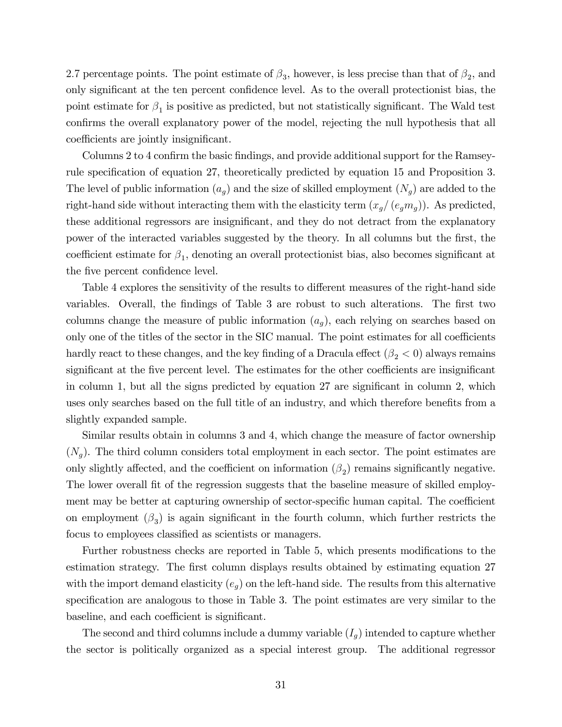2.7 percentage points. The point estimate of $\beta_3$, however, is less precise than that of $\beta_2$, and only significant at the ten percent confidence level. As to the overall protectionist bias, the point estimate for $\beta_1$ is positive as predicted, but not statistically significant. The Wald test confirms the overall explanatory power of the model, rejecting the null hypothesis that all coefficients are jointly insignificant.

Columns 2 to 4 confirm the basic findings, and provide additional support for the Ramsey-rule specification of equation 27, theoretically predicted by equation 15 and Proposition 3. The level of public information ($a_g$) and the size of skilled employment ($N_g$) are added to the right-hand side without interacting them with the elasticity term ($x_g/(e_g m_g)$). As predicted, these additional regressors are insignificant, and they do not detract from the explanatory power of the interacted variables suggested by the theory. In all columns but the first, the coefficient estimate for $\beta_1$, denoting an overall protectionist bias, also becomes significant at the five percent confidence level.

Table 4 explores the sensitivity of the results to different measures of the right-hand side variables. Overall, the findings of Table 3 are robust to such alterations. The first two columns change the measure of public information ($a_g$), each relying on searches based on only one of the titles of the sector in the SIC manual. The point estimates for all coefficients hardly react to these changes, and the key finding of a Dracula effect ($\beta_2 < 0$) always remains significant at the five percent level. The estimates for the other coefficients are insignificant in column 1, but all the signs predicted by equation 27 are significant in column 2, which uses only searches based on the full title of an industry, and which therefore benefits from a slightly expanded sample.

Similar results obtain in columns 3 and 4, which change the measure of factor ownership ($N_g$). The third column considers total employment in each sector. The point estimates are only slightly affected, and the coefficient on information ($\beta_2$) remains significantly negative. The lower overall fit of the regression suggests that the baseline measure of skilled employment may be better at capturing ownership of sector-specific human capital. The coefficient on employment ($\beta_3$) is again significant in the fourth column, which further restricts the focus to employees classified as scientists or managers.

Further robustness checks are reported in Table 5, which presents modifications to the estimation strategy. The first column displays results obtained by estimating equation 27 with the import demand elasticity ($e_g$) on the left-hand side. The results from this alternative specification are analogous to those in Table 3. The point estimates are very similar to the baseline, and each coefficient is significant.

The second and third columns include a dummy variable ($I_g$) intended to capture whether the sector is politically organized as a special interest group. The additional regressor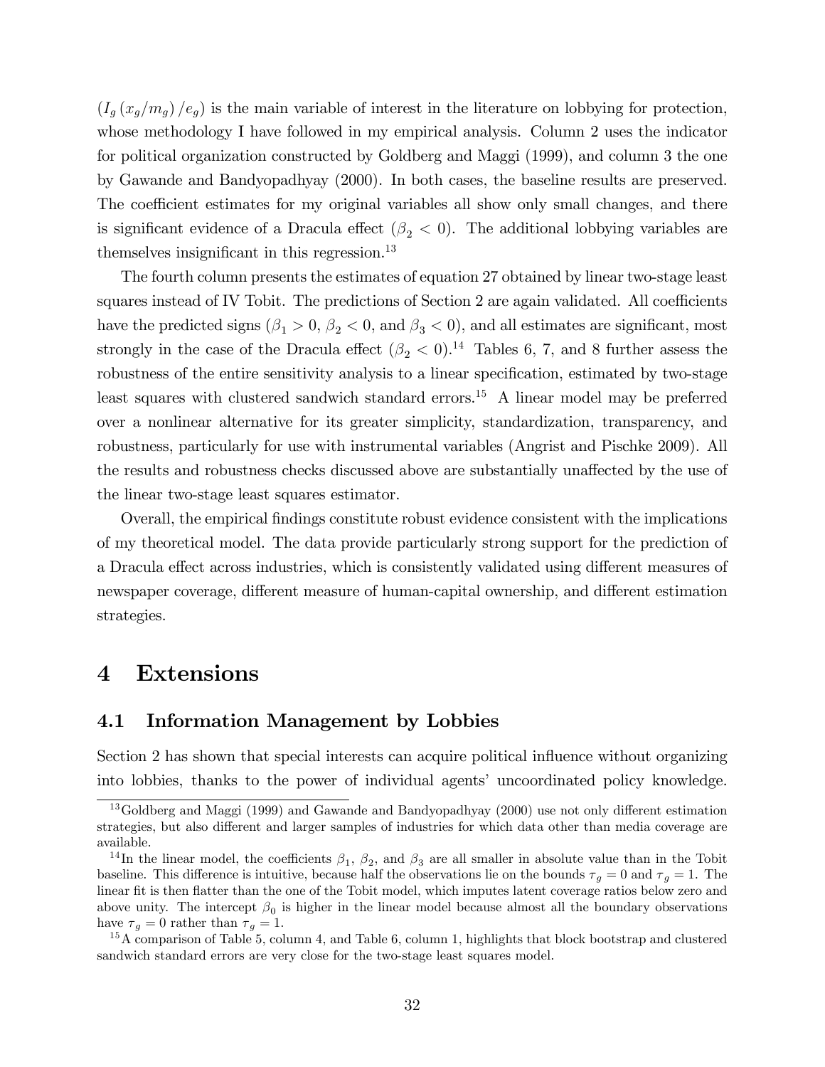$(I_g (x_g/m_g)/e_g)$ is the main variable of interest in the literature on lobbying for protection, whose methodology I have followed in my empirical analysis. Column 2 uses the indicator for political organization constructed by Goldberg and Maggi (1999), and column 3 the one by Gawande and Bandyopadhyay (2000). In both cases, the baseline results are preserved. The coefficient estimates for my original variables all show only small changes, and there is significant evidence of a Dracula effect ($\beta_2 < 0$). The additional lobbying variables are themselves insignificant in this regression.[13]

The fourth column presents the estimates of equation 27 obtained by linear two-stage least squares instead of IV Tobit. The predictions of Section 2 are again validated. All coefficients have the predicted signs ($\beta_1 > 0$, $\beta_2 < 0$, and $\beta_3 < 0$), and all estimates are significant, most strongly in the case of the Dracula effect ($\beta_2 < 0$).[14] Tables 6, 7, and 8 further assess the robustness of the entire sensitivity analysis to a linear specification, estimated by two-stage least squares with clustered sandwich standard errors.[15] A linear model may be preferred over a nonlinear alternative for its greater simplicity, standardization, transparency, and robustness, particularly for use with instrumental variables (Angrist and Pischke 2009). All the results and robustness checks discussed above are substantially unaffected by the use of the linear two-stage least squares estimator.

Overall, the empirical findings constitute robust evidence consistent with the implications of my theoretical model. The data provide particularly strong support for the prediction of a Dracula effect across industries, which is consistently validated using different measures of newspaper coverage, different measure of human-capital ownership, and different estimation strategies.

# 4 Extensions

## 4.1 Information Management by Lobbies

Section 2 has shown that special interests can acquire political influence without organizing into lobbies, thanks to the power of individual agents' uncoordinated policy knowledge.

---

[13] Goldberg and Maggi (1999) and Gawande and Bandyopadhyay (2000) use not only different estimation strategies, but also different and larger samples of industries for which data other than media coverage are available.

[14] In the linear model, the coefficients $\beta_1$, $\beta_2$, and $\beta_3$ are all smaller in absolute value than in the Tobit baseline. This difference is intuitive, because half the observations lie on the bounds $\tau_g = 0$ and $\tau_g = 1$. The linear fit is then flatter than the one of the Tobit model, which imputes latent coverage ratios below zero and above unity. The intercept $\beta_0$ is higher in the linear model because almost all the boundary observations have $\tau_g = 0$ rather than $\tau_g = 1$.

[15] A comparison of Table 5, column 4, and Table 6, column 1, highlights that block bootstrap and clustered sandwich standard errors are very close for the two-stage least squares model.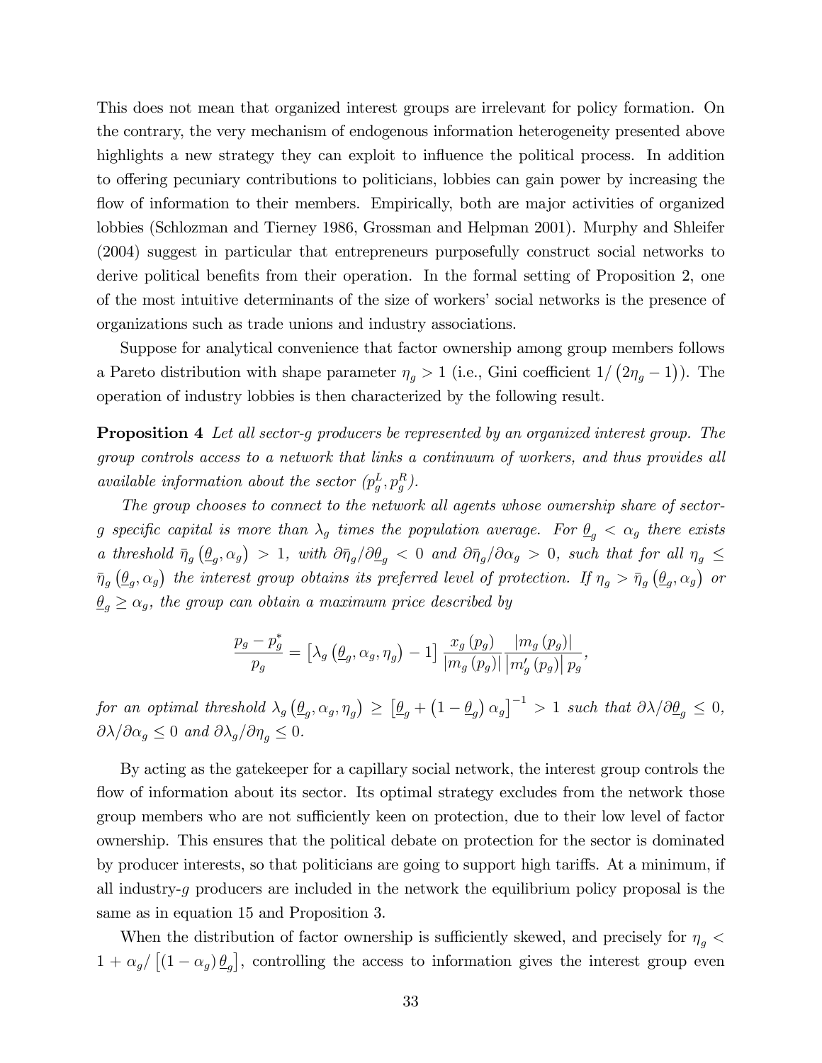This does not mean that organized interest groups are irrelevant for policy formation. On the contrary, the very mechanism of endogenous information heterogeneity presented above highlights a new strategy they can exploit to influence the political process. In addition to offering pecuniary contributions to politicians, lobbies can gain power by increasing the flow of information to their members. Empirically, both are major activities of organized lobbies (Schlozman and Tierney 1986, Grossman and Helpman 2001). Murphy and Shleifer (2004) suggest in particular that entrepreneurs purposefully construct social networks to derive political benefits from their operation. In the formal setting of Proposition 2, one of the most intuitive determinants of the size of workers' social networks is the presence of organizations such as trade unions and industry associations.

Suppose for analytical convenience that factor ownership among group members follows a Pareto distribution with shape parameter $\eta_g > 1$ (i.e., Gini coefficient $1/\left(2\eta_g - 1\right)$). The operation of industry lobbies is then characterized by the following result.

**Proposition 4** *Let all sector-g producers be represented by an organized interest group. The group controls access to a network that links a continuum of workers, and thus provides all available information about the sector* $(p_g^L, p_g^R)$.

*The group chooses to connect to the network all agents whose ownership share of sector-g specific capital is more than* $\lambda_g$ *times the population average. For* $\underline{\theta}_g < \alpha_g$ *there exists a threshold* $\bar{\eta}_g\left(\underline{\theta}_g, \alpha_g\right) > 1$, *with* $\partial\bar{\eta}_g/\partial\underline{\theta}_g < 0$ *and* $\partial\bar{\eta}_g/\partial\alpha_g > 0$, *such that for all* $\eta_g \leq \bar{\eta}_g\left(\underline{\theta}_g, \alpha_g\right)$ *the interest group obtains its preferred level of protection. If* $\eta_g > \bar{\eta}_g\left(\underline{\theta}_g, \alpha_g\right)$ *or* $\underline{\theta}_g \geq \alpha_g$, *the group can obtain a maximum price described by*

$$\frac{p_g - p_g^*}{p_g} = \left[\lambda_g\left(\underline{\theta}_g, \alpha_g, \eta_g\right) - 1\right] \frac{x_g\left(p_g\right)}{\left|m_g\left(p_g\right)\right|} \frac{\left|m_g\left(p_g\right)\right|}{\left|m_g'\left(p_g\right)\right| p_g},$$

*for an optimal threshold* $\lambda_g\left(\underline{\theta}_g, \alpha_g, \eta_g\right) \geq \left[\underline{\theta}_g + \left(1 - \underline{\theta}_g\right)\alpha_g\right]^{-1} > 1$ *such that* $\partial\lambda/\partial\underline{\theta}_g \leq 0$, $\partial\lambda/\partial\alpha_g \leq 0$ *and* $\partial\lambda_g/\partial\eta_g \leq 0$.

By acting as the gatekeeper for a capillary social network, the interest group controls the flow of information about its sector. Its optimal strategy excludes from the network those group members who are not sufficiently keen on protection, due to their low level of factor ownership. This ensures that the political debate on protection for the sector is dominated by producer interests, so that politicians are going to support high tariffs. At a minimum, if all industry-$g$ producers are included in the network the equilibrium policy proposal is the same as in equation 15 and Proposition 3.

When the distribution of factor ownership is sufficiently skewed, and precisely for $\eta_g < 1 + \alpha_g/\left[\left(1 - \alpha_g\right)\underline{\theta}_g\right]$, controlling the access to information gives the interest group even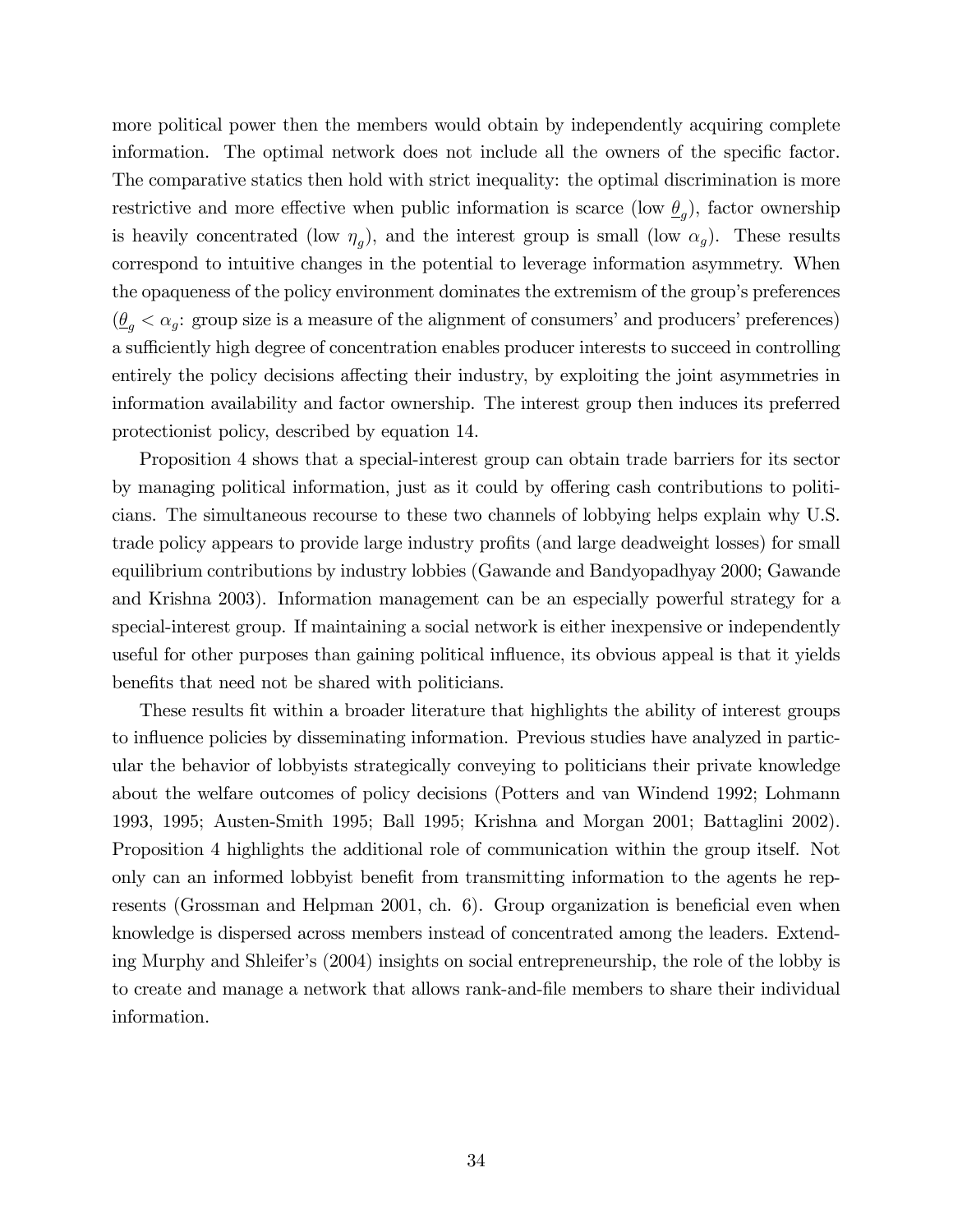more political power then the members would obtain by independently acquiring complete information. The optimal network does not include all the owners of the specific factor. The comparative statics then hold with strict inequality: the optimal discrimination is more restrictive and more effective when public information is scarce (low $\underline{\theta}_g$), factor ownership is heavily concentrated (low $\eta_g$), and the interest group is small (low $\alpha_g$). These results correspond to intuitive changes in the potential to leverage information asymmetry. When the opaqueness of the policy environment dominates the extremism of the group's preferences ($\underline{\theta}_g < \alpha_g$: group size is a measure of the alignment of consumers' and producers' preferences) a sufficiently high degree of concentration enables producer interests to succeed in controlling entirely the policy decisions affecting their industry, by exploiting the joint asymmetries in information availability and factor ownership. The interest group then induces its preferred protectionist policy, described by equation 14.

Proposition 4 shows that a special-interest group can obtain trade barriers for its sector by managing political information, just as it could by offering cash contributions to politicians. The simultaneous recourse to these two channels of lobbying helps explain why U.S. trade policy appears to provide large industry profits (and large deadweight losses) for small equilibrium contributions by industry lobbies (Gawande and Bandyopadhyay 2000; Gawande and Krishna 2003). Information management can be an especially powerful strategy for a special-interest group. If maintaining a social network is either inexpensive or independently useful for other purposes than gaining political influence, its obvious appeal is that it yields benefits that need not be shared with politicians.

These results fit within a broader literature that highlights the ability of interest groups to influence policies by disseminating information. Previous studies have analyzed in particular the behavior of lobbyists strategically conveying to politicians their private knowledge about the welfare outcomes of policy decisions (Potters and van Windend 1992; Lohmann 1993, 1995; Austen-Smith 1995; Ball 1995; Krishna and Morgan 2001; Battaglini 2002). Proposition 4 highlights the additional role of communication within the group itself. Not only can an informed lobbyist benefit from transmitting information to the agents he represents (Grossman and Helpman 2001, ch. 6). Group organization is beneficial even when knowledge is dispersed across members instead of concentrated among the leaders. Extending Murphy and Shleifer's (2004) insights on social entrepreneurship, the role of the lobby is to create and manage a network that allows rank-and-file members to share their individual information.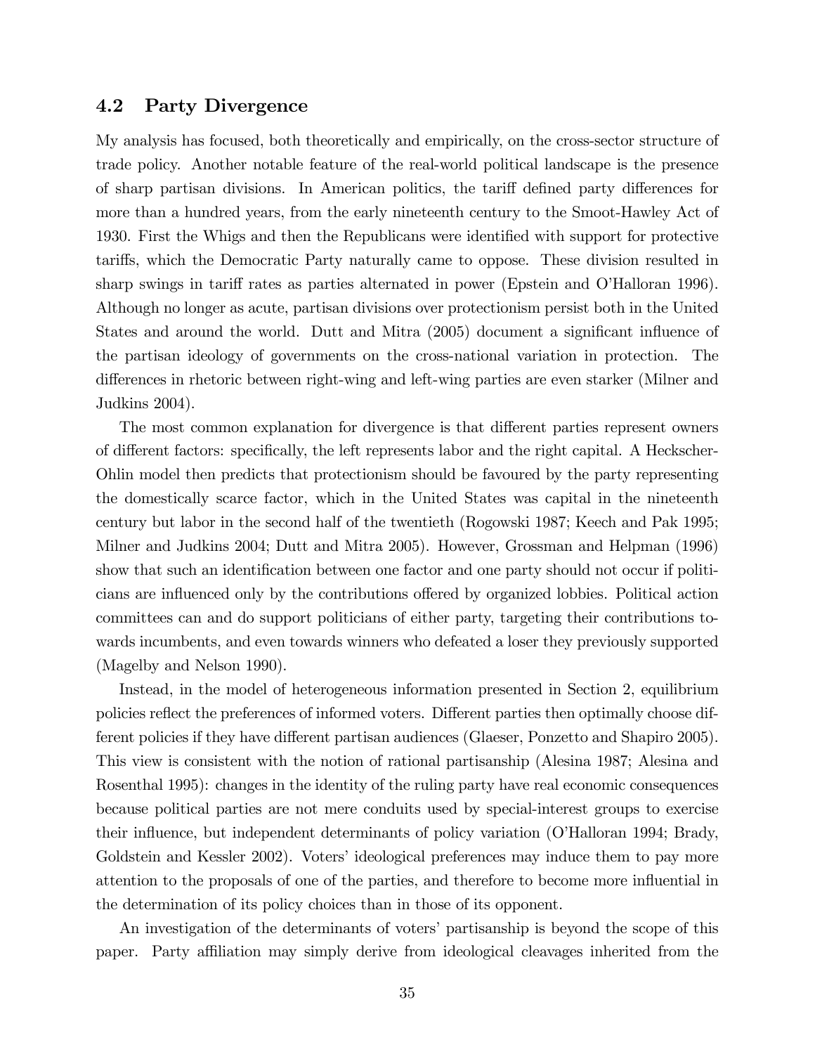## 4.2 Party Divergence

My analysis has focused, both theoretically and empirically, on the cross-sector structure of trade policy. Another notable feature of the real-world political landscape is the presence of sharp partisan divisions. In American politics, the tariff defined party differences for more than a hundred years, from the early nineteenth century to the Smoot-Hawley Act of 1930. First the Whigs and then the Republicans were identified with support for protective tariffs, which the Democratic Party naturally came to oppose. These division resulted in sharp swings in tariff rates as parties alternated in power (Epstein and O'Halloran 1996). Although no longer as acute, partisan divisions over protectionism persist both in the United States and around the world. Dutt and Mitra (2005) document a significant influence of the partisan ideology of governments on the cross-national variation in protection. The differences in rhetoric between right-wing and left-wing parties are even starker (Milner and Judkins 2004).

The most common explanation for divergence is that different parties represent owners of different factors: specifically, the left represents labor and the right capital. A Heckscher-Ohlin model then predicts that protectionism should be favoured by the party representing the domestically scarce factor, which in the United States was capital in the nineteenth century but labor in the second half of the twentieth (Rogowski 1987; Keech and Pak 1995; Milner and Judkins 2004; Dutt and Mitra 2005). However, Grossman and Helpman (1996) show that such an identification between one factor and one party should not occur if politicians are influenced only by the contributions offered by organized lobbies. Political action committees can and do support politicians of either party, targeting their contributions towards incumbents, and even towards winners who defeated a loser they previously supported (Magelby and Nelson 1990).

Instead, in the model of heterogeneous information presented in Section 2, equilibrium policies reflect the preferences of informed voters. Different parties then optimally choose different policies if they have different partisan audiences (Glaeser, Ponzetto and Shapiro 2005). This view is consistent with the notion of rational partisanship (Alesina 1987; Alesina and Rosenthal 1995): changes in the identity of the ruling party have real economic consequences because political parties are not mere conduits used by special-interest groups to exercise their influence, but independent determinants of policy variation (O'Halloran 1994; Brady, Goldstein and Kessler 2002). Voters' ideological preferences may induce them to pay more attention to the proposals of one of the parties, and therefore to become more influential in the determination of its policy choices than in those of its opponent.

An investigation of the determinants of voters' partisanship is beyond the scope of this paper. Party affiliation may simply derive from ideological cleavages inherited from the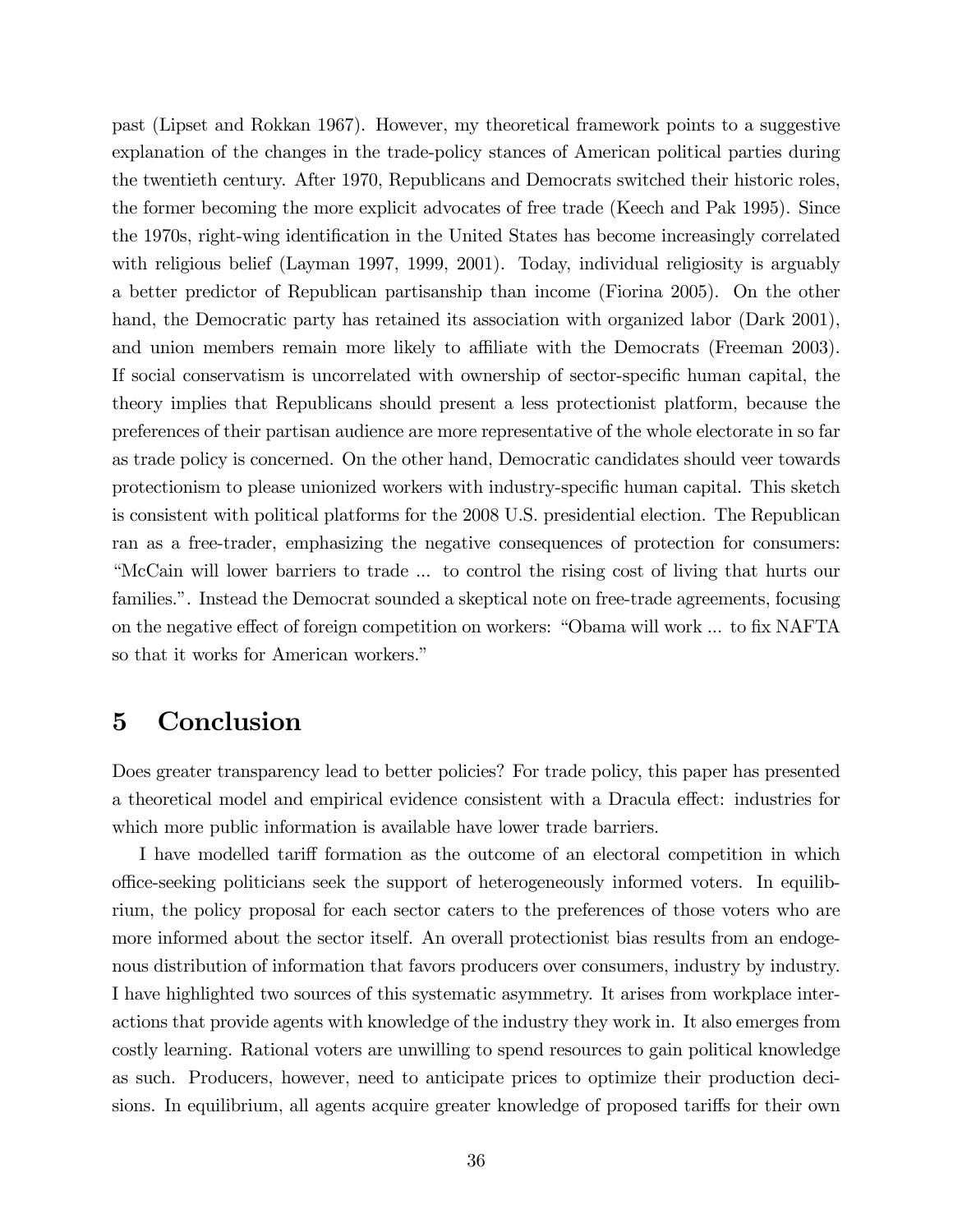past (Lipset and Rokkan 1967). However, my theoretical framework points to a suggestive explanation of the changes in the trade-policy stances of American political parties during the twentieth century. After 1970, Republicans and Democrats switched their historic roles, the former becoming the more explicit advocates of free trade (Keech and Pak 1995). Since the 1970s, right-wing identification in the United States has become increasingly correlated with religious belief (Layman 1997, 1999, 2001). Today, individual religiosity is arguably a better predictor of Republican partisanship than income (Fiorina 2005). On the other hand, the Democratic party has retained its association with organized labor (Dark 2001), and union members remain more likely to affiliate with the Democrats (Freeman 2003). If social conservatism is uncorrelated with ownership of sector-specific human capital, the theory implies that Republicans should present a less protectionist platform, because the preferences of their partisan audience are more representative of the whole electorate in so far as trade policy is concerned. On the other hand, Democratic candidates should veer towards protectionism to please unionized workers with industry-specific human capital. This sketch is consistent with political platforms for the 2008 U.S. presidential election. The Republican ran as a free-trader, emphasizing the negative consequences of protection for consumers: "McCain will lower barriers to trade ... to control the rising cost of living that hurts our families.". Instead the Democrat sounded a skeptical note on free-trade agreements, focusing on the negative effect of foreign competition on workers: "Obama will work ... to fix NAFTA so that it works for American workers."

# 5 Conclusion

Does greater transparency lead to better policies? For trade policy, this paper has presented a theoretical model and empirical evidence consistent with a Dracula effect: industries for which more public information is available have lower trade barriers.

I have modelled tariff formation as the outcome of an electoral competition in which office-seeking politicians seek the support of heterogeneously informed voters. In equilibrium, the policy proposal for each sector caters to the preferences of those voters who are more informed about the sector itself. An overall protectionist bias results from an endogenous distribution of information that favors producers over consumers, industry by industry. I have highlighted two sources of this systematic asymmetry. It arises from workplace interactions that provide agents with knowledge of the industry they work in. It also emerges from costly learning. Rational voters are unwilling to spend resources to gain political knowledge as such. Producers, however, need to anticipate prices to optimize their production decisions. In equilibrium, all agents acquire greater knowledge of proposed tariffs for their own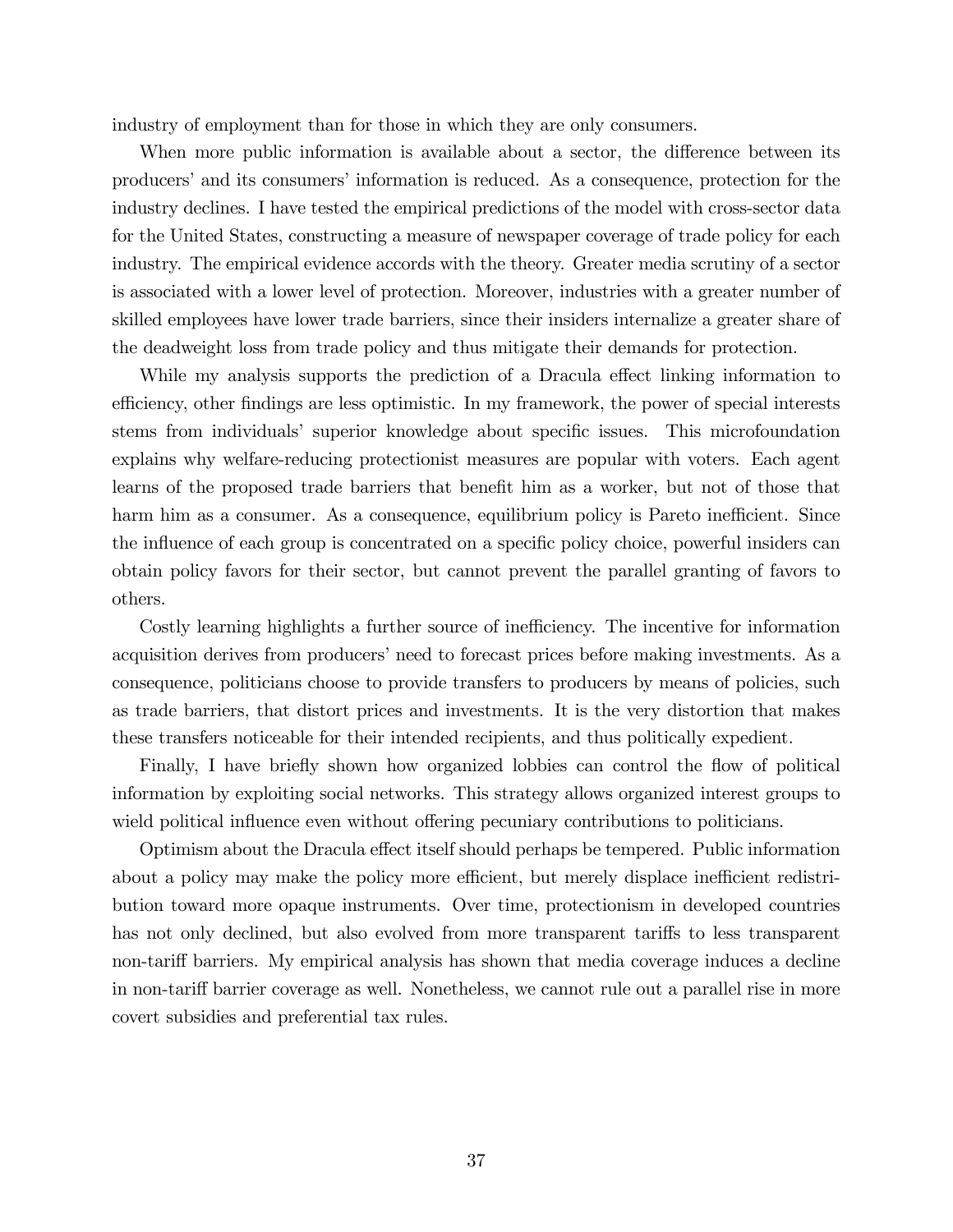industry of employment than for those in which they are only consumers.

When more public information is available about a sector, the difference between its producers' and its consumers' information is reduced. As a consequence, protection for the industry declines. I have tested the empirical predictions of the model with cross-sector data for the United States, constructing a measure of newspaper coverage of trade policy for each industry. The empirical evidence accords with the theory. Greater media scrutiny of a sector is associated with a lower level of protection. Moreover, industries with a greater number of skilled employees have lower trade barriers, since their insiders internalize a greater share of the deadweight loss from trade policy and thus mitigate their demands for protection.

While my analysis supports the prediction of a Dracula effect linking information to efficiency, other findings are less optimistic. In my framework, the power of special interests stems from individuals' superior knowledge about specific issues. This microfoundation explains why welfare-reducing protectionist measures are popular with voters. Each agent learns of the proposed trade barriers that benefit him as a worker, but not of those that harm him as a consumer. As a consequence, equilibrium policy is Pareto inefficient. Since the influence of each group is concentrated on a specific policy choice, powerful insiders can obtain policy favors for their sector, but cannot prevent the parallel granting of favors to others.

Costly learning highlights a further source of inefficiency. The incentive for information acquisition derives from producers' need to forecast prices before making investments. As a consequence, politicians choose to provide transfers to producers by means of policies, such as trade barriers, that distort prices and investments. It is the very distortion that makes these transfers noticeable for their intended recipients, and thus politically expedient.

Finally, I have briefly shown how organized lobbies can control the flow of political information by exploiting social networks. This strategy allows organized interest groups to wield political influence even without offering pecuniary contributions to politicians.

Optimism about the Dracula effect itself should perhaps be tempered. Public information about a policy may make the policy more efficient, but merely displace inefficient redistribution toward more opaque instruments. Over time, protectionism in developed countries has not only declined, but also evolved from more transparent tariffs to less transparent non-tariff barriers. My empirical analysis has shown that media coverage induces a decline in non-tariff barrier coverage as well. Nonetheless, we cannot rule out a parallel rise in more covert subsidies and preferential tax rules.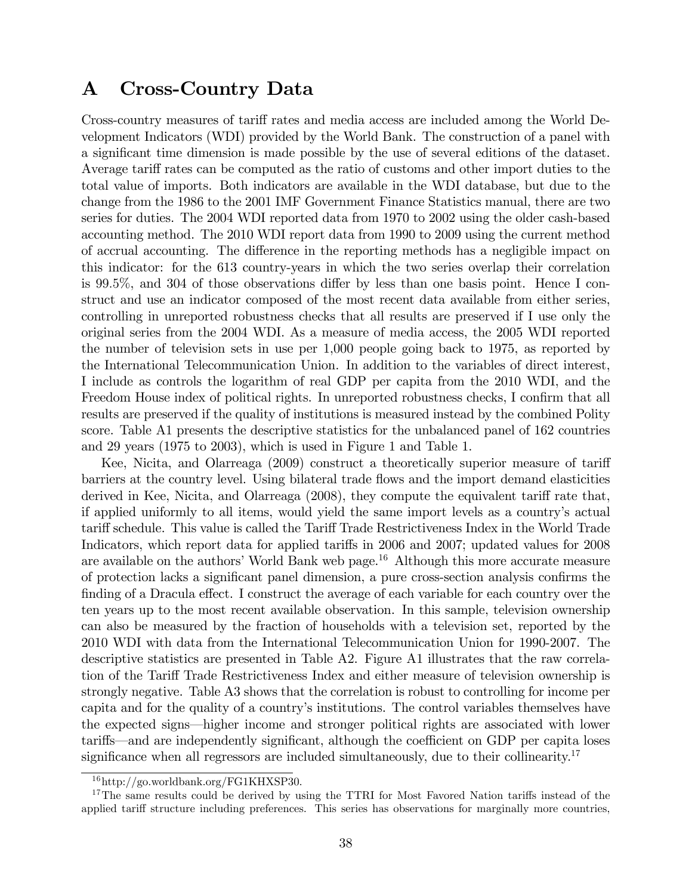# A Cross-Country Data

Cross-country measures of tariff rates and media access are included among the World Development Indicators (WDI) provided by the World Bank. The construction of a panel with a significant time dimension is made possible by the use of several editions of the dataset. Average tariff rates can be computed as the ratio of customs and other import duties to the total value of imports. Both indicators are available in the WDI database, but due to the change from the 1986 to the 2001 IMF Government Finance Statistics manual, there are two series for duties. The 2004 WDI reported data from 1970 to 2002 using the older cash-based accounting method. The 2010 WDI report data from 1990 to 2009 using the current method of accrual accounting. The difference in the reporting methods has a negligible impact on this indicator: for the 613 country-years in which the two series overlap their correlation is 99.5%, and 304 of those observations differ by less than one basis point. Hence I construct and use an indicator composed of the most recent data available from either series, controlling in unreported robustness checks that all results are preserved if I use only the original series from the 2004 WDI. As a measure of media access, the 2005 WDI reported the number of television sets in use per 1,000 people going back to 1975, as reported by the International Telecommunication Union. In addition to the variables of direct interest, I include as controls the logarithm of real GDP per capita from the 2010 WDI, and the Freedom House index of political rights. In unreported robustness checks, I confirm that all results are preserved if the quality of institutions is measured instead by the combined Polity score. Table A1 presents the descriptive statistics for the unbalanced panel of 162 countries and 29 years (1975 to 2003), which is used in Figure 1 and Table 1.

Kee, Nicita, and Olarreaga (2009) construct a theoretically superior measure of tariff barriers at the country level. Using bilateral trade flows and the import demand elasticities derived in Kee, Nicita, and Olarreaga (2008), they compute the equivalent tariff rate that, if applied uniformly to all items, would yield the same import levels as a country's actual tariff schedule. This value is called the Tariff Trade Restrictiveness Index in the World Trade Indicators, which report data for applied tariffs in 2006 and 2007; updated values for 2008 are available on the authors' World Bank web page.[16] Although this more accurate measure of protection lacks a significant panel dimension, a pure cross-section analysis confirms the finding of a Dracula effect. I construct the average of each variable for each country over the ten years up to the most recent available observation. In this sample, television ownership can also be measured by the fraction of households with a television set, reported by the 2010 WDI with data from the International Telecommunication Union for 1990-2007. The descriptive statistics are presented in Table A2. Figure A1 illustrates that the raw correlation of the Tariff Trade Restrictiveness Index and either measure of television ownership is strongly negative. Table A3 shows that the correlation is robust to controlling for income per capita and for the quality of a country's institutions. The control variables themselves have the expected signs—higher income and stronger political rights are associated with lower tariffs—and are independently significant, although the coefficient on GDP per capita loses significance when all regressors are included simultaneously, due to their collinearity.[17]

[16] http://go.worldbank.org/FG1KHXSP30.

[17] The same results could be derived by using the TTRI for Most Favored Nation tariffs instead of the applied tariff structure including preferences. This series has observations for marginally more countries,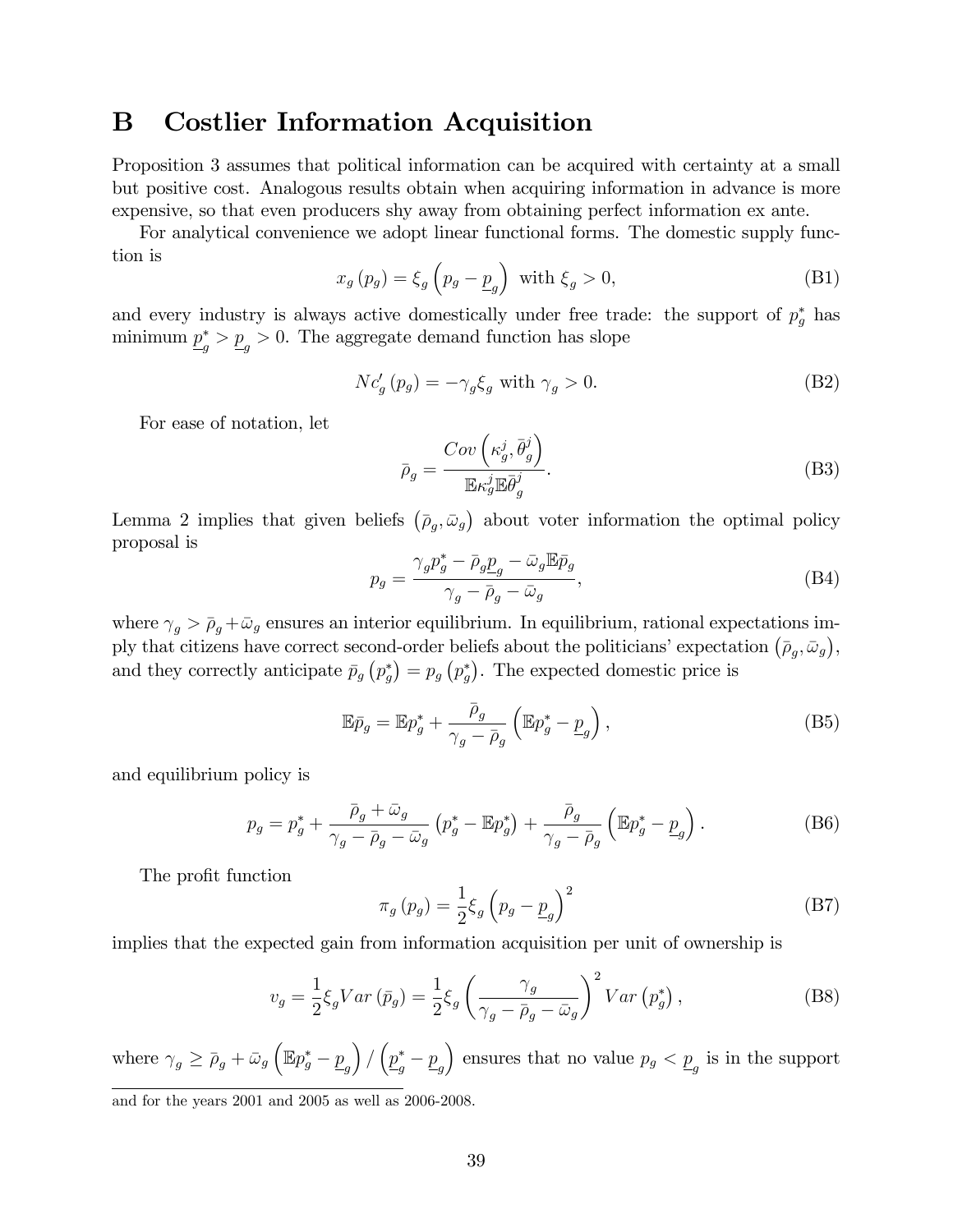# B Costlier Information Acquisition

Proposition 3 assumes that political information can be acquired with certainty at a small but positive cost. Analogous results obtain when acquiring information in advance is more expensive, so that even producers shy away from obtaining perfect information ex ante.

For analytical convenience we adopt linear functional forms. The domestic supply function is

$$x_g(p_g) = \xi_g \left(p_g - \underline{p}_g\right) \text{ with } \xi_g > 0, \tag{B1}$$

and every industry is always active domestically under free trade: the support of $p_g^*$ has minimum $\underline{p}_g^* > \underline{p}_g > 0$. The aggregate demand function has slope

$$Nc_g'(p_g) = -\gamma_g \xi_g \text{ with } \gamma_g > 0. \tag{B2}$$

For ease of notation, let

$$\bar{\rho}_g = \frac{Cov\left(\kappa_g^j, \bar{\theta}_g^j\right)}{\mathbb{E}\kappa_g^j \mathbb{E}\bar{\theta}_g^j}. \tag{B3}$$

Lemma 2 implies that given beliefs $\left(\bar{\rho}_g, \bar{\omega}_g\right)$ about voter information the optimal policy proposal is

$$p_g = \frac{\gamma_g p_g^* - \bar{\rho}_g \underline{p}_g - \bar{\omega}_g \mathbb{E}\bar{p}_g}{\gamma_g - \bar{\rho}_g - \bar{\omega}_g}, \tag{B4}$$

where $\gamma_g > \bar{\rho}_g + \bar{\omega}_g$ ensures an interior equilibrium. In equilibrium, rational expectations imply that citizens have correct second-order beliefs about the politicians' expectation $\left(\bar{\rho}_g, \bar{\omega}_g\right)$, and they correctly anticipate $\bar{p}_g\left(p_g^*\right) = p_g\left(p_g^*\right)$. The expected domestic price is

$$\mathbb{E}\bar{p}_g = \mathbb{E}p_g^* + \frac{\bar{\rho}_g}{\gamma_g - \bar{\rho}_g}\left(\mathbb{E}p_g^* - \underline{p}_g\right), \tag{B5}$$

and equilibrium policy is

$$p_g = p_g^* + \frac{\bar{\rho}_g + \bar{\omega}_g}{\gamma_g - \bar{\rho}_g - \bar{\omega}_g}\left(p_g^* - \mathbb{E}p_g^*\right) + \frac{\bar{\rho}_g}{\gamma_g - \bar{\rho}_g}\left(\mathbb{E}p_g^* - \underline{p}_g\right). \tag{B6}$$

The profit function

$$\pi_g(p_g) = \frac{1}{2}\xi_g\left(p_g - \underline{p}_g\right)^2 \tag{B7}$$

implies that the expected gain from information acquisition per unit of ownership is

$$v_g = \frac{1}{2}\xi_g Var\left(\bar{p}_g\right) = \frac{1}{2}\xi_g\left(\frac{\gamma_g}{\gamma_g - \bar{\rho}_g - \bar{\omega}_g}\right)^2 Var\left(p_g^*\right), \tag{B8}$$

where $\gamma_g \geq \bar{\rho}_g + \bar{\omega}_g\left(\mathbb{E}p_g^* - \underline{p}_g\right)/\left(\underline{p}_g^* - \underline{p}_g\right)$ ensures that no value $p_g < \underline{p}_g$ is in the support

and for the years 2001 and 2005 as well as 2006-2008.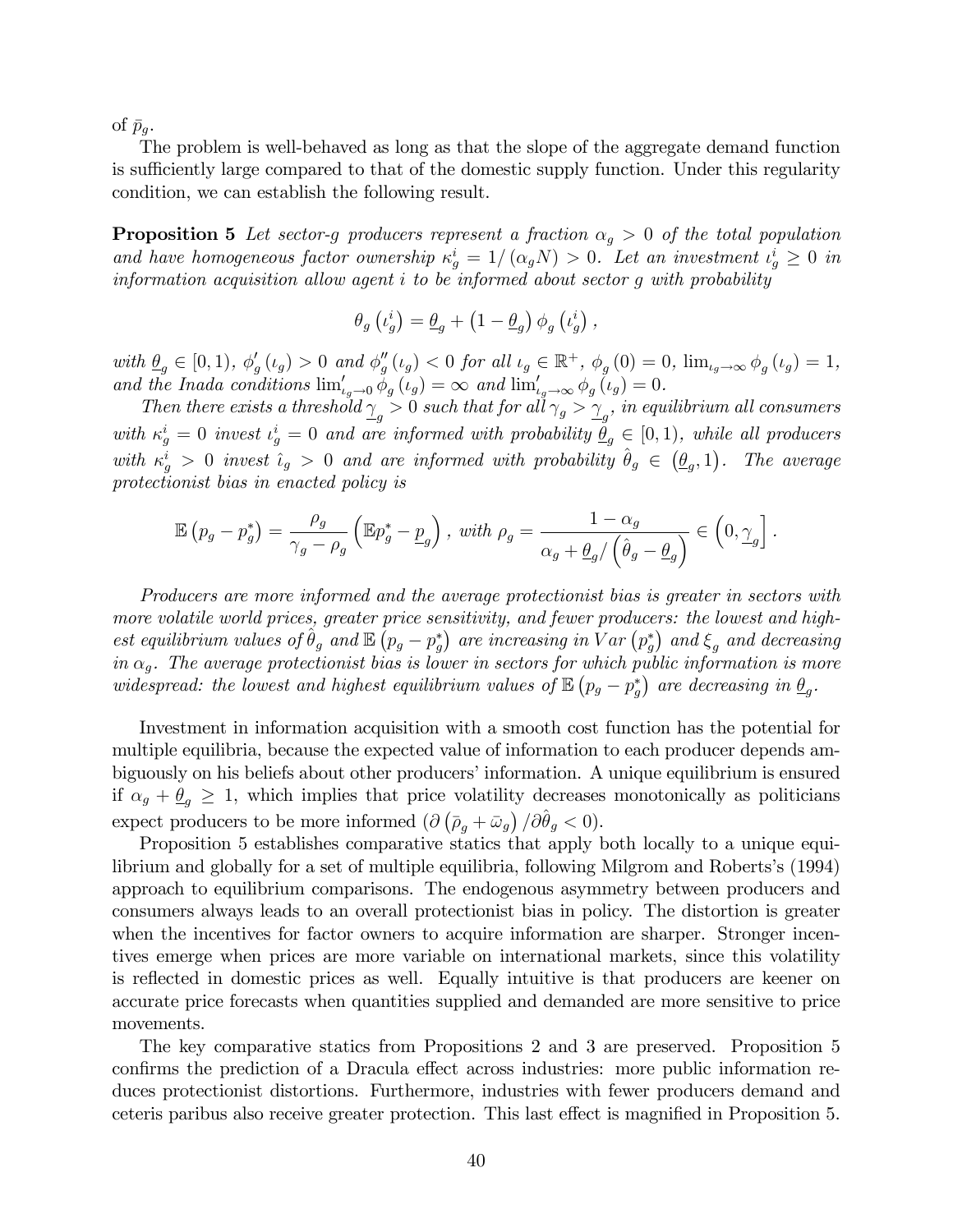of $\bar{p}_g$.

The problem is well-behaved as long as that the slope of the aggregate demand function is sufficiently large compared to that of the domestic supply function. Under this regularity condition, we can establish the following result.

**Proposition 5** *Let sector-g producers represent a fraction $\alpha_g > 0$ of the total population and have homogeneous factor ownership $\kappa_g^i = 1/(\alpha_g N) > 0$. Let an investment $\iota_g^i \geq 0$ in information acquisition allow agent i to be informed about sector g with probability*

$$\theta_g\left(\iota_g^i\right) = \underline{\theta}_g + \left(1 - \underline{\theta}_g\right) \phi_g\left(\iota_g^i\right),$$

*with $\underline{\theta}_g \in [0,1)$, $\phi_g'(\iota_g) > 0$ and $\phi_g''(\iota_g) < 0$ for all $\iota_g \in \mathbb{R}^+$, $\phi_g(0) = 0$, $\lim_{\iota_g \to \infty} \phi_g(\iota_g) = 1$, and the Inada conditions $\lim'_{\iota_g \to 0} \phi_g(\iota_g) = \infty$ and $\lim'_{\iota_g \to \infty} \phi_g(\iota_g) = 0$.*

*Then there exists a threshold $\underline{\gamma}_g > 0$ such that for all $\gamma_g > \underline{\gamma}_g$, in equilibrium all consumers with $\kappa_g^i = 0$ invest $\iota_g^i = 0$ and are informed with probability $\underline{\theta}_g \in [0,1)$, while all producers with $\kappa_g^i > 0$ invest $\hat{\iota}_g > 0$ and are informed with probability $\hat{\theta}_g \in \left(\underline{\theta}_g, 1\right)$. The average protectionist bias in enacted policy is*

$$\mathbb{E}\left(p_g - p_g^*\right) = \frac{\rho_g}{\gamma_g - \rho_g}\left(\mathbb{E}p_g^* - \underline{p}_g\right), \text{ with } \rho_g = \frac{1 - \alpha_g}{\alpha_g + \underline{\theta}_g / \left(\hat{\theta}_g - \underline{\theta}_g\right)} \in \left(0, \underline{\gamma}_g\right].$$

*Producers are more informed and the average protectionist bias is greater in sectors with more volatile world prices, greater price sensitivity, and fewer producers: the lowest and highest equilibrium values of $\hat{\theta}_g$ and $\mathbb{E}\left(p_g - p_g^*\right)$ are increasing in $Var\left(p_g^*\right)$ and $\xi_g$ and decreasing in $\alpha_g$. The average protectionist bias is lower in sectors for which public information is more widespread: the lowest and highest equilibrium values of $\mathbb{E}\left(p_g - p_g^*\right)$ are decreasing in $\underline{\theta}_g$.*

Investment in information acquisition with a smooth cost function has the potential for multiple equilibria, because the expected value of information to each producer depends ambiguously on his beliefs about other producers' information. A unique equilibrium is ensured if $\alpha_g + \underline{\theta}_g \geq 1$, which implies that price volatility decreases monotonically as politicians expect producers to be more informed ($\partial\left(\bar{\rho}_g + \bar{\omega}_g\right)/\partial\hat{\theta}_g < 0$).

Proposition 5 establishes comparative statics that apply both locally to a unique equilibrium and globally for a set of multiple equilibria, following Milgrom and Roberts's (1994) approach to equilibrium comparisons. The endogenous asymmetry between producers and consumers always leads to an overall protectionist bias in policy. The distortion is greater when the incentives for factor owners to acquire information are sharper. Stronger incentives emerge when prices are more variable on international markets, since this volatility is reflected in domestic prices as well. Equally intuitive is that producers are keener on accurate price forecasts when quantities supplied and demanded are more sensitive to price movements.

The key comparative statics from Propositions 2 and 3 are preserved. Proposition 5 confirms the prediction of a Dracula effect across industries: more public information reduces protectionist distortions. Furthermore, industries with fewer producers demand and ceteris paribus also receive greater protection. This last effect is magnified in Proposition 5.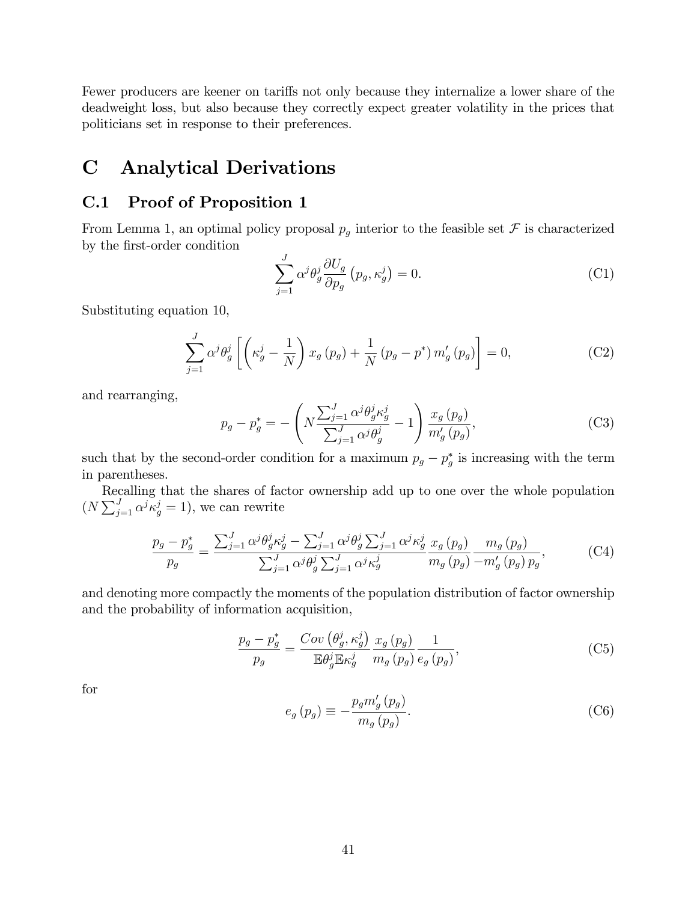Fewer producers are keener on tariffs not only because they internalize a lower share of the deadweight loss, but also because they correctly expect greater volatility in the prices that politicians set in response to their preferences.

# C Analytical Derivations

## C.1 Proof of Proposition 1

From Lemma 1, an optimal policy proposal $p_g$ interior to the feasible set $\mathcal{F}$ is characterized by the first-order condition

$$\sum_{j=1}^{J} \alpha^j \theta_g^j \frac{\partial U_g}{\partial p_g}\left(p_g, \kappa_g^j\right) = 0. \tag{C1}$$

Substituting equation 10,

$$\sum_{j=1}^{J} \alpha^j \theta_g^j \left[\left(\kappa_g^j - \frac{1}{N}\right) x_g\left(p_g\right) + \frac{1}{N}\left(p_g - p^*\right) m_g'\left(p_g\right)\right] = 0, \tag{C2}$$

and rearranging,

$$p_g - p_g^* = -\left(N \frac{\sum_{j=1}^{J} \alpha^j \theta_g^j \kappa_g^j}{\sum_{j=1}^{J} \alpha^j \theta_g^j} - 1\right) \frac{x_g\left(p_g\right)}{m_g'\left(p_g\right)}, \tag{C3}$$

such that by the second-order condition for a maximum $p_g - p_g^*$ is increasing with the term in parentheses.

Recalling that the shares of factor ownership add up to one over the whole population ($N \sum_{j=1}^{J} \alpha^j \kappa_g^j = 1$), we can rewrite

$$\frac{p_g - p_g^*}{p_g} = \frac{\sum_{j=1}^{J} \alpha^j \theta_g^j \kappa_g^j - \sum_{j=1}^{J} \alpha^j \theta_g^j \sum_{j=1}^{J} \alpha^j \kappa_g^j}{\sum_{j=1}^{J} \alpha^j \theta_g^j \sum_{j=1}^{J} \alpha^j \kappa_g^j} \frac{x_g\left(p_g\right)}{m_g\left(p_g\right)} \frac{m_g\left(p_g\right)}{-m_g'\left(p_g\right) p_g}, \tag{C4}$$

and denoting more compactly the moments of the population distribution of factor ownership and the probability of information acquisition,

$$\frac{p_g - p_g^*}{p_g} = \frac{Cov\left(\theta_g^j, \kappa_g^j\right)}{\mathbb{E}\theta_g^j \mathbb{E}\kappa_g^j} \frac{x_g\left(p_g\right)}{m_g\left(p_g\right)} \frac{1}{e_g\left(p_g\right)}, \tag{C5}$$

for

$$e_g\left(p_g\right) \equiv -\frac{p_g m_g'\left(p_g\right)}{m_g\left(p_g\right)}. \tag{C6}$$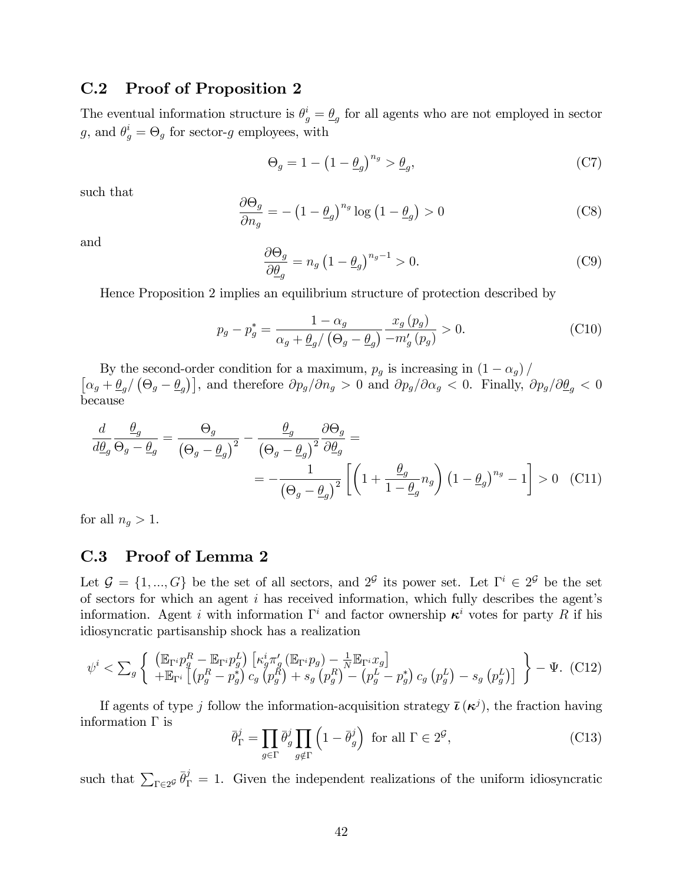### C.2 Proof of Proposition 2

The eventual information structure is $\theta_g^i = \underline{\theta}_g$ for all agents who are not employed in sector $g$, and $\theta_g^i = \Theta_g$ for sector-$g$ employees, with

$$\Theta_g = 1 - \left(1 - \underline{\theta}_g\right)^{n_g} > \underline{\theta}_g, \tag{C7}$$

such that

$$\frac{\partial \Theta_g}{\partial n_g} = -\left(1 - \underline{\theta}_g\right)^{n_g} \log\left(1 - \underline{\theta}_g\right) > 0 \tag{C8}$$

and

$$\frac{\partial \Theta_g}{\partial \underline{\theta}_g} = n_g \left(1 - \underline{\theta}_g\right)^{n_g - 1} > 0. \tag{C9}$$

Hence Proposition 2 implies an equilibrium structure of protection described by

$$p_g - p_g^* = \frac{1 - \alpha_g}{\alpha_g + \underline{\theta}_g / \left(\Theta_g - \underline{\theta}_g\right)} \frac{x_g\left(p_g\right)}{-m_g'\left(p_g\right)} > 0. \tag{C10}$$

By the second-order condition for a maximum, $p_g$ is increasing in $\left(1 - \alpha_g\right) / \left[\alpha_g + \underline{\theta}_g / \left(\Theta_g - \underline{\theta}_g\right)\right]$, and therefore $\partial p_g / \partial n_g > 0$ and $\partial p_g / \partial \alpha_g < 0$. Finally, $\partial p_g / \partial \underline{\theta}_g < 0$ because

$$\begin{aligned}
\frac{d}{d\underline{\theta}_g} \frac{\underline{\theta}_g}{\Theta_g - \underline{\theta}_g} &= \frac{\Theta_g}{\left(\Theta_g - \underline{\theta}_g\right)^2} - \frac{\underline{\theta}_g}{\left(\Theta_g - \underline{\theta}_g\right)^2} \frac{\partial \Theta_g}{\partial \underline{\theta}_g} = \\
&= -\frac{1}{\left(\Theta_g - \underline{\theta}_g\right)^2} \left[\left(1 + \frac{\underline{\theta}_g}{1 - \underline{\theta}_g} n_g\right) \left(1 - \underline{\theta}_g\right)^{n_g} - 1\right] > 0
\end{aligned} \tag{C11}$$

for all $n_g > 1$.

### C.3 Proof of Lemma 2

Let $\mathcal{G} = \{1, ..., G\}$ be the set of all sectors, and $2^{\mathcal{G}}$ its power set. Let $\Gamma^i \in 2^{\mathcal{G}}$ be the set of sectors for which an agent $i$ has received information, which fully describes the agent's information. Agent $i$ with information $\Gamma^i$ and factor ownership $\boldsymbol{\kappa}^i$ votes for party $R$ if his idiosyncratic partisanship shock has a realization

$$\psi^i < \sum_g \left\{ \begin{array}{l} \left(\mathbb{E}_{\Gamma^i} p_g^R - \mathbb{E}_{\Gamma^i} p_g^L\right) \left[\kappa_g^i \pi_g' \left(\mathbb{E}_{\Gamma^i} p_g\right) - \frac{1}{N} \mathbb{E}_{\Gamma^i} x_g\right] \\ + \mathbb{E}_{\Gamma^i} \left[\left(p_g^R - p_g^*\right) c_g\left(p_g^R\right) + s_g\left(p_g^R\right) - \left(p_g^L - p_g^*\right) c_g\left(p_g^L\right) - s_g\left(p_g^L\right)\right] \end{array} \right\} - \Psi. \tag{C12}$$

If agents of type $j$ follow the information-acquisition strategy $\bar{\boldsymbol{\iota}}\left(\boldsymbol{\kappa}^j\right)$, the fraction having information $\Gamma$ is

$$\bar{\theta}_\Gamma^j = \prod_{g \in \Gamma} \bar{\theta}_g^j \prod_{g \notin \Gamma} \left(1 - \bar{\theta}_g^j\right) \text{ for all } \Gamma \in 2^{\mathcal{G}}, \tag{C13}$$

such that $\sum_{\Gamma \in 2^{\mathcal{G}}} \bar{\theta}_\Gamma^j = 1$. Given the independent realizations of the uniform idiosyncratic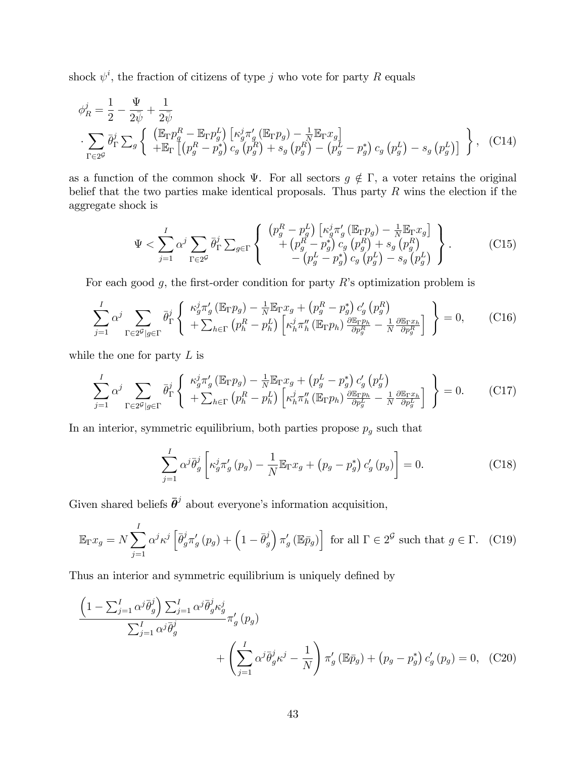shock $\psi^i$, the fraction of citizens of type $j$ who vote for party $R$ equals

$$
\phi_R^j = \frac{1}{2} - \frac{\Psi}{2\bar{\psi}} + \frac{1}{2\bar{\psi}} \cdot \sum_{\Gamma \in 2^{\mathcal{G}}} \bar{\theta}_\Gamma^j \sum\nolimits_g \left\{ \begin{array}{c} \left(\mathbb{E}_\Gamma p_g^R - \mathbb{E}_\Gamma p_g^L\right) \left[\kappa_g^j \pi_g' \left(\mathbb{E}_\Gamma p_g\right) - \frac{1}{N} \mathbb{E}_\Gamma x_g\right] \\ + \mathbb{E}_\Gamma \left[\left(p_g^R - p_g^*\right) c_g \left(p_g^R\right) + s_g \left(p_g^R\right) - \left(p_g^L - p_g^*\right) c_g \left(p_g^L\right) - s_g \left(p_g^L\right)\right] \end{array} \right\}, \quad \text{(C14)}
$$

as a function of the common shock $\Psi$. For all sectors $g \notin \Gamma$, a voter retains the original belief that the two parties make identical proposals. Thus party $R$ wins the election if the aggregate shock is

$$
\Psi < \sum_{j=1}^{I} \alpha^j \sum_{\Gamma \in 2^{\mathcal{G}}} \bar{\theta}_\Gamma^j \sum\nolimits_{g \in \Gamma} \left\{ \begin{array}{c} \left(p_g^R - p_g^L\right) \left[\kappa_g^j \pi_g' \left(\mathbb{E}_\Gamma p_g\right) - \frac{1}{N} \mathbb{E}_\Gamma x_g\right] \\ + \left(p_g^R - p_g^*\right) c_g \left(p_g^R\right) + s_g \left(p_g^R\right) \\ - \left(p_g^L - p_g^*\right) c_g \left(p_g^L\right) - s_g \left(p_g^L\right) \end{array} \right\}. \quad \text{(C15)}
$$

For each good $g$, the first-order condition for party $R$'s optimization problem is

$$
\sum_{j=1}^{I} \alpha^j \sum_{\Gamma \in 2^{\mathcal{G}} | g \in \Gamma} \bar{\theta}_\Gamma^j \left\{ \begin{array}{c} \kappa_g^j \pi_g' \left(\mathbb{E}_\Gamma p_g\right) - \frac{1}{N} \mathbb{E}_\Gamma x_g + \left(p_g^R - p_g^*\right) c_g' \left(p_g^R\right) \\ + \sum_{h \in \Gamma} \left(p_h^R - p_h^L\right) \left[\kappa_h^j \pi_h'' \left(\mathbb{E}_\Gamma p_h\right) \frac{\partial \mathbb{E}_\Gamma p_h}{\partial p_g^R} - \frac{1}{N} \frac{\partial \mathbb{E}_\Gamma x_h}{\partial p_g^R}\right] \end{array} \right\} = 0, \quad \text{(C16)}
$$

while the one for party $L$ is

$$
\sum_{j=1}^{I} \alpha^j \sum_{\Gamma \in 2^{\mathcal{G}} | g \in \Gamma} \bar{\theta}_\Gamma^j \left\{ \begin{array}{c} \kappa_g^j \pi_g' \left(\mathbb{E}_\Gamma p_g\right) - \frac{1}{N} \mathbb{E}_\Gamma x_g + \left(p_g^L - p_g^*\right) c_g' \left(p_g^L\right) \\ + \sum_{h \in \Gamma} \left(p_h^R - p_h^L\right) \left[\kappa_h^j \pi_h'' \left(\mathbb{E}_\Gamma p_h\right) \frac{\partial \mathbb{E}_\Gamma p_h}{\partial p_g^L} - \frac{1}{N} \frac{\partial \mathbb{E}_\Gamma x_h}{\partial p_g^L}\right] \end{array} \right\} = 0. \quad \text{(C17)}
$$

In an interior, symmetric equilibrium, both parties propose $p_g$ such that

$$
\sum_{j=1}^{I} \alpha^j \bar{\theta}_g^j \left[\kappa_g^j \pi_g' \left(p_g\right) - \frac{1}{N} \mathbb{E}_\Gamma x_g + \left(p_g - p_g^*\right) c_g' \left(p_g\right)\right] = 0. \quad \text{(C18)}
$$

Given shared beliefs $\bar{\boldsymbol{\theta}}^j$ about everyone's information acquisition,

$$
\mathbb{E}_\Gamma x_g = N \sum_{j=1}^{I} \alpha^j \kappa^j \left[\bar{\theta}_g^j \pi_g' \left(p_g\right) + \left(1 - \bar{\theta}_g^j\right) \pi_g' \left(\mathbb{E} \bar{p}_g\right)\right] \text{ for all } \Gamma \in 2^{\mathcal{G}} \text{ such that } g \in \Gamma. \quad \text{(C19)}
$$

Thus an interior and symmetric equilibrium is uniquely defined by

$$
\frac{\left(1 - \sum_{j=1}^{I} \alpha^j \bar{\theta}_g^j\right) \sum_{j=1}^{I} \alpha^j \bar{\theta}_g^j \kappa_g^j}{\sum_{j=1}^{I} \alpha^j \bar{\theta}_g^j} \pi_g' \left(p_g\right) + \left(\sum_{j=1}^{I} \alpha^j \bar{\theta}_g^j \kappa^j - \frac{1}{N}\right) \pi_g' \left(\mathbb{E} \bar{p}_g\right) + \left(p_g - p_g^*\right) c_g' \left(p_g\right) = 0, \quad \text{(C20)}
$$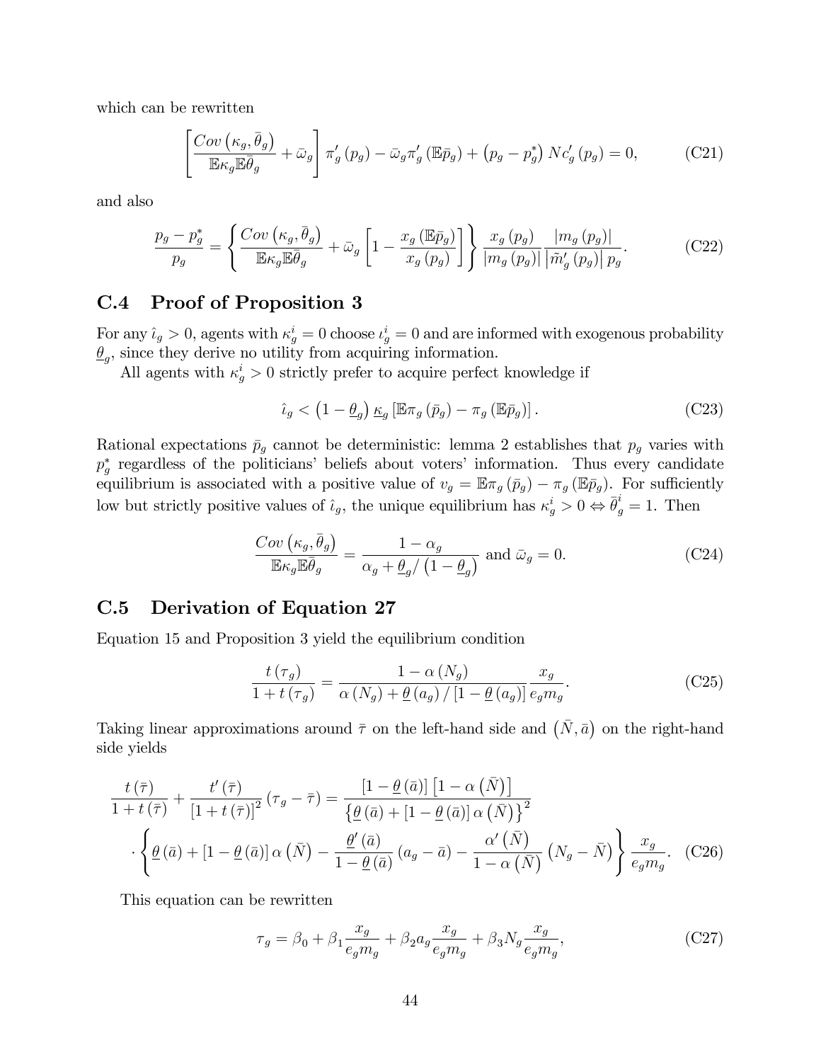which can be rewritten

$$\left[\frac{Cov\left(\kappa_g, \bar{\theta}_g\right)}{\mathbb{E}\kappa_g \mathbb{E}\bar{\theta}_g} + \bar{\omega}_g\right] \pi_g'\left(p_g\right) - \bar{\omega}_g \pi_g'\left(\mathbb{E}\bar{p}_g\right) + \left(p_g - p_g^*\right) N c_g'\left(p_g\right) = 0, \tag{C21}$$

and also

$$\frac{p_g - p_g^*}{p_g} = \left\{\frac{Cov\left(\kappa_g, \bar{\theta}_g\right)}{\mathbb{E}\kappa_g \mathbb{E}\bar{\theta}_g} + \bar{\omega}_g\left[1 - \frac{x_g\left(\mathbb{E}\bar{p}_g\right)}{x_g\left(p_g\right)}\right]\right\} \frac{x_g\left(p_g\right)}{\left|m_g\left(p_g\right)\right|} \frac{\left|m_g\left(p_g\right)\right|}{\left|\tilde{m}_g'\left(p_g\right)\right| p_g}. \tag{C22}$$

## C.4 Proof of Proposition 3

For any $\hat{\iota}_g > 0$, agents with $\kappa_g^i = 0$ choose $\iota_g^i = 0$ and are informed with exogenous probability $\underline{\theta}_g$, since they derive no utility from acquiring information.

All agents with $\kappa_g^i > 0$ strictly prefer to acquire perfect knowledge if

$$\hat{\iota}_g < \left(1 - \underline{\theta}_g\right) \underline{\kappa}_g \left[\mathbb{E}\pi_g\left(\bar{p}_g\right) - \pi_g\left(\mathbb{E}\bar{p}_g\right)\right]. \tag{C23}$$

Rational expectations $\bar{p}_g$ cannot be deterministic: lemma 2 establishes that $p_g$ varies with $p_g^*$ regardless of the politicians' beliefs about voters' information. Thus every candidate equilibrium is associated with a positive value of $v_g = \mathbb{E}\pi_g\left(\bar{p}_g\right) - \pi_g\left(\mathbb{E}\bar{p}_g\right)$. For sufficiently low but strictly positive values of $\hat{\iota}_g$, the unique equilibrium has $\kappa_g^i > 0 \Leftrightarrow \bar{\theta}_g^i = 1$. Then

$$\frac{Cov\left(\kappa_g, \bar{\theta}_g\right)}{\mathbb{E}\kappa_g \mathbb{E}\bar{\theta}_g} = \frac{1 - \alpha_g}{\alpha_g + \underline{\theta}_g / \left(1 - \underline{\theta}_g\right)} \text{ and } \bar{\omega}_g = 0. \tag{C24}$$

## C.5 Derivation of Equation 27

Equation 15 and Proposition 3 yield the equilibrium condition

$$\frac{t\left(\tau_g\right)}{1 + t\left(\tau_g\right)} = \frac{1 - \alpha\left(N_g\right)}{\alpha\left(N_g\right) + \underline{\theta}\left(a_g\right) / \left[1 - \underline{\theta}\left(a_g\right)\right]} \frac{x_g}{e_g m_g}. \tag{C25}$$

Taking linear approximations around $\bar{\tau}$ on the left-hand side and $\left(\bar{N}, \bar{a}\right)$ on the right-hand side yields

$$\begin{aligned}
\frac{t\left(\bar{\tau}\right)}{1 + t\left(\bar{\tau}\right)} + \frac{t'\left(\bar{\tau}\right)}{\left[1 + t\left(\bar{\tau}\right)\right]^2}\left(\tau_g - \bar{\tau}\right) = \frac{\left[1 - \underline{\theta}\left(\bar{a}\right)\right]\left[1 - \alpha\left(\bar{N}\right)\right]}{\left\{\underline{\theta}\left(\bar{a}\right) + \left[1 - \underline{\theta}\left(\bar{a}\right)\right]\alpha\left(\bar{N}\right)\right\}^2} \\
\cdot \left\{\underline{\theta}\left(\bar{a}\right) + \left[1 - \underline{\theta}\left(\bar{a}\right)\right]\alpha\left(\bar{N}\right) - \frac{\underline{\theta}'\left(\bar{a}\right)}{1 - \underline{\theta}\left(\bar{a}\right)}\left(a_g - \bar{a}\right) - \frac{\alpha'\left(\bar{N}\right)}{1 - \alpha\left(\bar{N}\right)}\left(N_g - \bar{N}\right)\right\} \frac{x_g}{e_g m_g}.
\end{aligned} \tag{C26}$$

This equation can be rewritten

$$\tau_g = \beta_0 + \beta_1 \frac{x_g}{e_g m_g} + \beta_2 a_g \frac{x_g}{e_g m_g} + \beta_3 N_g \frac{x_g}{e_g m_g}, \tag{C27}$$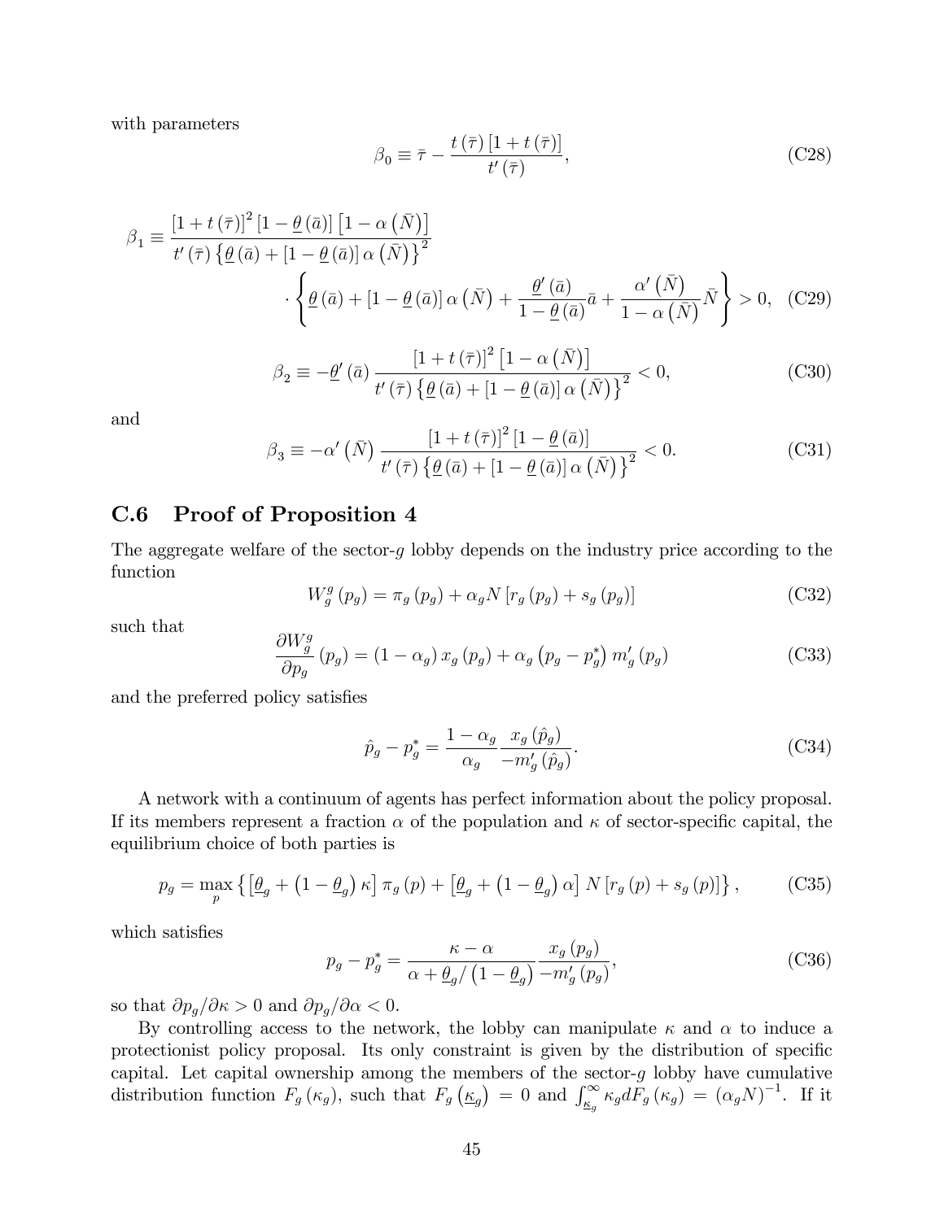with parameters

$$\beta_0 \equiv \bar{\tau} - \frac{t(\bar{\tau})[1+t(\bar{\tau})]}{t'(\bar{\tau})}, \tag{C28}$$

$$\beta_1 \equiv \frac{[1+t(\bar{\tau})]^2[1-\underline{\theta}(\bar{a})]\left[1-\alpha\left(\bar{N}\right)\right]}{t'(\bar{\tau})\left\{\underline{\theta}(\bar{a})+[1-\underline{\theta}(\bar{a})]\alpha\left(\bar{N}\right)\right\}^2} \cdot \left\{\underline{\theta}(\bar{a})+[1-\underline{\theta}(\bar{a})]\alpha\left(\bar{N}\right)+\frac{\underline{\theta}'(\bar{a})}{1-\underline{\theta}(\bar{a})}\bar{a}+\frac{\alpha'\left(\bar{N}\right)}{1-\alpha\left(\bar{N}\right)}\bar{N}\right\} > 0, \tag{C29}$$

$$\beta_2 \equiv -\underline{\theta}'(\bar{a})\frac{[1+t(\bar{\tau})]^2\left[1-\alpha\left(\bar{N}\right)\right]}{t'(\bar{\tau})\left\{\underline{\theta}(\bar{a})+[1-\underline{\theta}(\bar{a})]\alpha\left(\bar{N}\right)\right\}^2} < 0, \tag{C30}$$

and

$$\beta_3 \equiv -\alpha'\left(\bar{N}\right)\frac{[1+t(\bar{\tau})]^2[1-\underline{\theta}(\bar{a})]}{t'(\bar{\tau})\left\{\underline{\theta}(\bar{a})+[1-\underline{\theta}(\bar{a})]\alpha\left(\bar{N}\right)\right\}^2} < 0. \tag{C31}$$

## C.6 Proof of Proposition 4

The aggregate welfare of the sector-$g$ lobby depends on the industry price according to the function

$$W_g^g(p_g) = \pi_g(p_g) + \alpha_g N[r_g(p_g)+s_g(p_g)] \tag{C32}$$

such that

$$\frac{\partial W_g^g}{\partial p_g}(p_g) = (1-\alpha_g)x_g(p_g) + \alpha_g\left(p_g - p_g^*\right)m_g'(p_g) \tag{C33}$$

and the preferred policy satisfies

$$\hat{p}_g - p_g^* = \frac{1-\alpha_g}{\alpha_g}\frac{x_g(\hat{p}_g)}{-m_g'(\hat{p}_g)}. \tag{C34}$$

A network with a continuum of agents has perfect information about the policy proposal. If its members represent a fraction $\alpha$ of the population and $\kappa$ of sector-specific capital, the equilibrium choice of both parties is

$$p_g = \max_p \left\{\left[\underline{\theta}_g + \left(1-\underline{\theta}_g\right)\kappa\right]\pi_g(p) + \left[\underline{\theta}_g + \left(1-\underline{\theta}_g\right)\alpha\right]N[r_g(p)+s_g(p)]\right\}, \tag{C35}$$

which satisfies

$$p_g - p_g^* = \frac{\kappa-\alpha}{\alpha+\underline{\theta}_g/\left(1-\underline{\theta}_g\right)}\frac{x_g(p_g)}{-m_g'(p_g)}, \tag{C36}$$

so that $\partial p_g/\partial\kappa > 0$ and $\partial p_g/\partial\alpha < 0$.

By controlling access to the network, the lobby can manipulate $\kappa$ and $\alpha$ to induce a protectionist policy proposal. Its only constraint is given by the distribution of specific capital. Let capital ownership among the members of the sector-$g$ lobby have cumulative distribution function $F_g(\kappa_g)$, such that $F_g\left(\underline{\kappa}_g\right) = 0$ and $\int_{\underline{\kappa}_g}^{\infty}\kappa_g dF_g(\kappa_g) = (\alpha_g N)^{-1}$. If it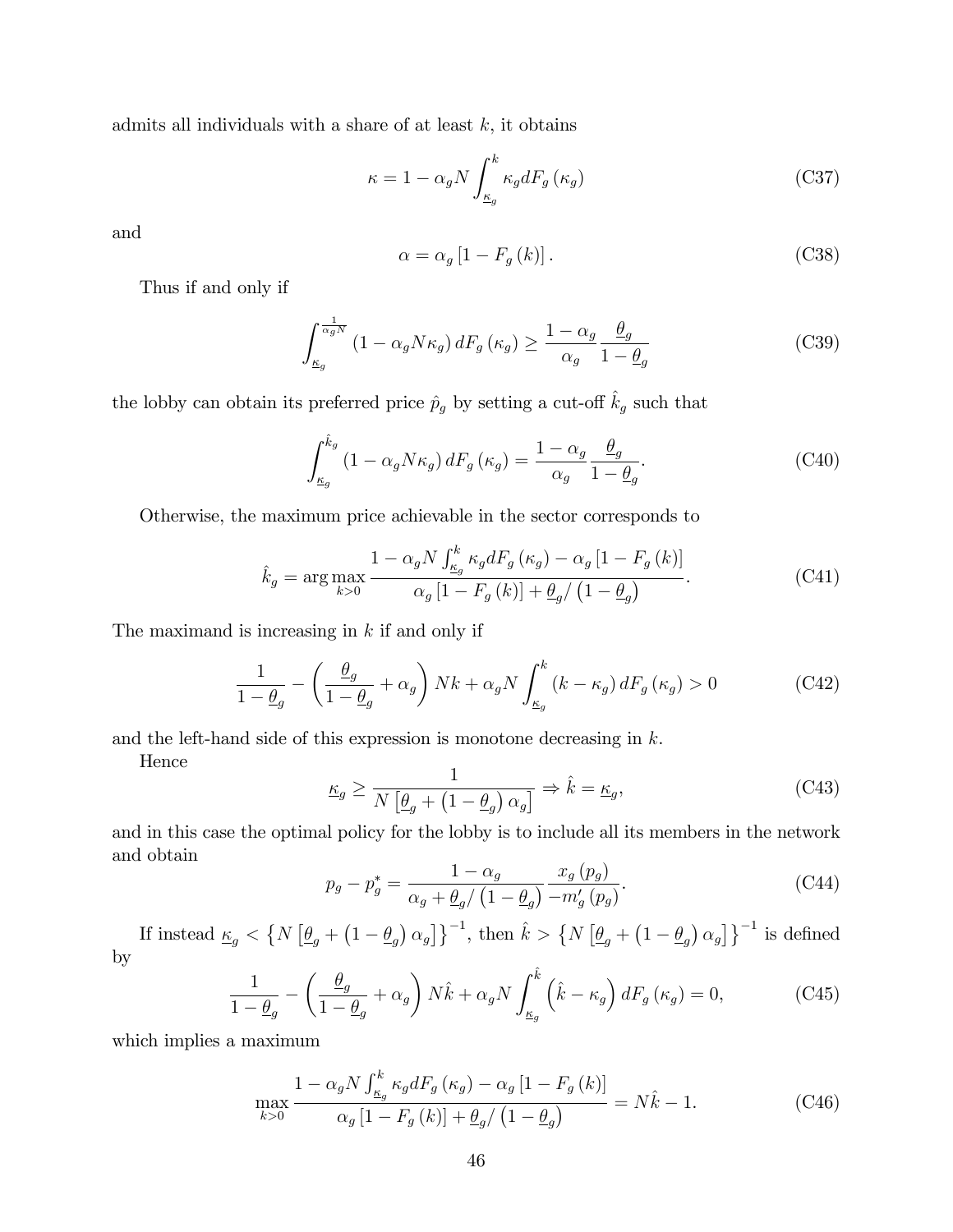admits all individuals with a share of at least $k$, it obtains

$$\kappa = 1 - \alpha_g N \int_{\underline{\kappa}_g}^{k} \kappa_g dF_g(\kappa_g) \tag{C37}$$

and

$$\alpha = \alpha_g [1 - F_g(k)]. \tag{C38}$$

Thus if and only if

$$\int_{\underline{\kappa}_g}^{\frac{1}{\alpha_g N}} (1 - \alpha_g N \kappa_g) dF_g(\kappa_g) \geq \frac{1 - \alpha_g}{\alpha_g} \frac{\underline{\theta}_g}{1 - \underline{\theta}_g} \tag{C39}$$

the lobby can obtain its preferred price $\hat{p}_g$ by setting a cut-off $\hat{k}_g$ such that

$$\int_{\underline{\kappa}_g}^{\hat{k}_g} (1 - \alpha_g N \kappa_g) dF_g(\kappa_g) = \frac{1 - \alpha_g}{\alpha_g} \frac{\underline{\theta}_g}{1 - \underline{\theta}_g}. \tag{C40}$$

Otherwise, the maximum price achievable in the sector corresponds to

$$\hat{k}_g = \arg\max_{k>0} \frac{1 - \alpha_g N \int_{\underline{\kappa}_g}^{k} \kappa_g dF_g(\kappa_g) - \alpha_g [1 - F_g(k)]}{\alpha_g [1 - F_g(k)] + \underline{\theta}_g / (1 - \underline{\theta}_g)}. \tag{C41}$$

The maximand is increasing in $k$ if and only if

$$\frac{1}{1 - \underline{\theta}_g} - \left( \frac{\underline{\theta}_g}{1 - \underline{\theta}_g} + \alpha_g \right) Nk + \alpha_g N \int_{\underline{\kappa}_g}^{k} (k - \kappa_g) dF_g(\kappa_g) > 0 \tag{C42}$$

and the left-hand side of this expression is monotone decreasing in $k$.

Hence

$$\underline{\kappa}_g \geq \frac{1}{N \left[ \underline{\theta}_g + (1 - \underline{\theta}_g) \alpha_g \right]} \Rightarrow \hat{k} = \underline{\kappa}_g, \tag{C43}$$

and in this case the optimal policy for the lobby is to include all its members in the network and obtain

$$p_g - p_g^* = \frac{1 - \alpha_g}{\alpha_g + \underline{\theta}_g / (1 - \underline{\theta}_g)} \frac{x_g(p_g)}{-m_g'(p_g)}. \tag{C44}$$

If instead $\underline{\kappa}_g < \left\{ N \left[ \underline{\theta}_g + (1 - \underline{\theta}_g) \alpha_g \right] \right\}^{-1}$, then $\hat{k} > \left\{ N \left[ \underline{\theta}_g + (1 - \underline{\theta}_g) \alpha_g \right] \right\}^{-1}$ is defined by

$$\frac{1}{1 - \underline{\theta}_g} - \left( \frac{\underline{\theta}_g}{1 - \underline{\theta}_g} + \alpha_g \right) N\hat{k} + \alpha_g N \int_{\underline{\kappa}_g}^{\hat{k}} \left( \hat{k} - \kappa_g \right) dF_g(\kappa_g) = 0, \tag{C45}$$

which implies a maximum

$$\max_{k>0} \frac{1 - \alpha_g N \int_{\underline{\kappa}_g}^{k} \kappa_g dF_g(\kappa_g) - \alpha_g [1 - F_g(k)]}{\alpha_g [1 - F_g(k)] + \underline{\theta}_g / (1 - \underline{\theta}_g)} = N\hat{k} - 1. \tag{C46}$$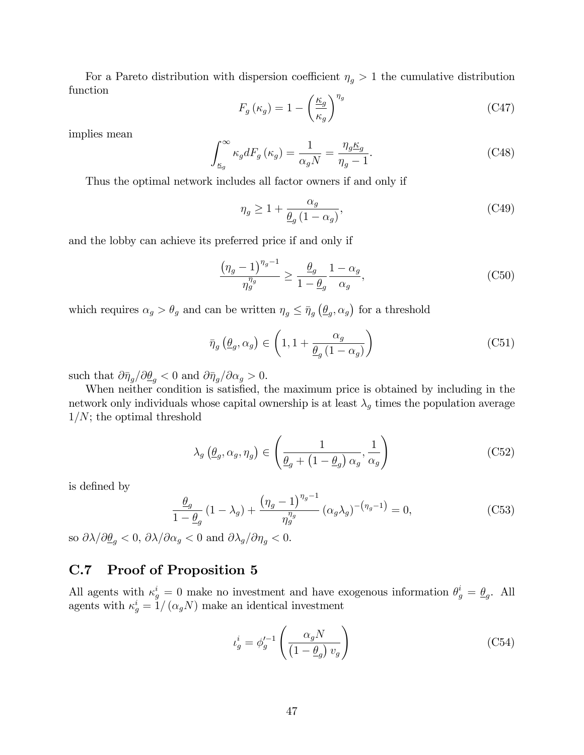For a Pareto distribution with dispersion coefficient $\eta_g > 1$ the cumulative distribution function

$$F_g(\kappa_g) = 1 - \left(\frac{\underline{\kappa}_g}{\kappa_g}\right)^{\eta_g} \tag{C47}$$

implies mean

$$\int_{\underline{\kappa}_g}^{\infty} \kappa_g dF_g(\kappa_g) = \frac{1}{\alpha_g N} = \frac{\eta_g \underline{\kappa}_g}{\eta_g - 1}. \tag{C48}$$

Thus the optimal network includes all factor owners if and only if

$$\eta_g \geq 1 + \frac{\alpha_g}{\underline{\theta}_g (1 - \alpha_g)}, \tag{C49}$$

and the lobby can achieve its preferred price if and only if

$$\frac{(\eta_g - 1)^{\eta_g - 1}}{\eta_g^{\eta_g}} \geq \frac{\underline{\theta}_g}{1 - \underline{\theta}_g} \frac{1 - \alpha_g}{\alpha_g}, \tag{C50}$$

which requires $\alpha_g > \theta_g$ and can be written $\eta_g \leq \bar{\eta}_g(\underline{\theta}_g, \alpha_g)$ for a threshold

$$\bar{\eta}_g(\underline{\theta}_g, \alpha_g) \in \left(1, 1 + \frac{\alpha_g}{\underline{\theta}_g (1 - \alpha_g)}\right) \tag{C51}$$

such that $\partial \bar{\eta}_g / \partial \underline{\theta}_g < 0$ and $\partial \bar{\eta}_g / \partial \alpha_g > 0$.

When neither condition is satisfied, the maximum price is obtained by including in the network only individuals whose capital ownership is at least $\lambda_g$ times the population average $1/N$; the optimal threshold

$$\lambda_g(\underline{\theta}_g, \alpha_g, \eta_g) \in \left(\frac{1}{\underline{\theta}_g + (1 - \underline{\theta}_g)\alpha_g}, \frac{1}{\alpha_g}\right) \tag{C52}$$

is defined by

$$\frac{\underline{\theta}_g}{1 - \underline{\theta}_g}(1 - \lambda_g) + \frac{(\eta_g - 1)^{\eta_g - 1}}{\eta_g^{\eta_g}} (\alpha_g \lambda_g)^{-(\eta_g - 1)} = 0, \tag{C53}$$

so $\partial \lambda / \partial \underline{\theta}_g < 0$, $\partial \lambda / \partial \alpha_g < 0$ and $\partial \lambda_g / \partial \eta_g < 0$.

## C.7 Proof of Proposition 5

All agents with $\kappa_g^i = 0$ make no investment and have exogenous information $\theta_g^i = \underline{\theta}_g$. All agents with $\kappa_g^i = 1/(\alpha_g N)$ make an identical investment

$$\iota_g^i = \phi_g'^{-1}\left(\frac{\alpha_g N}{(1 - \underline{\theta}_g) v_g}\right) \tag{C54}$$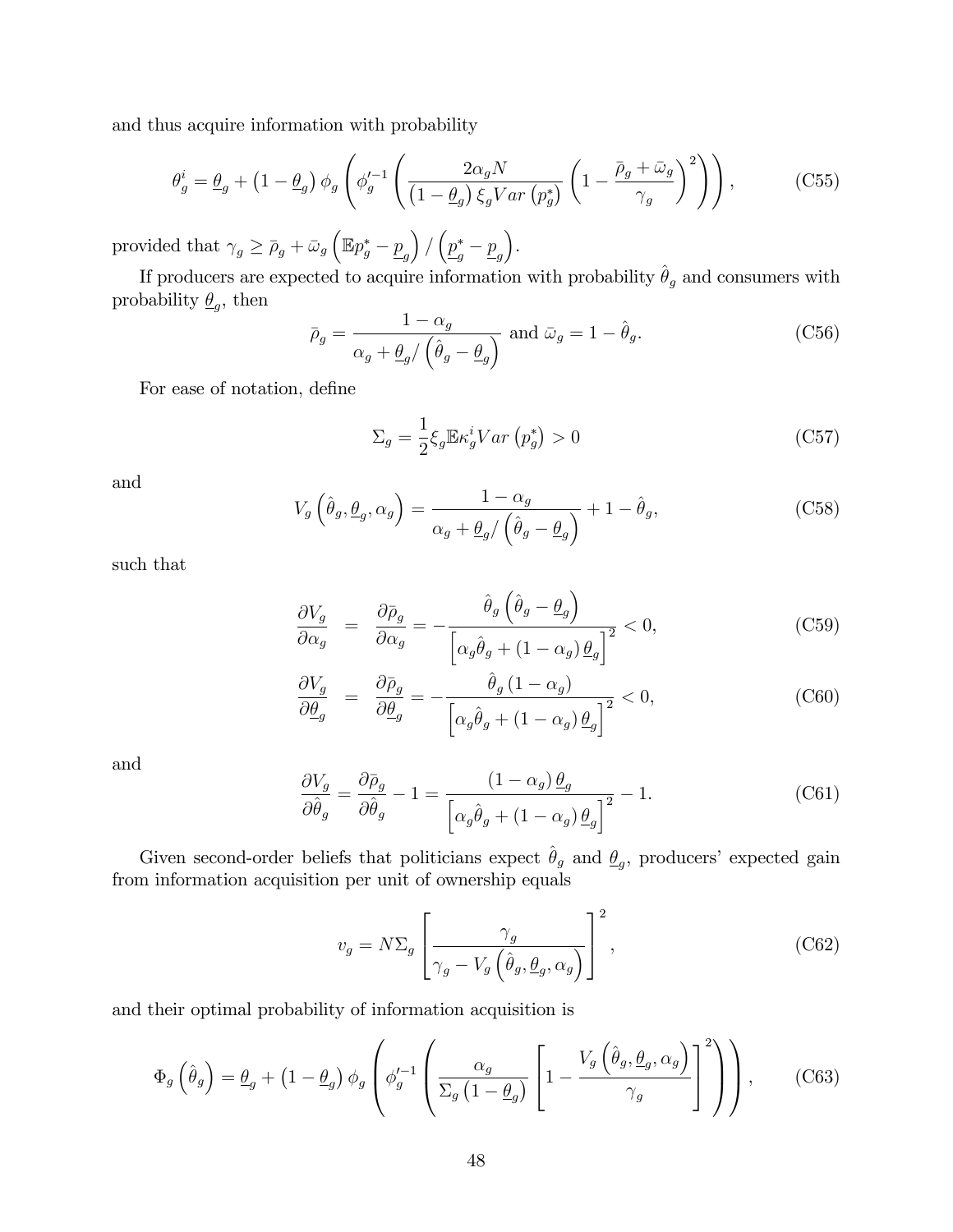and thus acquire information with probability

$$\theta_g^i = \underline{\theta}_g + \left(1 - \underline{\theta}_g\right) \phi_g \left( \phi_g'^{-1} \left( \frac{2\alpha_g N}{\left(1 - \underline{\theta}_g\right) \xi_g Var\left(p_g^*\right)} \left(1 - \frac{\bar{\rho}_g + \bar{\omega}_g}{\gamma_g}\right)^2 \right) \right), \tag{C55}$$

provided that $\gamma_g \geq \bar{\rho}_g + \bar{\omega}_g \left(\mathbb{E}p_g^* - \underline{p}_g\right) / \left(\underline{p}_g^* - \underline{p}_g\right)$.

If producers are expected to acquire information with probability $\hat{\theta}_g$ and consumers with probability $\underline{\theta}_g$, then

$$\bar{\rho}_g = \frac{1 - \alpha_g}{\alpha_g + \underline{\theta}_g / \left(\hat{\theta}_g - \underline{\theta}_g\right)} \text{ and } \bar{\omega}_g = 1 - \hat{\theta}_g. \tag{C56}$$

For ease of notation, define

$$\Sigma_g = \frac{1}{2} \xi_g \mathbb{E}\kappa_g^i Var\left(p_g^*\right) > 0 \tag{C57}$$

and

$$V_g\left(\hat{\theta}_g, \underline{\theta}_g, \alpha_g\right) = \frac{1 - \alpha_g}{\alpha_g + \underline{\theta}_g / \left(\hat{\theta}_g - \underline{\theta}_g\right)} + 1 - \hat{\theta}_g, \tag{C58}$$

such that

$$\frac{\partial V_g}{\partial \alpha_g} = \frac{\partial \bar{\rho}_g}{\partial \alpha_g} = -\frac{\hat{\theta}_g \left(\hat{\theta}_g - \underline{\theta}_g\right)}{\left[\alpha_g \hat{\theta}_g + \left(1 - \alpha_g\right) \underline{\theta}_g\right]^2} < 0, \tag{C59}$$

$$\frac{\partial V_g}{\partial \underline{\theta}_g} = \frac{\partial \bar{\rho}_g}{\partial \underline{\theta}_g} = -\frac{\hat{\theta}_g \left(1 - \alpha_g\right)}{\left[\alpha_g \hat{\theta}_g + \left(1 - \alpha_g\right) \underline{\theta}_g\right]^2} < 0, \tag{C60}$$

and

$$\frac{\partial V_g}{\partial \hat{\theta}_g} = \frac{\partial \bar{\rho}_g}{\partial \hat{\theta}_g} - 1 = \frac{\left(1 - \alpha_g\right) \underline{\theta}_g}{\left[\alpha_g \hat{\theta}_g + \left(1 - \alpha_g\right) \underline{\theta}_g\right]^2} - 1. \tag{C61}$$

Given second-order beliefs that politicians expect $\hat{\theta}_g$ and $\underline{\theta}_g$, producers' expected gain from information acquisition per unit of ownership equals

$$v_g = N \Sigma_g \left[ \frac{\gamma_g}{\gamma_g - V_g\left(\hat{\theta}_g, \underline{\theta}_g, \alpha_g\right)} \right]^2, \tag{C62}$$

and their optimal probability of information acquisition is

$$\Phi_g\left(\hat{\theta}_g\right) = \underline{\theta}_g + \left(1 - \underline{\theta}_g\right) \phi_g \left( \phi_g'^{-1} \left( \frac{\alpha_g}{\Sigma_g \left(1 - \underline{\theta}_g\right)} \left[ 1 - \frac{V_g\left(\hat{\theta}_g, \underline{\theta}_g, \alpha_g\right)}{\gamma_g} \right]^2 \right) \right), \tag{C63}$$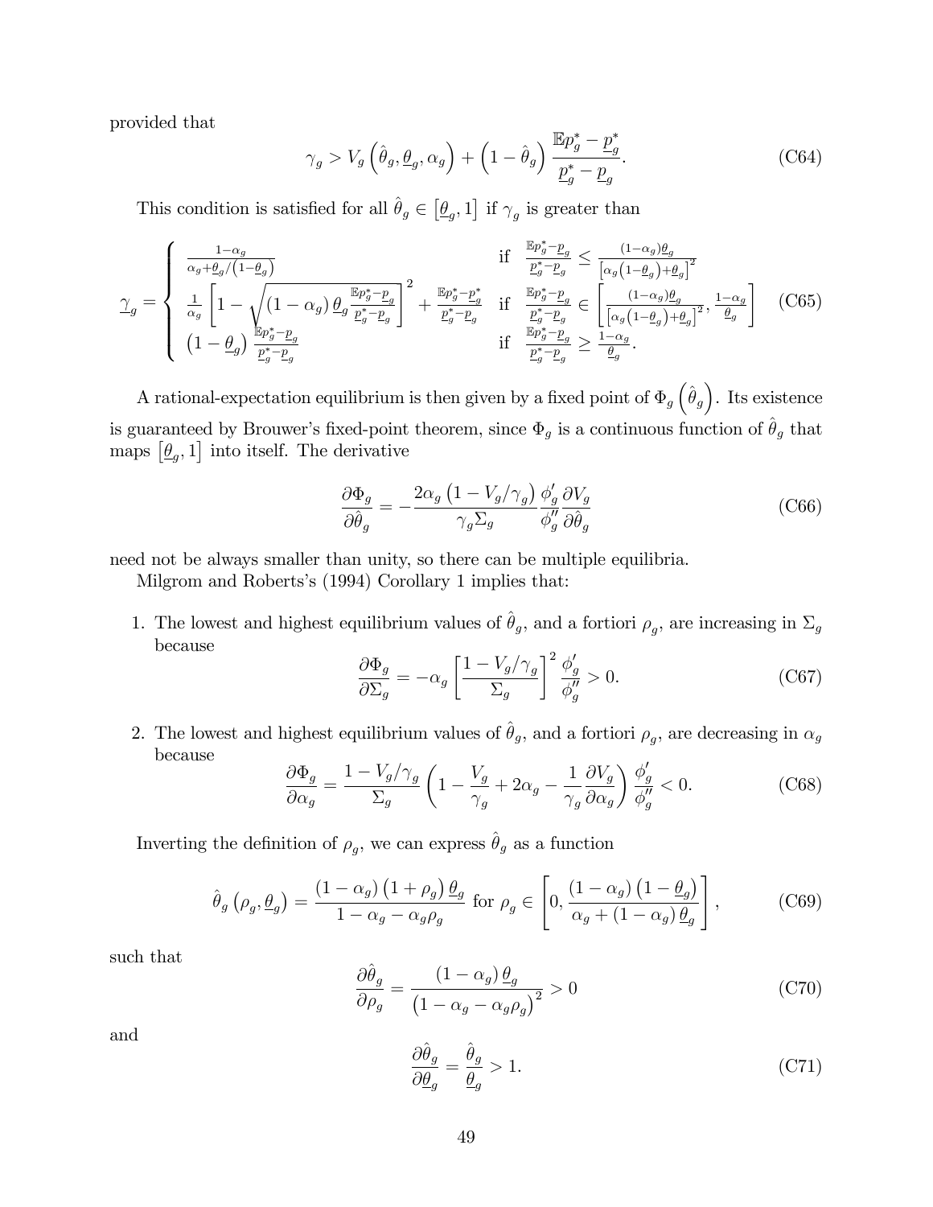provided that

$$\gamma_g > V_g\left(\hat{\theta}_g, \underline{\theta}_g, \alpha_g\right) + \left(1 - \hat{\theta}_g\right) \frac{\mathbb{E}p_g^* - \underline{p}_g^*}{\underline{p}_g^* - \underline{p}_g}. \tag{C64}$$

This condition is satisfied for all $\hat{\theta}_g \in \left[\underline{\theta}_g, 1\right]$ if $\gamma_g$ is greater than

$$\underline{\gamma}_g = \begin{cases} \frac{1-\alpha_g}{\alpha_g + \underline{\theta}_g/\left(1-\underline{\theta}_g\right)} & \text{if } \frac{\mathbb{E}p_g^* - \underline{p}_g}{\underline{p}_g^* - \underline{p}_g} \leq \frac{(1-\alpha_g)\underline{\theta}_g}{\left[\alpha_g\left(1-\underline{\theta}_g\right)+\underline{\theta}_g\right]^2} \\ \frac{1}{\alpha_g}\left[1 - \sqrt{\left(1-\alpha_g\right)\underline{\theta}_g \frac{\mathbb{E}p_g^* - \underline{p}_g}{\underline{p}_g^* - \underline{p}_g}}\right]^2 + \frac{\mathbb{E}p_g^* - \underline{p}_g^*}{\underline{p}_g^* - \underline{p}_g} & \text{if } \frac{\mathbb{E}p_g^* - \underline{p}_g}{\underline{p}_g^* - \underline{p}_g} \in \left[\frac{(1-\alpha_g)\underline{\theta}_g}{\left[\alpha_g\left(1-\underline{\theta}_g\right)+\underline{\theta}_g\right]^2}, \frac{1-\alpha_g}{\underline{\theta}_g}\right] \\ \left(1-\underline{\theta}_g\right)\frac{\mathbb{E}p_g^* - \underline{p}_g}{\underline{p}_g^* - \underline{p}_g} & \text{if } \frac{\mathbb{E}p_g^* - \underline{p}_g}{\underline{p}_g^* - \underline{p}_g} \geq \frac{1-\alpha_g}{\underline{\theta}_g}. \end{cases} \tag{C65}$$

A rational-expectation equilibrium is then given by a fixed point of $\Phi_g\left(\hat{\theta}_g\right)$. Its existence is guaranteed by Brouwer's fixed-point theorem, since $\Phi_g$ is a continuous function of $\hat{\theta}_g$ that maps $\left[\underline{\theta}_g, 1\right]$ into itself. The derivative

$$\frac{\partial \Phi_g}{\partial \hat{\theta}_g} = -\frac{2\alpha_g\left(1 - V_g/\gamma_g\right)}{\gamma_g \Sigma_g} \frac{\phi_g'}{\phi_g''} \frac{\partial V_g}{\partial \hat{\theta}_g} \tag{C66}$$

need not be always smaller than unity, so there can be multiple equilibria.

Milgrom and Roberts's (1994) Corollary 1 implies that:

1. The lowest and highest equilibrium values of $\hat{\theta}_g$, and a fortiori $\rho_g$, are increasing in $\Sigma_g$ because
$$\frac{\partial \Phi_g}{\partial \Sigma_g} = -\alpha_g \left[\frac{1 - V_g/\gamma_g}{\Sigma_g}\right]^2 \frac{\phi_g'}{\phi_g''} > 0. \tag{C67}$$

2. The lowest and highest equilibrium values of $\hat{\theta}_g$, and a fortiori $\rho_g$, are decreasing in $\alpha_g$ because
$$\frac{\partial \Phi_g}{\partial \alpha_g} = \frac{1 - V_g/\gamma_g}{\Sigma_g}\left(1 - \frac{V_g}{\gamma_g} + 2\alpha_g - \frac{1}{\gamma_g}\frac{\partial V_g}{\partial \alpha_g}\right)\frac{\phi_g'}{\phi_g''} < 0. \tag{C68}$$

Inverting the definition of $\rho_g$, we can express $\hat{\theta}_g$ as a function

$$\hat{\theta}_g\left(\rho_g, \underline{\theta}_g\right) = \frac{\left(1-\alpha_g\right)\left(1+\rho_g\right)\underline{\theta}_g}{1 - \alpha_g - \alpha_g \rho_g} \text{ for } \rho_g \in \left[0, \frac{\left(1-\alpha_g\right)\left(1-\underline{\theta}_g\right)}{\alpha_g + \left(1-\alpha_g\right)\underline{\theta}_g}\right], \tag{C69}$$

such that

$$\frac{\partial \hat{\theta}_g}{\partial \rho_g} = \frac{\left(1-\alpha_g\right)\underline{\theta}_g}{\left(1 - \alpha_g - \alpha_g \rho_g\right)^2} > 0 \tag{C70}$$

and

$$\frac{\partial \hat{\theta}_g}{\partial \underline{\theta}_g} = \frac{\hat{\theta}_g}{\underline{\theta}_g} > 1. \tag{C71}$$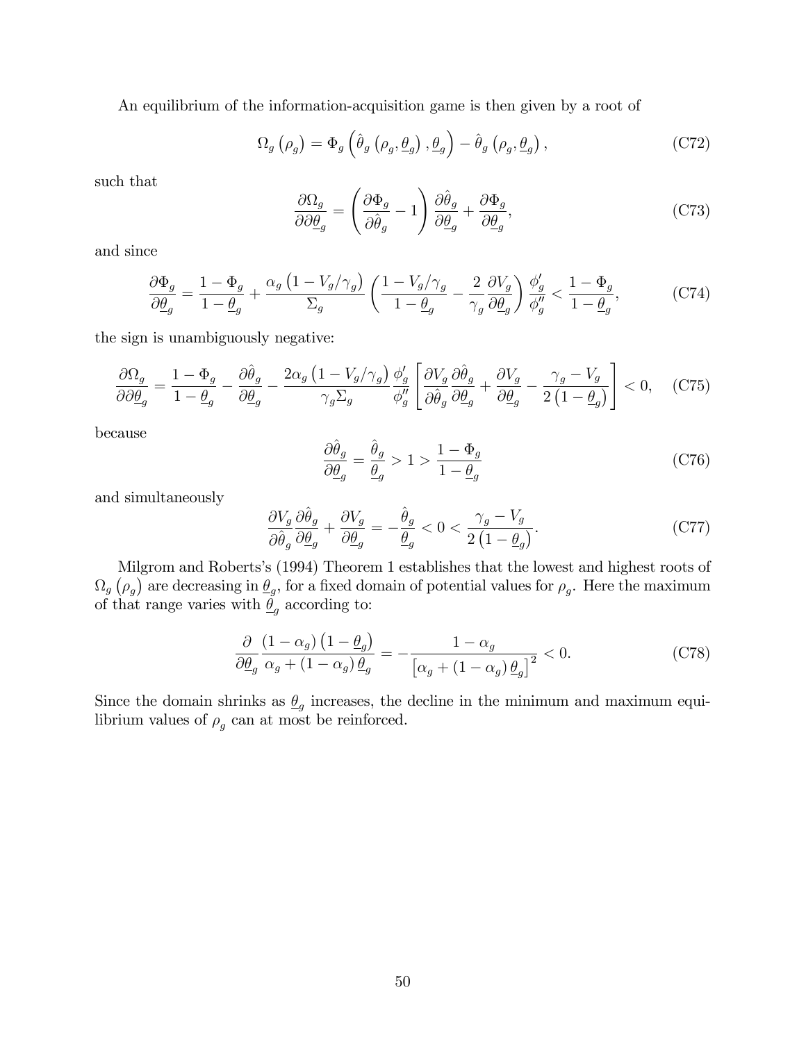An equilibrium of the information-acquisition game is then given by a root of

$$\Omega_g\left(\rho_g\right) = \Phi_g\left(\hat{\theta}_g\left(\rho_g, \underline{\theta}_g\right), \underline{\theta}_g\right) - \hat{\theta}_g\left(\rho_g, \underline{\theta}_g\right), \tag{C72}$$

such that

$$\frac{\partial \Omega_g}{\partial \partial \underline{\theta}_g} = \left(\frac{\partial \Phi_g}{\partial \hat{\theta}_g} - 1\right)\frac{\partial \hat{\theta}_g}{\partial \underline{\theta}_g} + \frac{\partial \Phi_g}{\partial \underline{\theta}_g}, \tag{C73}$$

and since

$$\frac{\partial \Phi_g}{\partial \underline{\theta}_g} = \frac{1-\Phi_g}{1-\underline{\theta}_g} + \frac{\alpha_g\left(1 - V_g/\gamma_g\right)}{\Sigma_g}\left(\frac{1 - V_g/\gamma_g}{1-\underline{\theta}_g} - \frac{2}{\gamma_g}\frac{\partial V_g}{\partial \underline{\theta}_g}\right)\frac{\phi_g'}{\phi_g''} < \frac{1-\Phi_g}{1-\underline{\theta}_g}, \tag{C74}$$

the sign is unambiguously negative:

$$\frac{\partial \Omega_g}{\partial \partial \underline{\theta}_g} = \frac{1-\Phi_g}{1-\underline{\theta}_g} - \frac{\partial \hat{\theta}_g}{\partial \underline{\theta}_g} - \frac{2\alpha_g\left(1 - V_g/\gamma_g\right)}{\gamma_g \Sigma_g}\frac{\phi_g'}{\phi_g''}\left[\frac{\partial V_g}{\partial \hat{\theta}_g}\frac{\partial \hat{\theta}_g}{\partial \underline{\theta}_g} + \frac{\partial V_g}{\partial \underline{\theta}_g} - \frac{\gamma_g - V_g}{2\left(1-\underline{\theta}_g\right)}\right] < 0, \tag{C75}$$

because

$$\frac{\partial \hat{\theta}_g}{\partial \underline{\theta}_g} = \frac{\hat{\theta}_g}{\underline{\theta}_g} > 1 > \frac{1-\Phi_g}{1-\underline{\theta}_g} \tag{C76}$$

and simultaneously

$$\frac{\partial V_g}{\partial \hat{\theta}_g}\frac{\partial \hat{\theta}_g}{\partial \underline{\theta}_g} + \frac{\partial V_g}{\partial \underline{\theta}_g} = -\frac{\hat{\theta}_g}{\underline{\theta}_g} < 0 < \frac{\gamma_g - V_g}{2\left(1-\underline{\theta}_g\right)}. \tag{C77}$$

Milgrom and Roberts's (1994) Theorem 1 establishes that the lowest and highest roots of $\Omega_g\left(\rho_g\right)$ are decreasing in $\underline{\theta}_g$, for a fixed domain of potential values for $\rho_g$. Here the maximum of that range varies with $\underline{\theta}_g$ according to:

$$\frac{\partial}{\partial \underline{\theta}_g}\frac{\left(1-\alpha_g\right)\left(1-\underline{\theta}_g\right)}{\alpha_g + \left(1-\alpha_g\right)\underline{\theta}_g} = -\frac{1-\alpha_g}{\left[\alpha_g + \left(1-\alpha_g\right)\underline{\theta}_g\right]^2} < 0. \tag{C78}$$

Since the domain shrinks as $\underline{\theta}_g$ increases, the decline in the minimum and maximum equilibrium values of $\rho_g$ can at most be reinforced.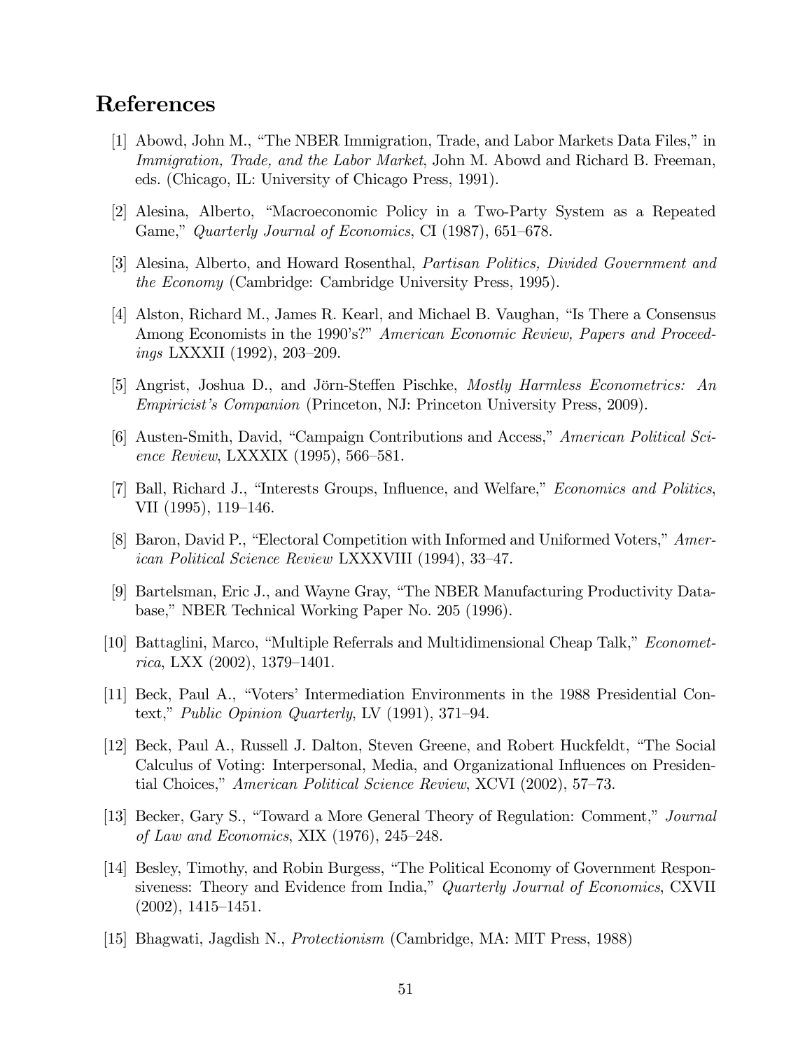# References

[1] Abowd, John M., "The NBER Immigration, Trade, and Labor Markets Data Files," in *Immigration, Trade, and the Labor Market*, John M. Abowd and Richard B. Freeman, eds. (Chicago, IL: University of Chicago Press, 1991).

[2] Alesina, Alberto, "Macroeconomic Policy in a Two-Party System as a Repeated Game," *Quarterly Journal of Economics*, CI (1987), 651–678.

[3] Alesina, Alberto, and Howard Rosenthal, *Partisan Politics, Divided Government and the Economy* (Cambridge: Cambridge University Press, 1995).

[4] Alston, Richard M., James R. Kearl, and Michael B. Vaughan, "Is There a Consensus Among Economists in the 1990's?" *American Economic Review, Papers and Proceedings* LXXXII (1992), 203–209.

[5] Angrist, Joshua D., and Jörn-Steffen Pischke, *Mostly Harmless Econometrics: An Empiricist's Companion* (Princeton, NJ: Princeton University Press, 2009).

[6] Austen-Smith, David, "Campaign Contributions and Access," *American Political Science Review*, LXXXIX (1995), 566–581.

[7] Ball, Richard J., "Interests Groups, Influence, and Welfare," *Economics and Politics*, VII (1995), 119–146.

[8] Baron, David P., "Electoral Competition with Informed and Uniformed Voters," *American Political Science Review* LXXXVIII (1994), 33–47.

[9] Bartelsman, Eric J., and Wayne Gray, "The NBER Manufacturing Productivity Database," NBER Technical Working Paper No. 205 (1996).

[10] Battaglini, Marco, "Multiple Referrals and Multidimensional Cheap Talk," *Econometrica*, LXX (2002), 1379–1401.

[11] Beck, Paul A., "Voters' Intermediation Environments in the 1988 Presidential Context," *Public Opinion Quarterly*, LV (1991), 371–94.

[12] Beck, Paul A., Russell J. Dalton, Steven Greene, and Robert Huckfeldt, "The Social Calculus of Voting: Interpersonal, Media, and Organizational Influences on Presidential Choices," *American Political Science Review*, XCVI (2002), 57–73.

[13] Becker, Gary S., "Toward a More General Theory of Regulation: Comment," *Journal of Law and Economics*, XIX (1976), 245–248.

[14] Besley, Timothy, and Robin Burgess, "The Political Economy of Government Responsiveness: Theory and Evidence from India," *Quarterly Journal of Economics*, CXVII (2002), 1415–1451.

[15] Bhagwati, Jagdish N., *Protectionism* (Cambridge, MA: MIT Press, 1988)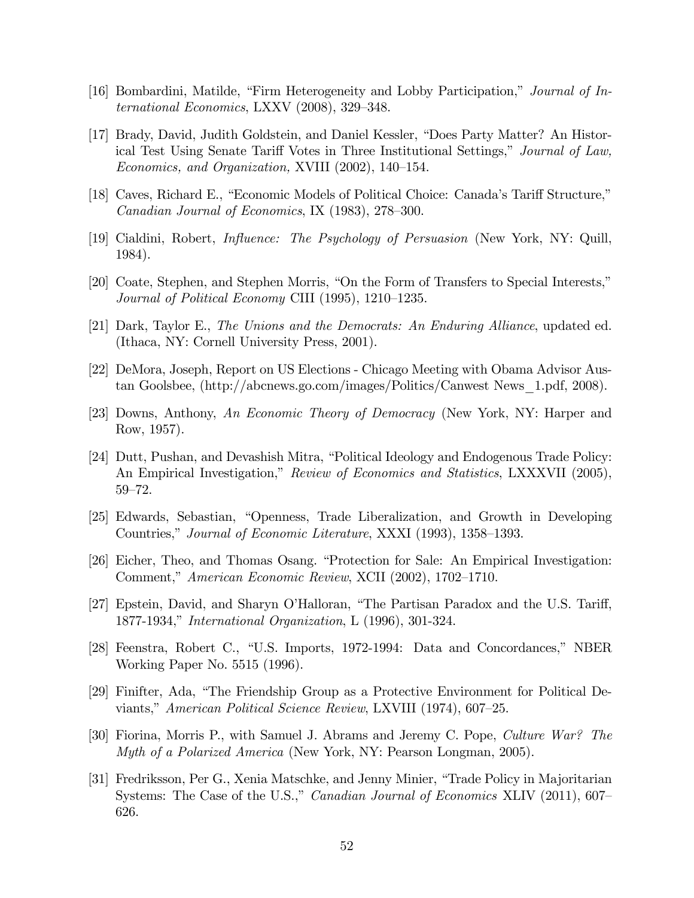[16] Bombardini, Matilde, "Firm Heterogeneity and Lobby Participation," *Journal of International Economics*, LXXV (2008), 329–348.

[17] Brady, David, Judith Goldstein, and Daniel Kessler, "Does Party Matter? An Historical Test Using Senate Tariff Votes in Three Institutional Settings," *Journal of Law, Economics, and Organization,* XVIII (2002), 140–154.

[18] Caves, Richard E., "Economic Models of Political Choice: Canada's Tariff Structure," *Canadian Journal of Economics*, IX (1983), 278–300.

[19] Cialdini, Robert, *Influence: The Psychology of Persuasion* (New York, NY: Quill, 1984).

[20] Coate, Stephen, and Stephen Morris, "On the Form of Transfers to Special Interests," *Journal of Political Economy* CIII (1995), 1210–1235.

[21] Dark, Taylor E., *The Unions and the Democrats: An Enduring Alliance*, updated ed. (Ithaca, NY: Cornell University Press, 2001).

[22] DeMora, Joseph, Report on US Elections - Chicago Meeting with Obama Advisor Austan Goolsbee, (http://abcnews.go.com/images/Politics/Canwest News_1.pdf, 2008).

[23] Downs, Anthony, *An Economic Theory of Democracy* (New York, NY: Harper and Row, 1957).

[24] Dutt, Pushan, and Devashish Mitra, "Political Ideology and Endogenous Trade Policy: An Empirical Investigation," *Review of Economics and Statistics*, LXXXVII (2005), 59–72.

[25] Edwards, Sebastian, "Openness, Trade Liberalization, and Growth in Developing Countries," *Journal of Economic Literature*, XXXI (1993), 1358–1393.

[26] Eicher, Theo, and Thomas Osang. "Protection for Sale: An Empirical Investigation: Comment," *American Economic Review*, XCII (2002), 1702–1710.

[27] Epstein, David, and Sharyn O'Halloran, "The Partisan Paradox and the U.S. Tariff, 1877-1934," *International Organization*, L (1996), 301-324.

[28] Feenstra, Robert C., "U.S. Imports, 1972-1994: Data and Concordances," NBER Working Paper No. 5515 (1996).

[29] Finifter, Ada, "The Friendship Group as a Protective Environment for Political Deviants," *American Political Science Review*, LXVIII (1974), 607–25.

[30] Fiorina, Morris P., with Samuel J. Abrams and Jeremy C. Pope, *Culture War? The Myth of a Polarized America* (New York, NY: Pearson Longman, 2005).

[31] Fredriksson, Per G., Xenia Matschke, and Jenny Minier, "Trade Policy in Majoritarian Systems: The Case of the U.S.," *Canadian Journal of Economics* XLIV (2011), 607–626.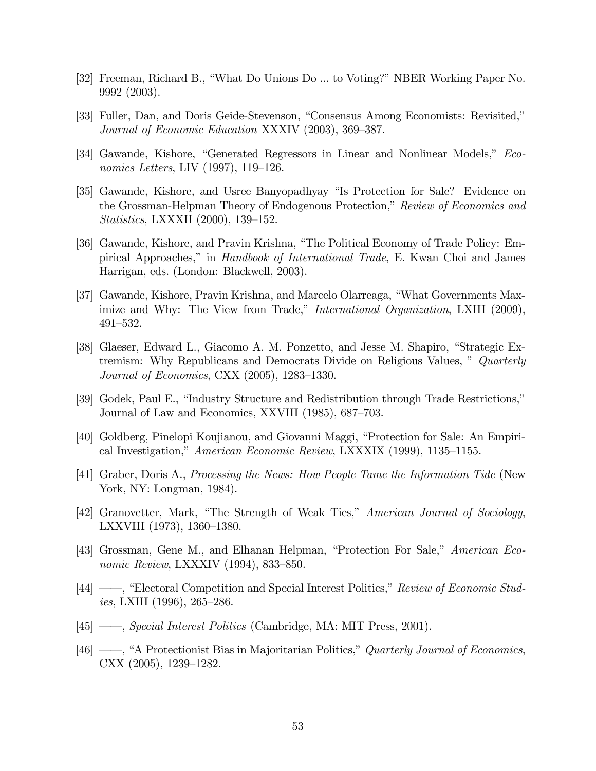[32] Freeman, Richard B., "What Do Unions Do ... to Voting?" NBER Working Paper No. 9992 (2003).

[33] Fuller, Dan, and Doris Geide-Stevenson, "Consensus Among Economists: Revisited," *Journal of Economic Education* XXXIV (2003), 369–387.

[34] Gawande, Kishore, "Generated Regressors in Linear and Nonlinear Models," *Economics Letters*, LIV (1997), 119–126.

[35] Gawande, Kishore, and Usree Banyopadhyay "Is Protection for Sale? Evidence on the Grossman-Helpman Theory of Endogenous Protection," *Review of Economics and Statistics*, LXXXII (2000), 139–152.

[36] Gawande, Kishore, and Pravin Krishna, "The Political Economy of Trade Policy: Empirical Approaches," in *Handbook of International Trade*, E. Kwan Choi and James Harrigan, eds. (London: Blackwell, 2003).

[37] Gawande, Kishore, Pravin Krishna, and Marcelo Olarreaga, "What Governments Maximize and Why: The View from Trade," *International Organization*, LXIII (2009), 491–532.

[38] Glaeser, Edward L., Giacomo A. M. Ponzetto, and Jesse M. Shapiro, "Strategic Extremism: Why Republicans and Democrats Divide on Religious Values, " *Quarterly Journal of Economics*, CXX (2005), 1283–1330.

[39] Godek, Paul E., "Industry Structure and Redistribution through Trade Restrictions," Journal of Law and Economics, XXVIII (1985), 687–703.

[40] Goldberg, Pinelopi Koujianou, and Giovanni Maggi, "Protection for Sale: An Empirical Investigation," *American Economic Review*, LXXXIX (1999), 1135–1155.

[41] Graber, Doris A., *Processing the News: How People Tame the Information Tide* (New York, NY: Longman, 1984).

[42] Granovetter, Mark, "The Strength of Weak Ties," *American Journal of Sociology*, LXXVIII (1973), 1360–1380.

[43] Grossman, Gene M., and Elhanan Helpman, "Protection For Sale," *American Economic Review*, LXXXIV (1994), 833–850.

[44] ——, "Electoral Competition and Special Interest Politics," *Review of Economic Studies*, LXIII (1996), 265–286.

[45] ——, *Special Interest Politics* (Cambridge, MA: MIT Press, 2001).

[46] ——, "A Protectionist Bias in Majoritarian Politics," *Quarterly Journal of Economics*, CXX (2005), 1239–1282.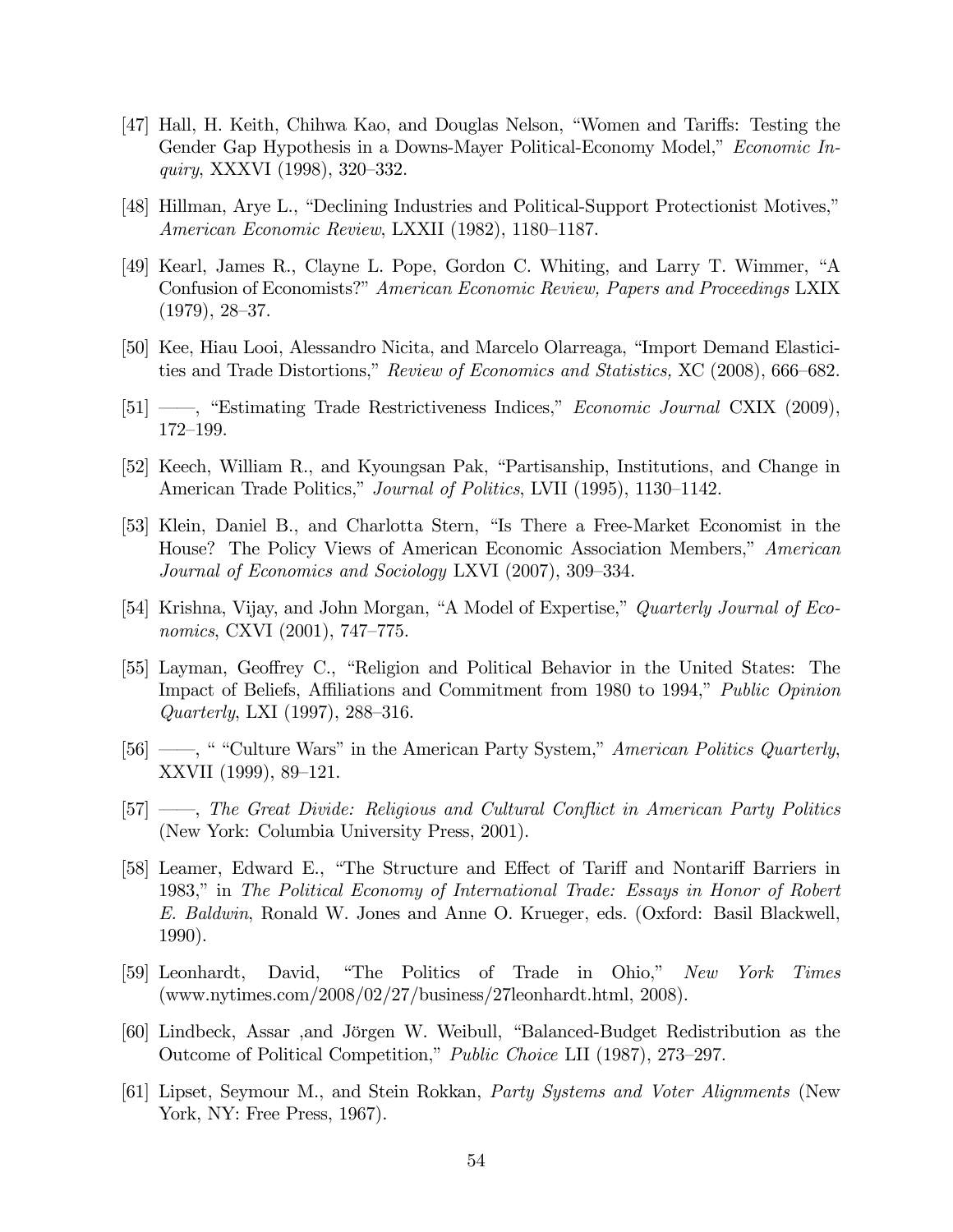[47] Hall, H. Keith, Chihwa Kao, and Douglas Nelson, "Women and Tariffs: Testing the Gender Gap Hypothesis in a Downs-Mayer Political-Economy Model," *Economic Inquiry*, XXXVI (1998), 320–332.

[48] Hillman, Arye L., "Declining Industries and Political-Support Protectionist Motives," *American Economic Review*, LXXII (1982), 1180–1187.

[49] Kearl, James R., Clayne L. Pope, Gordon C. Whiting, and Larry T. Wimmer, "A Confusion of Economists?" *American Economic Review, Papers and Proceedings* LXIX (1979), 28–37.

[50] Kee, Hiau Looi, Alessandro Nicita, and Marcelo Olarreaga, "Import Demand Elasticities and Trade Distortions," *Review of Economics and Statistics,* XC (2008), 666–682.

[51] ——, "Estimating Trade Restrictiveness Indices," *Economic Journal* CXIX (2009), 172–199.

[52] Keech, William R., and Kyoungsan Pak, "Partisanship, Institutions, and Change in American Trade Politics," *Journal of Politics*, LVII (1995), 1130–1142.

[53] Klein, Daniel B., and Charlotta Stern, "Is There a Free-Market Economist in the House? The Policy Views of American Economic Association Members," *American Journal of Economics and Sociology* LXVI (2007), 309–334.

[54] Krishna, Vijay, and John Morgan, "A Model of Expertise," *Quarterly Journal of Economics*, CXVI (2001), 747–775.

[55] Layman, Geoffrey C., "Religion and Political Behavior in the United States: The Impact of Beliefs, Affiliations and Commitment from 1980 to 1994," *Public Opinion Quarterly*, LXI (1997), 288–316.

[56] ——, " "Culture Wars" in the American Party System," *American Politics Quarterly*, XXVII (1999), 89–121.

[57] ——, *The Great Divide: Religious and Cultural Conflict in American Party Politics* (New York: Columbia University Press, 2001).

[58] Leamer, Edward E., "The Structure and Effect of Tariff and Nontariff Barriers in 1983," in *The Political Economy of International Trade: Essays in Honor of Robert E. Baldwin*, Ronald W. Jones and Anne O. Krueger, eds. (Oxford: Basil Blackwell, 1990).

[59] Leonhardt, David, "The Politics of Trade in Ohio," *New York Times* (www.nytimes.com/2008/02/27/business/27leonhardt.html, 2008).

[60] Lindbeck, Assar ,and Jörgen W. Weibull, "Balanced-Budget Redistribution as the Outcome of Political Competition," *Public Choice* LII (1987), 273–297.

[61] Lipset, Seymour M., and Stein Rokkan, *Party Systems and Voter Alignments* (New York, NY: Free Press, 1967).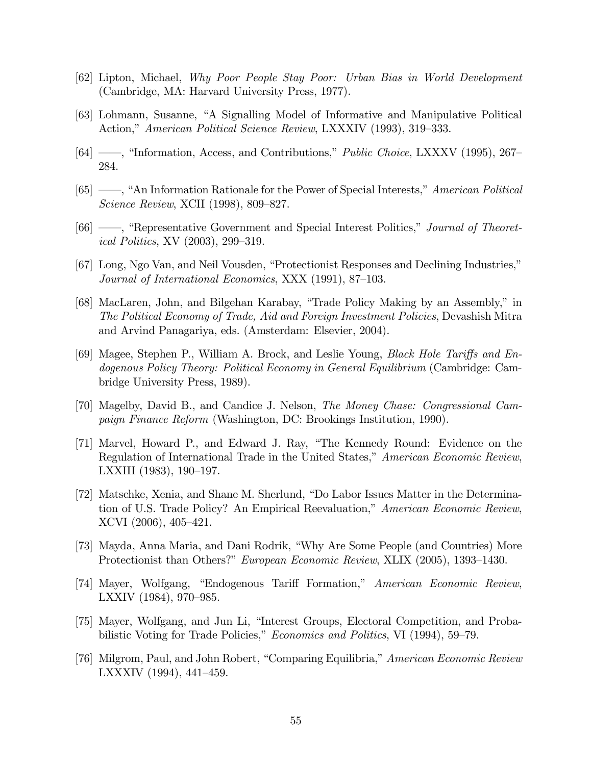[62] Lipton, Michael, *Why Poor People Stay Poor: Urban Bias in World Development* (Cambridge, MA: Harvard University Press, 1977).

[63] Lohmann, Susanne, "A Signalling Model of Informative and Manipulative Political Action," *American Political Science Review*, LXXXIV (1993), 319–333.

[64] ——, "Information, Access, and Contributions," *Public Choice*, LXXXV (1995), 267–284.

[65] ——, "An Information Rationale for the Power of Special Interests," *American Political Science Review*, XCII (1998), 809–827.

[66] ——, "Representative Government and Special Interest Politics," *Journal of Theoretical Politics*, XV (2003), 299–319.

[67] Long, Ngo Van, and Neil Vousden, "Protectionist Responses and Declining Industries," *Journal of International Economics*, XXX (1991), 87–103.

[68] MacLaren, John, and Bilgehan Karabay, "Trade Policy Making by an Assembly," in *The Political Economy of Trade, Aid and Foreign Investment Policies*, Devashish Mitra and Arvind Panagariya, eds. (Amsterdam: Elsevier, 2004).

[69] Magee, Stephen P., William A. Brock, and Leslie Young, *Black Hole Tariffs and Endogenous Policy Theory: Political Economy in General Equilibrium* (Cambridge: Cambridge University Press, 1989).

[70] Magelby, David B., and Candice J. Nelson, *The Money Chase: Congressional Campaign Finance Reform* (Washington, DC: Brookings Institution, 1990).

[71] Marvel, Howard P., and Edward J. Ray, "The Kennedy Round: Evidence on the Regulation of International Trade in the United States," *American Economic Review*, LXXIII (1983), 190–197.

[72] Matschke, Xenia, and Shane M. Sherlund, "Do Labor Issues Matter in the Determination of U.S. Trade Policy? An Empirical Reevaluation," *American Economic Review*, XCVI (2006), 405–421.

[73] Mayda, Anna Maria, and Dani Rodrik, "Why Are Some People (and Countries) More Protectionist than Others?" *European Economic Review*, XLIX (2005), 1393–1430.

[74] Mayer, Wolfgang, "Endogenous Tariff Formation," *American Economic Review*, LXXIV (1984), 970–985.

[75] Mayer, Wolfgang, and Jun Li, "Interest Groups, Electoral Competition, and Probabilistic Voting for Trade Policies," *Economics and Politics*, VI (1994), 59–79.

[76] Milgrom, Paul, and John Robert, "Comparing Equilibria," *American Economic Review* LXXXIV (1994), 441–459.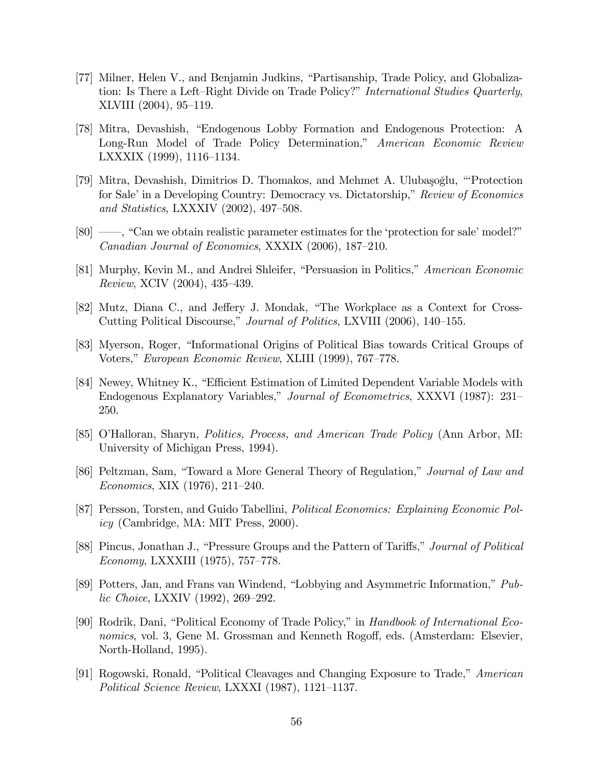[77] Milner, Helen V., and Benjamin Judkins, "Partisanship, Trade Policy, and Globalization: Is There a Left–Right Divide on Trade Policy?" *International Studies Quarterly*, XLVIII (2004), 95–119.

[78] Mitra, Devashish, "Endogenous Lobby Formation and Endogenous Protection: A Long-Run Model of Trade Policy Determination," *American Economic Review* LXXXIX (1999), 1116–1134.

[79] Mitra, Devashish, Dimitrios D. Thomakos, and Mehmet A. Ulubaşoğlu, "'Protection for Sale' in a Developing Country: Democracy vs. Dictatorship," *Review of Economics and Statistics*, LXXXIV (2002), 497–508.

[80] ——, "Can we obtain realistic parameter estimates for the 'protection for sale' model?" *Canadian Journal of Economics*, XXXIX (2006), 187–210.

[81] Murphy, Kevin M., and Andrei Shleifer, "Persuasion in Politics," *American Economic Review*, XCIV (2004), 435–439.

[82] Mutz, Diana C., and Jeffery J. Mondak, "The Workplace as a Context for Cross-Cutting Political Discourse," *Journal of Politics*, LXVIII (2006), 140–155.

[83] Myerson, Roger, "Informational Origins of Political Bias towards Critical Groups of Voters," *European Economic Review*, XLIII (1999), 767–778.

[84] Newey, Whitney K., "Efficient Estimation of Limited Dependent Variable Models with Endogenous Explanatory Variables," *Journal of Econometrics*, XXXVI (1987): 231–250.

[85] O'Halloran, Sharyn, *Politics, Process, and American Trade Policy* (Ann Arbor, MI: University of Michigan Press, 1994).

[86] Peltzman, Sam, "Toward a More General Theory of Regulation," *Journal of Law and Economics*, XIX (1976), 211–240.

[87] Persson, Torsten, and Guido Tabellini, *Political Economics: Explaining Economic Policy* (Cambridge, MA: MIT Press, 2000).

[88] Pincus, Jonathan J., "Pressure Groups and the Pattern of Tariffs," *Journal of Political Economy*, LXXXIII (1975), 757–778.

[89] Potters, Jan, and Frans van Windend, "Lobbying and Asymmetric Information," *Public Choice*, LXXIV (1992), 269–292.

[90] Rodrik, Dani, "Political Economy of Trade Policy," in *Handbook of International Economics*, vol. 3, Gene M. Grossman and Kenneth Rogoff, eds. (Amsterdam: Elsevier, North-Holland, 1995).

[91] Rogowski, Ronald, "Political Cleavages and Changing Exposure to Trade," *American Political Science Review*, LXXXI (1987), 1121–1137.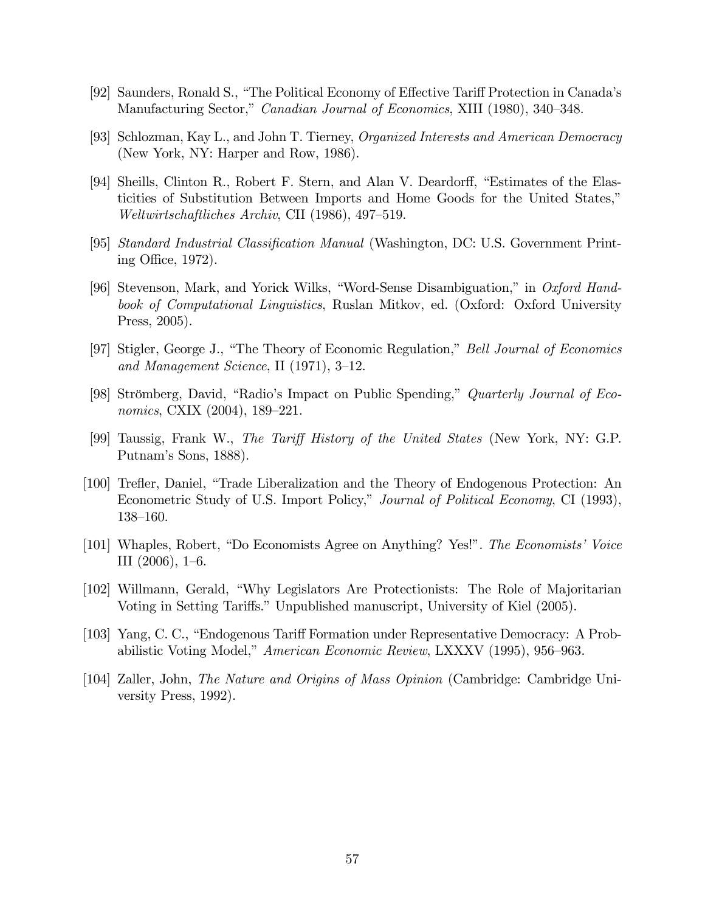[92] Saunders, Ronald S., "The Political Economy of Effective Tariff Protection in Canada's Manufacturing Sector," *Canadian Journal of Economics*, XIII (1980), 340–348.

[93] Schlozman, Kay L., and John T. Tierney, *Organized Interests and American Democracy* (New York, NY: Harper and Row, 1986).

[94] Sheills, Clinton R., Robert F. Stern, and Alan V. Deardorff, "Estimates of the Elasticities of Substitution Between Imports and Home Goods for the United States," *Weltwirtschaftliches Archiv*, CII (1986), 497–519.

[95] *Standard Industrial Classification Manual* (Washington, DC: U.S. Government Printing Office, 1972).

[96] Stevenson, Mark, and Yorick Wilks, "Word-Sense Disambiguation," in *Oxford Handbook of Computational Linguistics*, Ruslan Mitkov, ed. (Oxford: Oxford University Press, 2005).

[97] Stigler, George J., "The Theory of Economic Regulation," *Bell Journal of Economics and Management Science*, II (1971), 3–12.

[98] Strömberg, David, "Radio's Impact on Public Spending," *Quarterly Journal of Economics*, CXIX (2004), 189–221.

[99] Taussig, Frank W., *The Tariff History of the United States* (New York, NY: G.P. Putnam's Sons, 1888).

[100] Trefler, Daniel, "Trade Liberalization and the Theory of Endogenous Protection: An Econometric Study of U.S. Import Policy," *Journal of Political Economy*, CI (1993), 138–160.

[101] Whaples, Robert, "Do Economists Agree on Anything? Yes!". *The Economists' Voice* III (2006), 1–6.

[102] Willmann, Gerald, "Why Legislators Are Protectionists: The Role of Majoritarian Voting in Setting Tariffs." Unpublished manuscript, University of Kiel (2005).

[103] Yang, C. C., "Endogenous Tariff Formation under Representative Democracy: A Probabilistic Voting Model," *American Economic Review*, LXXXV (1995), 956–963.

[104] Zaller, John, *The Nature and Origins of Mass Opinion* (Cambridge: Cambridge University Press, 1992).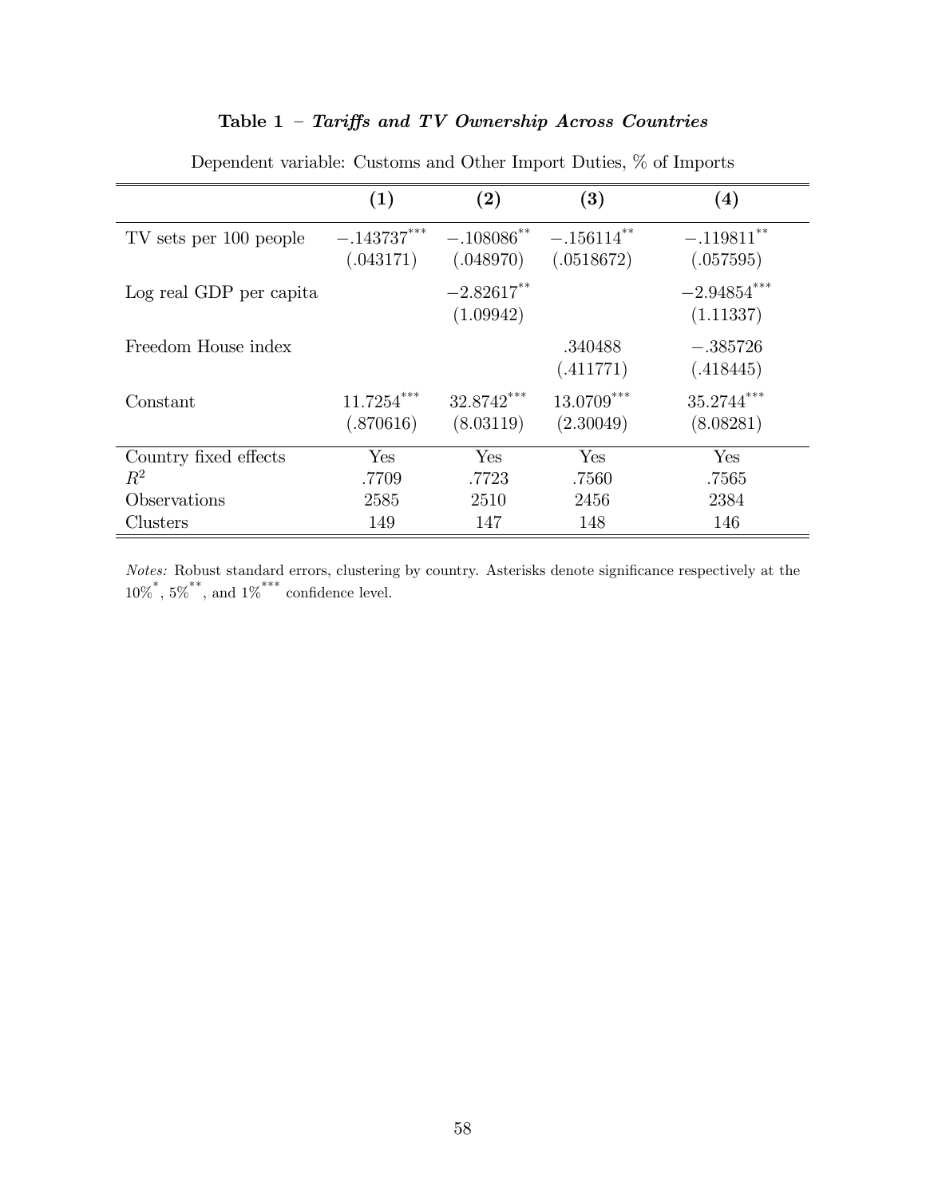**Table 1 – *Tariffs and TV Ownership Across Countries***

Dependent variable: Customs and Other Import Duties, % of Imports

| | **(1)** | **(2)** | **(3)** | **(4)** |
|---|---|---|---|---|
| TV sets per 100 people | $-.143737^{***}$ | $-.108086^{**}$ | $-.156114^{**}$ | $-.119811^{**}$ |
| | (.043171) | (.048970) | (.0518672) | (.057595) |
| Log real GDP per capita | | $-2.82617^{**}$ | | $-2.94854^{***}$ |
| | | (1.09942) | | (1.11337) |
| Freedom House index | | | .340488 | $-.385726$ |
| | | | (.411771) | (.418445) |
| Constant | $11.7254^{***}$ | $32.8742^{***}$ | $13.0709^{***}$ | $35.2744^{***}$ |
| | (.870616) | (8.03119) | (2.30049) | (8.08281) |
| Country fixed effects | Yes | Yes | Yes | Yes |
| $R^2$ | .7709 | .7723 | .7560 | .7565 |
| Observations | 2585 | 2510 | 2456 | 2384 |
| Clusters | 149 | 147 | 148 | 146 |

*Notes:* Robust standard errors, clustering by country. Asterisks denote significance respectively at the $10\%^{*}$, $5\%^{**}$, and $1\%^{***}$ confidence level.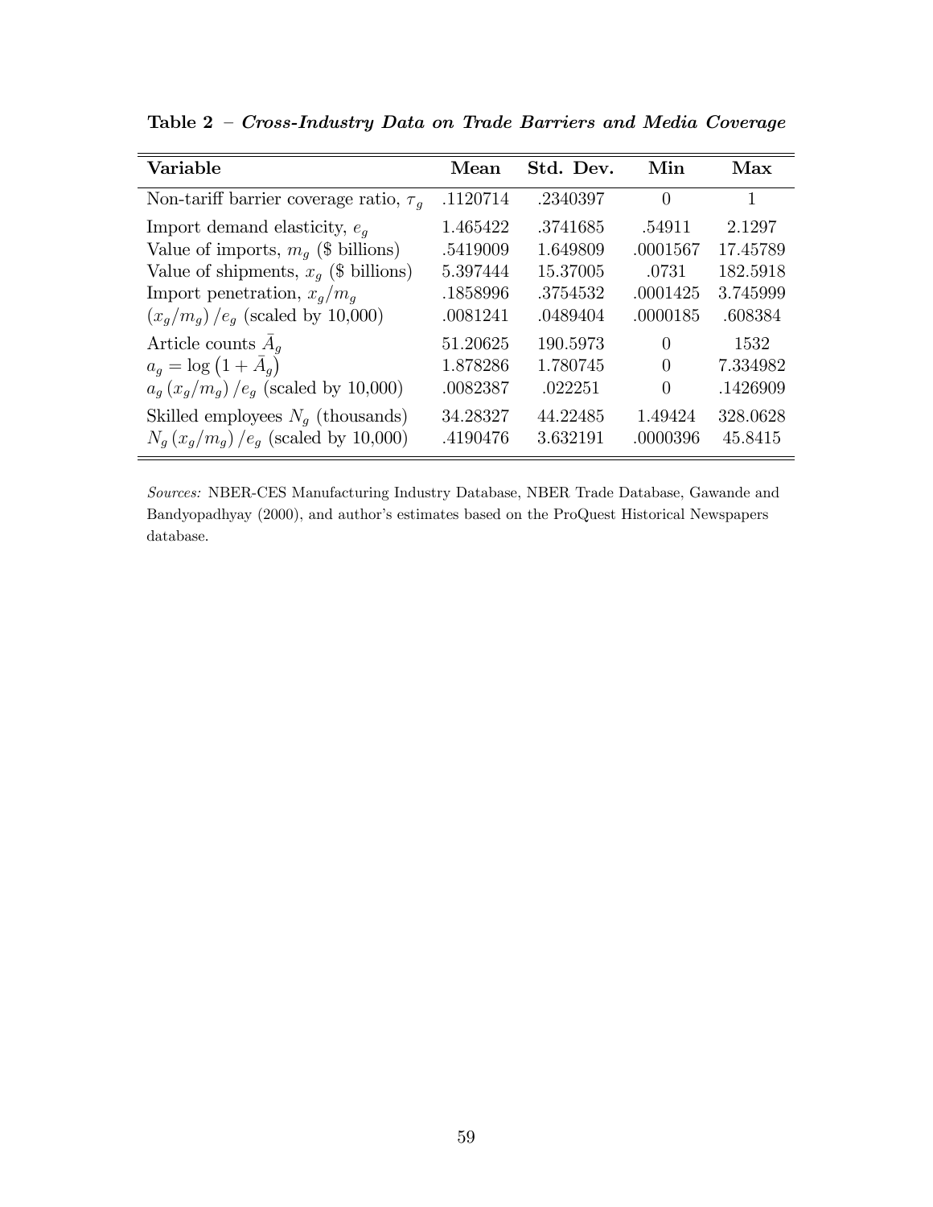**Table 2** – ***Cross-Industry Data on Trade Barriers and Media Coverage***

| Variable | Mean | Std. Dev. | Min | Max |
|---|---|---|---|---|
| Non-tariff barrier coverage ratio, $\tau_g$ | .1120714 | .2340397 | 0 | 1 |
| Import demand elasticity, $e_g$ | 1.465422 | .3741685 | .54911 | 2.1297 |
| Value of imports, $m_g$ (\$ billions) | .5419009 | 1.649809 | .0001567 | 17.45789 |
| Value of shipments, $x_g$ (\$ billions) | 5.397444 | 15.37005 | .0731 | 182.5918 |
| Import penetration, $x_g/m_g$ | .1858996 | .3754532 | .0001425 | 3.745999 |
| $(x_g/m_g)/e_g$ (scaled by 10,000) | .0081241 | .0489404 | .0000185 | .608384 |
| Article counts $\bar{A}_g$ | 51.20625 | 190.5973 | 0 | 1532 |
| $a_g = \log(1 + \bar{A}_g)$ | 1.878286 | 1.780745 | 0 | 7.334982 |
| $a_g(x_g/m_g)/e_g$ (scaled by 10,000) | .0082387 | .022251 | 0 | .1426909 |
| Skilled employees $N_g$ (thousands) | 34.28327 | 44.22485 | 1.49424 | 328.0628 |
| $N_g(x_g/m_g)/e_g$ (scaled by 10,000) | .4190476 | 3.632191 | .0000396 | 45.8415 |

*Sources:* NBER-CES Manufacturing Industry Database, NBER Trade Database, Gawande and Bandyopadhyay (2000), and author's estimates based on the ProQuest Historical Newspapers database.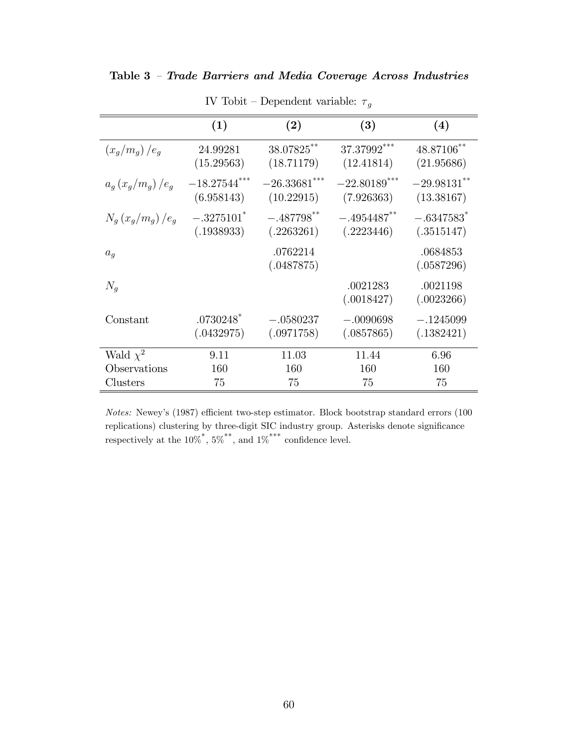**Table 3** – ***Trade Barriers and Media Coverage Across Industries***

IV Tobit – Dependent variable: $\tau_g$

| | **(1)** | **(2)** | **(3)** | **(4)** |
|---|---|---|---|---|
| $(x_g/m_g)/e_g$ | 24.99281 | 38.07825$^{**}$ | 37.37992$^{***}$ | 48.87106$^{**}$ |
| | (15.29563) | (18.71179) | (12.41814) | (21.95686) |
| $a_g(x_g/m_g)/e_g$ | $-18.27544^{***}$ | $-26.33681^{***}$ | $-22.80189^{***}$ | $-29.98131^{**}$ |
| | (6.958143) | (10.22915) | (7.926363) | (13.38167) |
| $N_g(x_g/m_g)/e_g$ | $-.3275101^{*}$ | $-.487798^{**}$ | $-.4954487^{**}$ | $-.6347583^{*}$ |
| | (.1938933) | (.2263261) | (.2223446) | (.3515147) |
| $a_g$ | | .0762214 | | .0684853 |
| | | (.0487875) | | (.0587296) |
| $N_g$ | | | .0021283 | .0021198 |
| | | | (.0018427) | (.0023266) |
| Constant | .0730248$^{*}$ | $-.0580237$ | $-.0090698$ | $-.1245099$ |
| | (.0432975) | (.0971758) | (.0857865) | (.1382421) |
| Wald $\chi^2$ | 9.11 | 11.03 | 11.44 | 6.96 |
| Observations | 160 | 160 | 160 | 160 |
| Clusters | 75 | 75 | 75 | 75 |

*Notes:* Newey's (1987) efficient two-step estimator. Block bootstrap standard errors (100 replications) clustering by three-digit SIC industry group. Asterisks denote significance respectively at the $10\%^{*}$, $5\%^{**}$, and $1\%^{***}$ confidence level.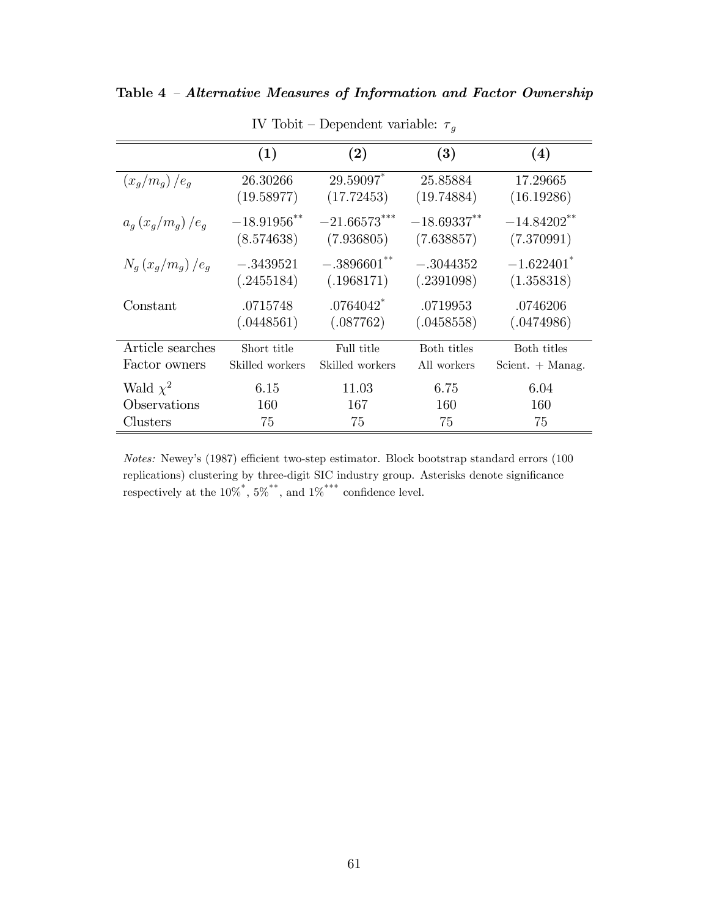**Table 4** – ***Alternative Measures of Information and Factor Ownership***

IV Tobit – Dependent variable: $\tau_g$

| | **(1)** | **(2)** | **(3)** | **(4)** |
|---|---|---|---|---|
| $(x_g/m_g)/e_g$ | 26.30266 | 29.59097$^{*}$ | 25.85884 | 17.29665 |
| | (19.58977) | (17.72453) | (19.74884) | (16.19286) |
| $a_g(x_g/m_g)/e_g$ | $-18.91956^{**}$ | $-21.66573^{***}$ | $-18.69337^{**}$ | $-14.84202^{**}$ |
| | (8.574638) | (7.936805) | (7.638857) | (7.370991) |
| $N_g(x_g/m_g)/e_g$ | $-.3439521$ | $-.3896601^{**}$ | $-.3044352$ | $-1.622401^{*}$ |
| | (.2455184) | (.1968171) | (.2391098) | (1.358318) |
| Constant | .0715748 | .0764042$^{*}$ | .0719953 | .0746206 |
| | (.0448561) | (.087762) | (.0458558) | (.0474986) |
| Article searches | Short title | Full title | Both titles | Both titles |
| Factor owners | Skilled workers | Skilled workers | All workers | Scient. + Manag. |
| Wald $\chi^2$ | 6.15 | 11.03 | 6.75 | 6.04 |
| Observations | 160 | 167 | 160 | 160 |
| Clusters | 75 | 75 | 75 | 75 |

*Notes:* Newey's (1987) efficient two-step estimator. Block bootstrap standard errors (100 replications) clustering by three-digit SIC industry group. Asterisks denote significance respectively at the $10\%^{*}$, $5\%^{**}$, and $1\%^{***}$ confidence level.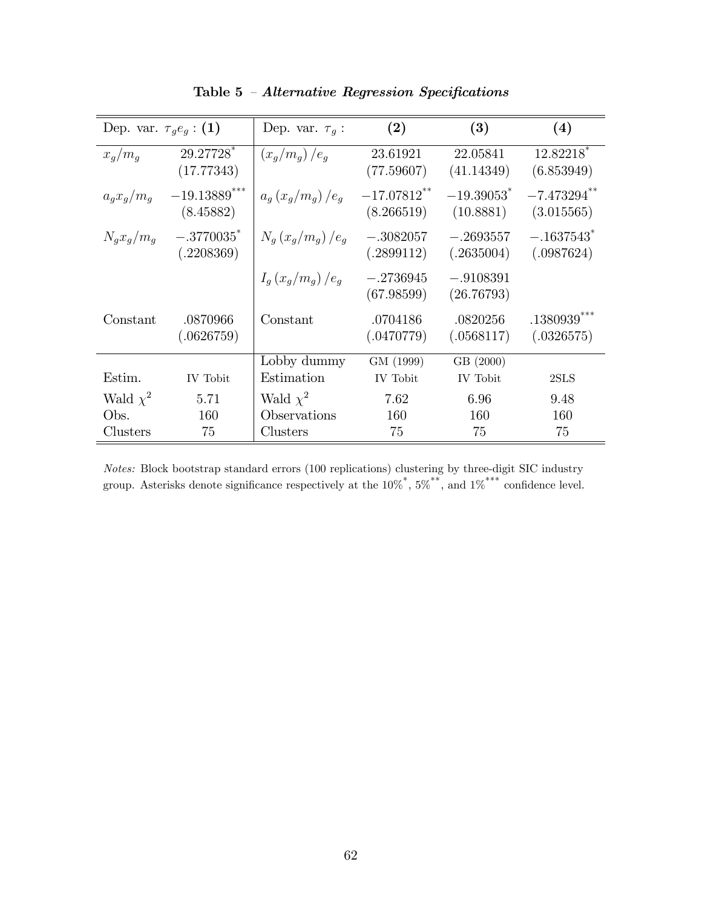**Table 5** – ***Alternative Regression Specifications***

| Dep. var. $\tau_g e_g$ : **(1)** | | Dep. var. $\tau_g$ : | **(2)** | **(3)** | **(4)** |
|---|---|---|---|---|---|
| $x_g/m_g$ | 29.27728$^{*}$ (17.77343) | $(x_g/m_g)/e_g$ | 23.61921 (77.59607) | 22.05841 (41.14349) | 12.82218$^{*}$ (6.853949) |
| $a_g x_g/m_g$ | $-19.13889^{***}$ (8.45882) | $a_g(x_g/m_g)/e_g$ | $-17.07812^{**}$ (8.266519) | $-19.39053^{*}$ (10.8881) | $-7.473294^{**}$ (3.015565) |
| $N_g x_g/m_g$ | $-.3770035^{*}$ (.2208369) | $N_g(x_g/m_g)/e_g$ | $-.3082057$ (.2899112) | $-.2693557$ (.2635004) | $-.1637543^{*}$ (.0987624) |
| | | $I_g(x_g/m_g)/e_g$ | $-.2736945$ (67.98599) | $-.9108391$ (26.76793) | |
| Constant | .0870966 (.0626759) | Constant | .0704186 (.0470779) | .0820256 (.0568117) | .1380939$^{***}$ (.0326575) |
| | | Lobby dummy | GM (1999) | GB (2000) | |
| Estim. | IV Tobit | Estimation | IV Tobit | IV Tobit | 2SLS |
| Wald $\chi^2$ | 5.71 | Wald $\chi^2$ | 7.62 | 6.96 | 9.48 |
| Obs. | 160 | Observations | 160 | 160 | 160 |
| Clusters | 75 | Clusters | 75 | 75 | 75 |

*Notes:* Block bootstrap standard errors (100 replications) clustering by three-digit SIC industry group. Asterisks denote significance respectively at the 10%$^{*}$, 5%$^{**}$, and 1%$^{***}$ confidence level.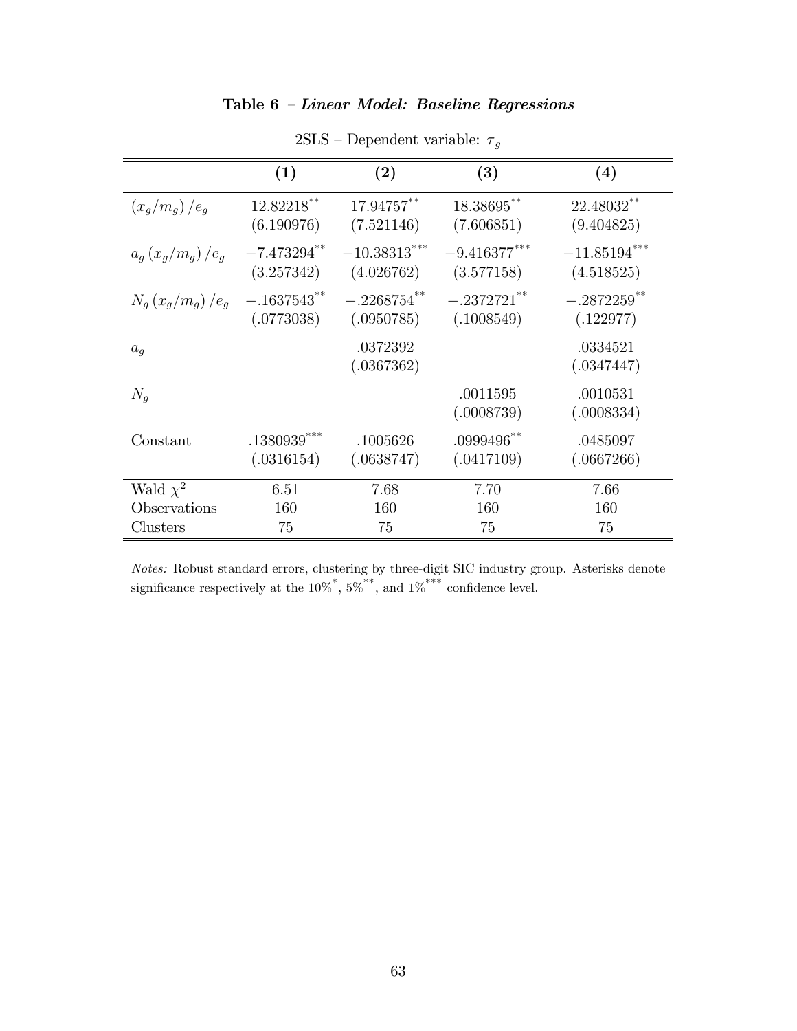**Table 6 – *Linear Model: Baseline Regressions***

2SLS – Dependent variable: $\tau_g$

| | (1) | (2) | (3) | (4) |
|---|---|---|---|---|
| $(x_g/m_g)/e_g$ | $12.82218^{**}$ | $17.94757^{**}$ | $18.38695^{**}$ | $22.48032^{**}$ |
| | (6.190976) | (7.521146) | (7.606851) | (9.404825) |
| $a_g(x_g/m_g)/e_g$ | $-7.473294^{**}$ | $-10.38313^{***}$ | $-9.416377^{***}$ | $-11.85194^{***}$ |
| | (3.257342) | (4.026762) | (3.577158) | (4.518525) |
| $N_g(x_g/m_g)/e_g$ | $-.1637543^{**}$ | $-.2268754^{**}$ | $-.2372721^{**}$ | $-.2872259^{**}$ |
| | (.0773038) | (.0950785) | (.1008549) | (.122977) |
| $a_g$ | | .0372392 | | .0334521 |
| | | (.0367362) | | (.0347447) |
| $N_g$ | | | .0011595 | .0010531 |
| | | | (.0008739) | (.0008334) |
| Constant | $.1380939^{***}$ | .1005626 | $.0999496^{**}$ | .0485097 |
| | (.0316154) | (.0638747) | (.0417109) | (.0667266) |
| Wald $\chi^2$ | 6.51 | 7.68 | 7.70 | 7.66 |
| Observations | 160 | 160 | 160 | 160 |
| Clusters | 75 | 75 | 75 | 75 |

*Notes:* Robust standard errors, clustering by three-digit SIC industry group. Asterisks denote significance respectively at the $10\%^{*}$, $5\%^{**}$, and $1\%^{***}$ confidence level.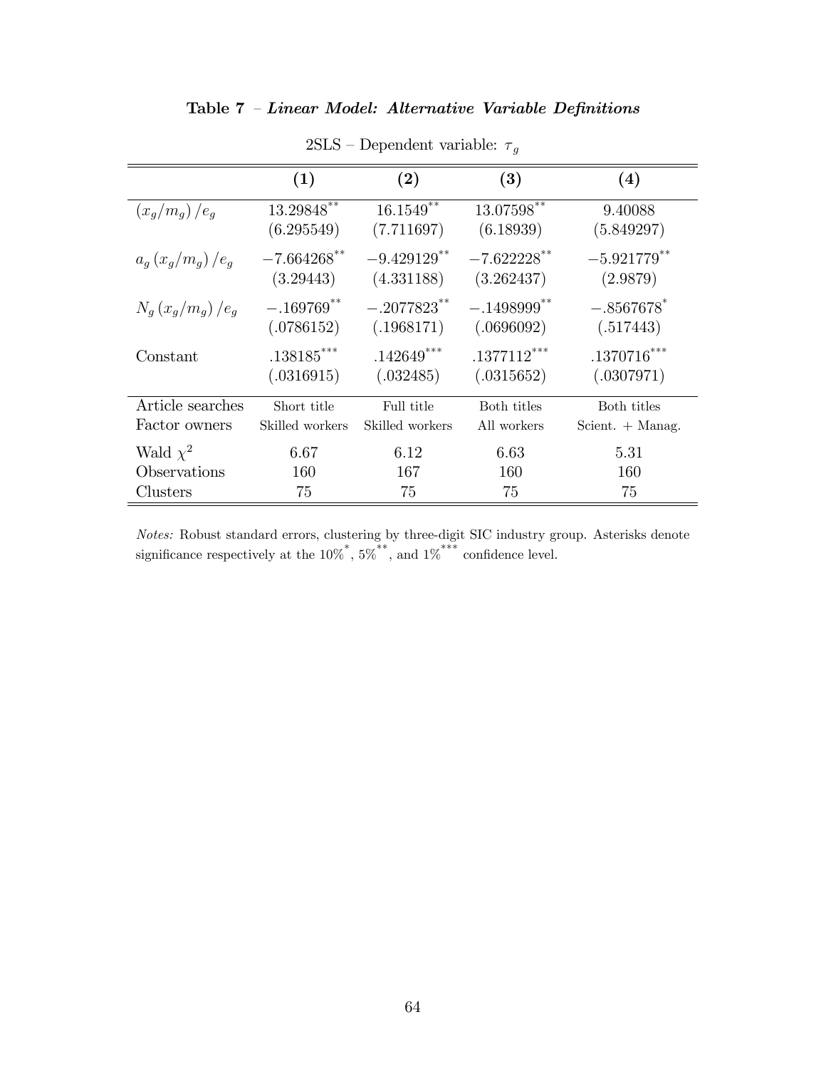**Table 7** – ***Linear Model: Alternative Variable Definitions***

2SLS – Dependent variable: $\tau_g$

| | **(1)** | **(2)** | **(3)** | **(4)** |
|---|---|---|---|---|
| $(x_g/m_g)/e_g$ | $13.29848^{**}$ | $16.1549^{**}$ | $13.07598^{**}$ | $9.40088$ |
| | (6.295549) | (7.711697) | (6.18939) | (5.849297) |
| $a_g(x_g/m_g)/e_g$ | $-7.664268^{**}$ | $-9.429129^{**}$ | $-7.622228^{**}$ | $-5.921779^{**}$ |
| | (3.29443) | (4.331188) | (3.262437) | (2.9879) |
| $N_g(x_g/m_g)/e_g$ | $-.169769^{**}$ | $-.2077823^{**}$ | $-.1498999^{**}$ | $-.8567678^{*}$ |
| | (.0786152) | (.1968171) | (.0696092) | (.517443) |
| Constant | $.138185^{***}$ | $.142649^{***}$ | $.1377112^{***}$ | $.1370716^{***}$ |
| | (.0316915) | (.032485) | (.0315652) | (.0307971) |
| Article searches | Short title | Full title | Both titles | Both titles |
| Factor owners | Skilled workers | Skilled workers | All workers | Scient. + Manag. |
| Wald $\chi^2$ | 6.67 | 6.12 | 6.63 | 5.31 |
| Observations | 160 | 167 | 160 | 160 |
| Clusters | 75 | 75 | 75 | 75 |

*Notes:* Robust standard errors, clustering by three-digit SIC industry group. Asterisks denote significance respectively at the $10\%^{*}$, $5\%^{**}$, and $1\%^{***}$ confidence level.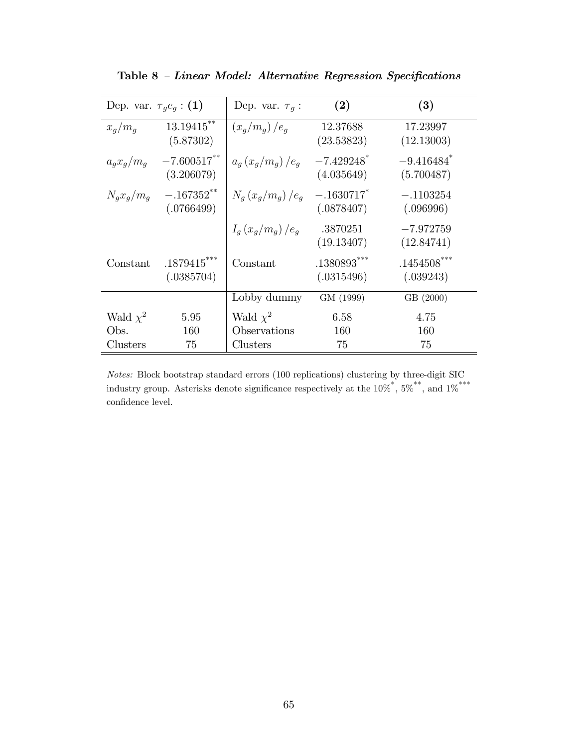**Table 8** – ***Linear Model: Alternative Regression Specifications***

| Dep. var. $\tau_g e_g$ : **(1)** | | Dep. var. $\tau_g$ : | **(2)** | **(3)** |
|---|---|---|---|---|
| $x_g/m_g$ | $13.19415^{**}$ (5.87302) | $(x_g/m_g)/e_g$ | 12.37688 (23.53823) | 17.23997 (12.13003) |
| $a_g x_g/m_g$ | $-7.600517^{**}$ (3.206079) | $a_g (x_g/m_g)/e_g$ | $-7.429248^{*}$ (4.035649) | $-9.416484^{*}$ (5.700487) |
| $N_g x_g/m_g$ | $-.167352^{**}$ (.0766499) | $N_g (x_g/m_g)/e_g$ | $-.1630717^{*}$ (.0878407) | $-.1103254$ (.096996) |
| | | $I_g (x_g/m_g)/e_g$ | .3870251 (19.13407) | $-7.972759$ (12.84741) |
| Constant | $.1879415^{***}$ (.0385704) | Constant | $.1380893^{***}$ (.0315496) | $.1454508^{***}$ (.039243) |
| | | Lobby dummy | GM (1999) | GB (2000) |
| Wald $\chi^2$ | 5.95 | Wald $\chi^2$ | 6.58 | 4.75 |
| Obs. | 160 | Observations | 160 | 160 |
| Clusters | 75 | Clusters | 75 | 75 |

*Notes:* Block bootstrap standard errors (100 replications) clustering by three-digit SIC industry group. Asterisks denote significance respectively at the $10\%^{*}$, $5\%^{**}$, and $1\%^{***}$ confidence level.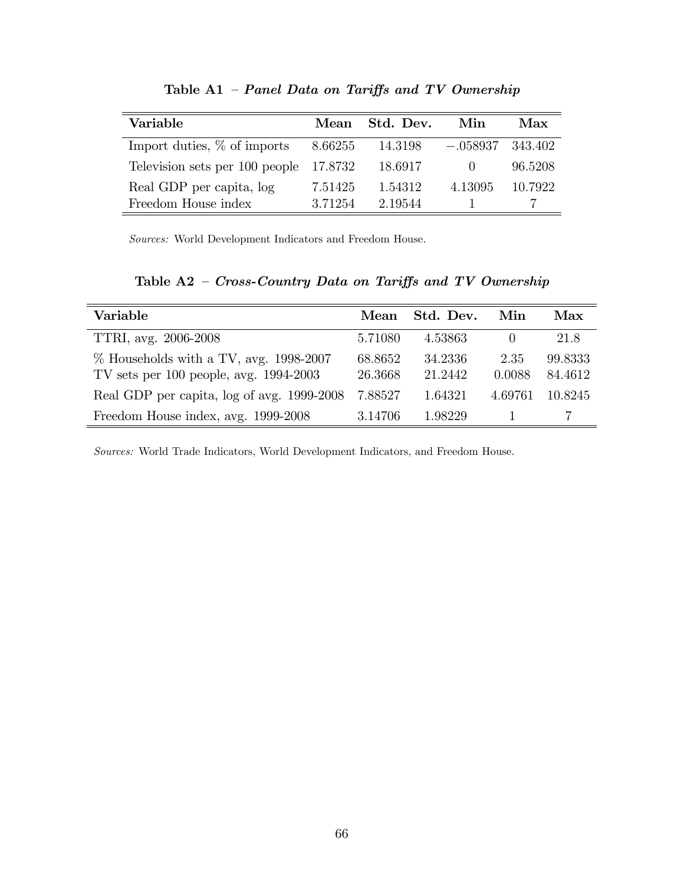**Table A1** – ***Panel Data on Tariffs and TV Ownership***

| Variable | Mean | Std. Dev. | Min | Max |
|---|---|---|---|---|
| Import duties, % of imports | 8.66255 | 14.3198 | −.058937 | 343.402 |
| Television sets per 100 people | 17.8732 | 18.6917 | 0 | 96.5208 |
| Real GDP per capita, log | 7.51425 | 1.54312 | 4.13095 | 10.7922 |
| Freedom House index | 3.71254 | 2.19544 | 1 | 7 |

*Sources:* World Development Indicators and Freedom House.

**Table A2** – ***Cross-Country Data on Tariffs and TV Ownership***

| Variable | Mean | Std. Dev. | Min | Max |
|---|---|---|---|---|
| TTRI, avg. 2006-2008 | 5.71080 | 4.53863 | 0 | 21.8 |
| % Households with a TV, avg. 1998-2007 | 68.8652 | 34.2336 | 2.35 | 99.8333 |
| TV sets per 100 people, avg. 1994-2003 | 26.3668 | 21.2442 | 0.0088 | 84.4612 |
| Real GDP per capita, log of avg. 1999-2008 | 7.88527 | 1.64321 | 4.69761 | 10.8245 |
| Freedom House index, avg. 1999-2008 | 3.14706 | 1.98229 | 1 | 7 |

*Sources:* World Trade Indicators, World Development Indicators, and Freedom House.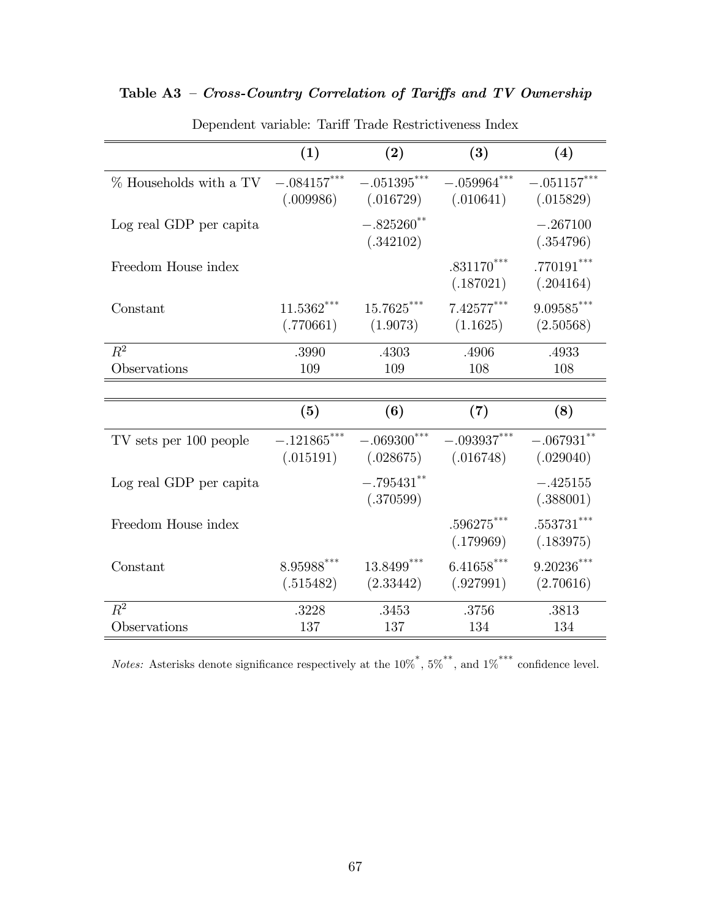**Table A3** – ***Cross-Country Correlation of Tariffs and TV Ownership***

Dependent variable: Tariff Trade Restrictiveness Index

| | **(1)** | **(2)** | **(3)** | **(4)** |
|---|---|---|---|---|
| % Households with a TV | $-.084157^{***}$ | $-.051395^{***}$ | $-.059964^{***}$ | $-.051157^{***}$ |
| | (.009986) | (.016729) | (.010641) | (.015829) |
| Log real GDP per capita | | $-.825260^{**}$ | | $-.267100$ |
| | | (.342102) | | (.354796) |
| Freedom House index | | | $.831170^{***}$ | $.770191^{***}$ |
| | | | (.187021) | (.204164) |
| Constant | $11.5362^{***}$ | $15.7625^{***}$ | $7.42577^{***}$ | $9.09585^{***}$ |
| | (.770661) | (1.9073) | (1.1625) | (2.50568) |
| $R^2$ | .3990 | .4303 | .4906 | .4933 |
| Observations | 109 | 109 | 108 | 108 |

| | **(5)** | **(6)** | **(7)** | **(8)** |
|---|---|---|---|---|
| TV sets per 100 people | $-.121865^{***}$ | $-.069300^{***}$ | $-.093937^{***}$ | $-.067931^{**}$ |
| | (.015191) | (.028675) | (.016748) | (.029040) |
| Log real GDP per capita | | $-.795431^{**}$ | | $-.425155$ |
| | | (.370599) | | (.388001) |
| Freedom House index | | | $.596275^{***}$ | $.553731^{***}$ |
| | | | (.179969) | (.183975) |
| Constant | $8.95988^{***}$ | $13.8499^{***}$ | $6.41658^{***}$ | $9.20236^{***}$ |
| | (.515482) | (2.33442) | (.927991) | (2.70616) |
| $R^2$ | .3228 | .3453 | .3756 | .3813 |
| Observations | 137 | 137 | 134 | 134 |

*Notes:* Asterisks denote significance respectively at the 10%*, 5%**, and 1%*** confidence level.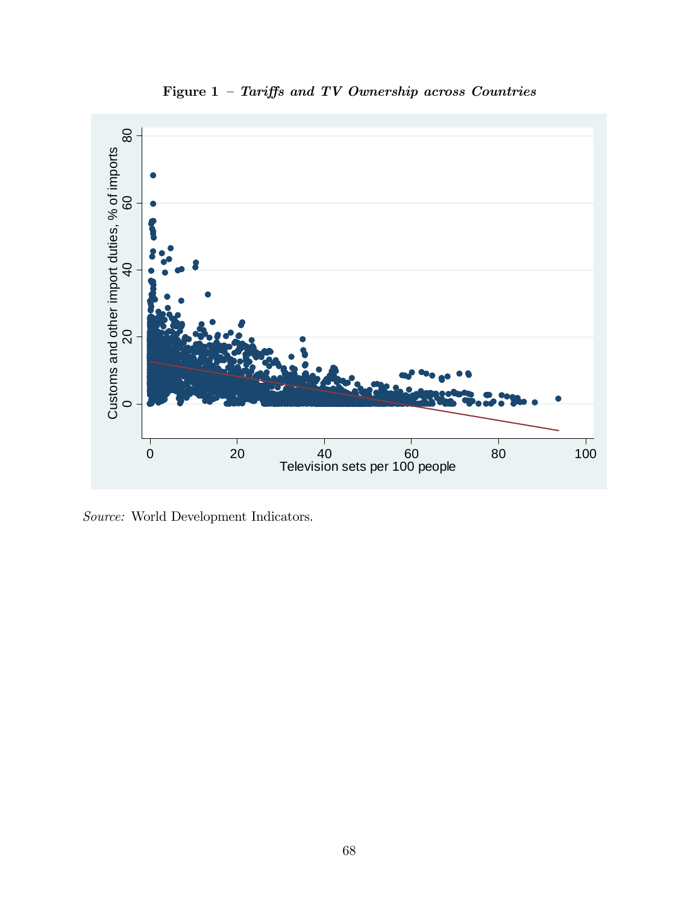**Figure 1 – *Tariffs and TV Ownership across Countries***

*Source:* World Development Indicators.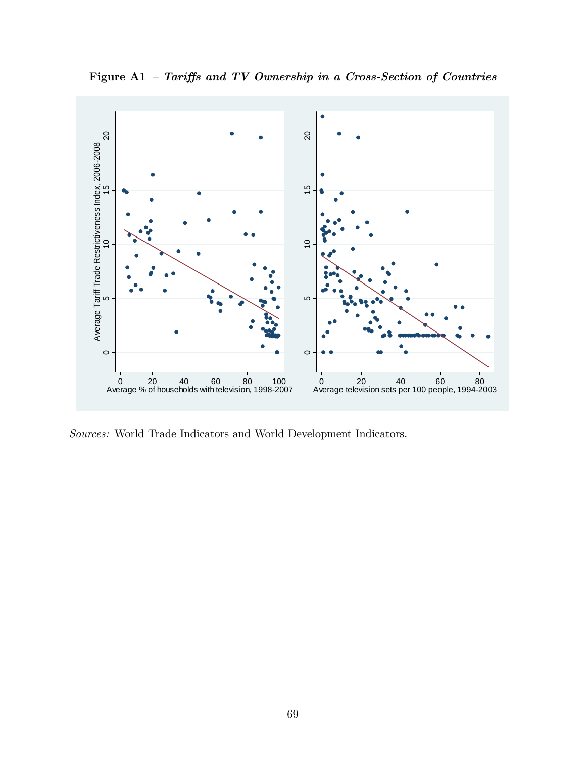**Figure A1** – ***Tariffs and TV Ownership in a Cross-Section of Countries***

Average Tariff Trade Restrictiveness Index, 2006-2008

0
5
10
15
20

0
20
40
60
80
100
Average % of households with television, 1998-2007

0
5
10
15
20

0
20
40
60
80
Average television sets per 100 people, 1994-2003

*Sources:* World Trade Indicators and World Development Indicators.